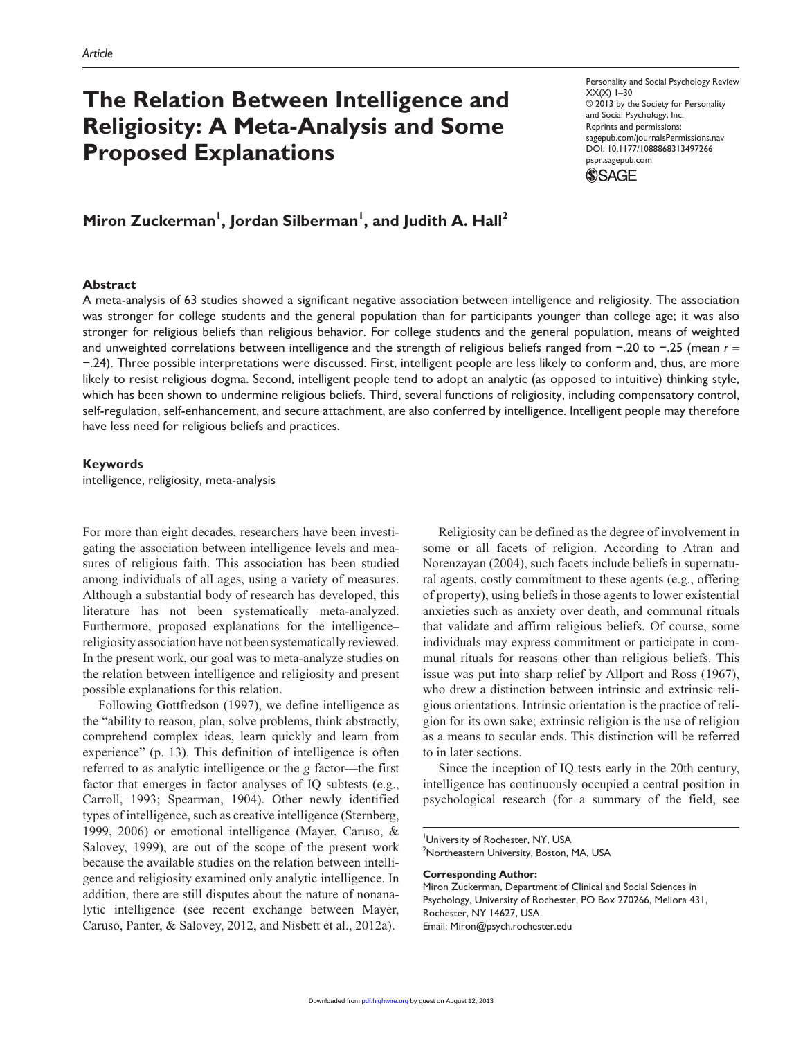Article

# The Relation Between Intelligence and Religiosity: A Meta-Analysis and Some Proposed Explanations

**Miron Zuckerman[1], Jordan Silberman[1], and Judith A. Hall[2]**

## Abstract

A meta-analysis of 63 studies showed a significant negative association between intelligence and religiosity. The association was stronger for college students and the general population than for participants younger than college age; it was also stronger for religious beliefs than religious behavior. For college students and the general population, means of weighted and unweighted correlations between intelligence and the strength of religious beliefs ranged from −.20 to −.25 (mean $r = -.24$). Three possible interpretations were discussed. First, intelligent people are less likely to conform and, thus, are more likely to resist religious dogma. Second, intelligent people tend to adopt an analytic (as opposed to intuitive) thinking style, which has been shown to undermine religious beliefs. Third, several functions of religiosity, including compensatory control, self-regulation, self-enhancement, and secure attachment, are also conferred by intelligence. Intelligent people may therefore have less need for religious beliefs and practices.

## Keywords

intelligence, religiosity, meta-analysis

For more than eight decades, researchers have been investigating the association between intelligence levels and measures of religious faith. This association has been studied among individuals of all ages, using a variety of measures. Although a substantial body of research has developed, this literature has not been systematically meta-analyzed. Furthermore, proposed explanations for the intelligence–religiosity association have not been systematically reviewed. In the present work, our goal was to meta-analyze studies on the relation between intelligence and religiosity and present possible explanations for this relation.

Following Gottfredson (1997), we define intelligence as the "ability to reason, plan, solve problems, think abstractly, comprehend complex ideas, learn quickly and learn from experience" (p. 13). This definition of intelligence is often referred to as analytic intelligence or the *g* factor—the first factor that emerges in factor analyses of IQ subtests (e.g., Carroll, 1993; Spearman, 1904). Other newly identified types of intelligence, such as creative intelligence (Sternberg, 1999, 2006) or emotional intelligence (Mayer, Caruso, & Salovey, 1999), are out of the scope of the present work because the available studies on the relation between intelligence and religiosity examined only analytic intelligence. In addition, there are still disputes about the nature of nonanalytic intelligence (see recent exchange between Mayer, Caruso, Panter, & Salovey, 2012, and Nisbett et al., 2012a).

Religiosity can be defined as the degree of involvement in some or all facets of religion. According to Atran and Norenzayan (2004), such facets include beliefs in supernatural agents, costly commitment to these agents (e.g., offering of property), using beliefs in those agents to lower existential anxieties such as anxiety over death, and communal rituals that validate and affirm religious beliefs. Of course, some individuals may express commitment or participate in communal rituals for reasons other than religious beliefs. This issue was put into sharp relief by Allport and Ross (1967), who drew a distinction between intrinsic and extrinsic religious orientations. Intrinsic orientation is the practice of religion for its own sake; extrinsic religion is the use of religion as a means to secular ends. This distinction will be referred to in later sections.

Since the inception of IQ tests early in the 20th century, intelligence has continuously occupied a central position in psychological research (for a summary of the field, see

[1]University of Rochester, NY, USA
[2]Northeastern University, Boston, MA, USA

**Corresponding Author:**
Miron Zuckerman, Department of Clinical and Social Sciences in Psychology, University of Rochester, PO Box 270266, Meliora 431, Rochester, NY 14627, USA.
Email: Miron@psych.rochester.edu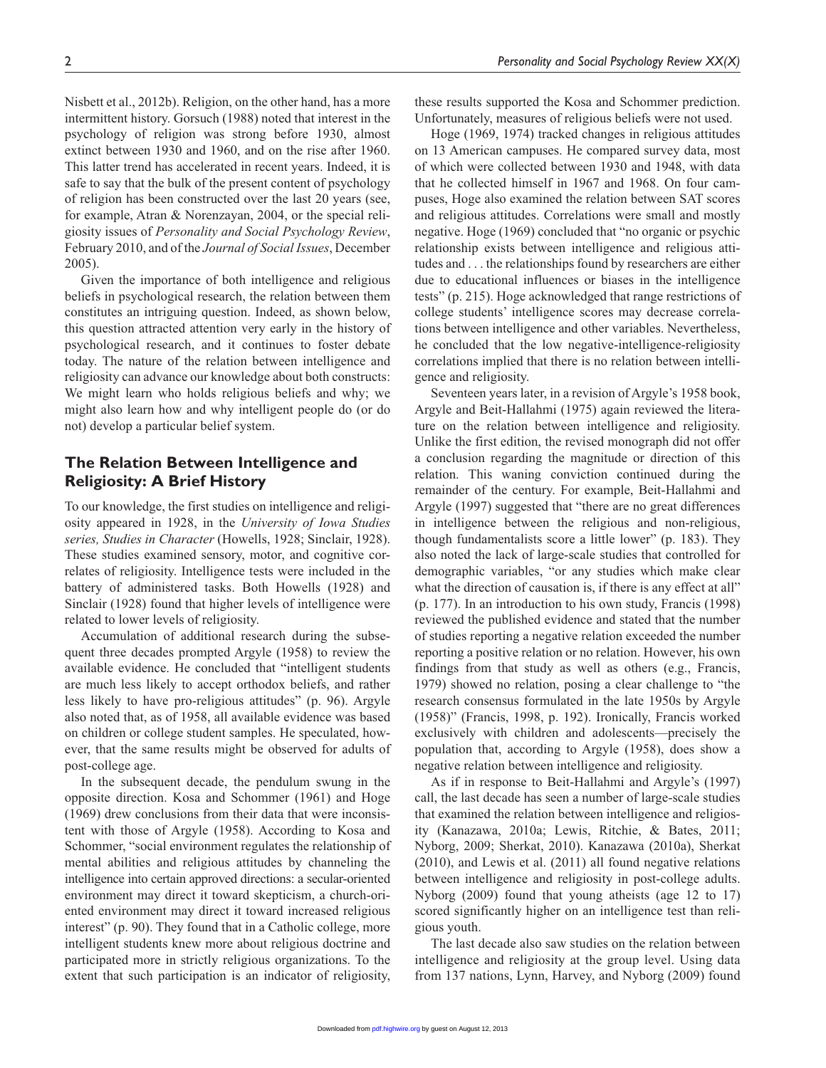Nisbett et al., 2012b). Religion, on the other hand, has a more intermittent history. Gorsuch (1988) noted that interest in the psychology of religion was strong before 1930, almost extinct between 1930 and 1960, and on the rise after 1960. This latter trend has accelerated in recent years. Indeed, it is safe to say that the bulk of the present content of psychology of religion has been constructed over the last 20 years (see, for example, Atran & Norenzayan, 2004, or the special religiosity issues of *Personality and Social Psychology Review*, February 2010, and of the *Journal of Social Issues*, December 2005).

Given the importance of both intelligence and religious beliefs in psychological research, the relation between them constitutes an intriguing question. Indeed, as shown below, this question attracted attention very early in the history of psychological research, and it continues to foster debate today. The nature of the relation between intelligence and religiosity can advance our knowledge about both constructs: We might learn who holds religious beliefs and why; we might also learn how and why intelligent people do (or do not) develop a particular belief system.

## The Relation Between Intelligence and Religiosity: A Brief History

To our knowledge, the first studies on intelligence and religiosity appeared in 1928, in the *University of Iowa Studies series, Studies in Character* (Howells, 1928; Sinclair, 1928). These studies examined sensory, motor, and cognitive correlates of religiosity. Intelligence tests were included in the battery of administered tasks. Both Howells (1928) and Sinclair (1928) found that higher levels of intelligence were related to lower levels of religiosity.

Accumulation of additional research during the subsequent three decades prompted Argyle (1958) to review the available evidence. He concluded that "intelligent students are much less likely to accept orthodox beliefs, and rather less likely to have pro-religious attitudes" (p. 96). Argyle also noted that, as of 1958, all available evidence was based on children or college student samples. He speculated, however, that the same results might be observed for adults of post-college age.

In the subsequent decade, the pendulum swung in the opposite direction. Kosa and Schommer (1961) and Hoge (1969) drew conclusions from their data that were inconsistent with those of Argyle (1958). According to Kosa and Schommer, "social environment regulates the relationship of mental abilities and religious attitudes by channeling the intelligence into certain approved directions: a secular-oriented environment may direct it toward skepticism, a church-oriented environment may direct it toward increased religious interest" (p. 90). They found that in a Catholic college, more intelligent students knew more about religious doctrine and participated more in strictly religious organizations. To the extent that such participation is an indicator of religiosity, these results supported the Kosa and Schommer prediction. Unfortunately, measures of religious beliefs were not used.

Hoge (1969, 1974) tracked changes in religious attitudes on 13 American campuses. He compared survey data, most of which were collected between 1930 and 1948, with data that he collected himself in 1967 and 1968. On four campuses, Hoge also examined the relation between SAT scores and religious attitudes. Correlations were small and mostly negative. Hoge (1969) concluded that "no organic or psychic relationship exists between intelligence and religious attitudes and . . . the relationships found by researchers are either due to educational influences or biases in the intelligence tests" (p. 215). Hoge acknowledged that range restrictions of college students' intelligence scores may decrease correlations between intelligence and other variables. Nevertheless, he concluded that the low negative-intelligence-religiosity correlations implied that there is no relation between intelligence and religiosity.

Seventeen years later, in a revision of Argyle's 1958 book, Argyle and Beit-Hallahmi (1975) again reviewed the literature on the relation between intelligence and religiosity. Unlike the first edition, the revised monograph did not offer a conclusion regarding the magnitude or direction of this relation. This waning conviction continued during the remainder of the century. For example, Beit-Hallahmi and Argyle (1997) suggested that "there are no great differences in intelligence between the religious and non-religious, though fundamentalists score a little lower" (p. 183). They also noted the lack of large-scale studies that controlled for demographic variables, "or any studies which make clear what the direction of causation is, if there is any effect at all" (p. 177). In an introduction to his own study, Francis (1998) reviewed the published evidence and stated that the number of studies reporting a negative relation exceeded the number reporting a positive relation or no relation. However, his own findings from that study as well as others (e.g., Francis, 1979) showed no relation, posing a clear challenge to "the research consensus formulated in the late 1950s by Argyle (1958)" (Francis, 1998, p. 192). Ironically, Francis worked exclusively with children and adolescents—precisely the population that, according to Argyle (1958), does show a negative relation between intelligence and religiosity.

As if in response to Beit-Hallahmi and Argyle's (1997) call, the last decade has seen a number of large-scale studies that examined the relation between intelligence and religiosity (Kanazawa, 2010a; Lewis, Ritchie, & Bates, 2011; Nyborg, 2009; Sherkat, 2010). Kanazawa (2010a), Sherkat (2010), and Lewis et al. (2011) all found negative relations between intelligence and religiosity in post-college adults. Nyborg (2009) found that young atheists (age 12 to 17) scored significantly higher on an intelligence test than religious youth.

The last decade also saw studies on the relation between intelligence and religiosity at the group level. Using data from 137 nations, Lynn, Harvey, and Nyborg (2009) found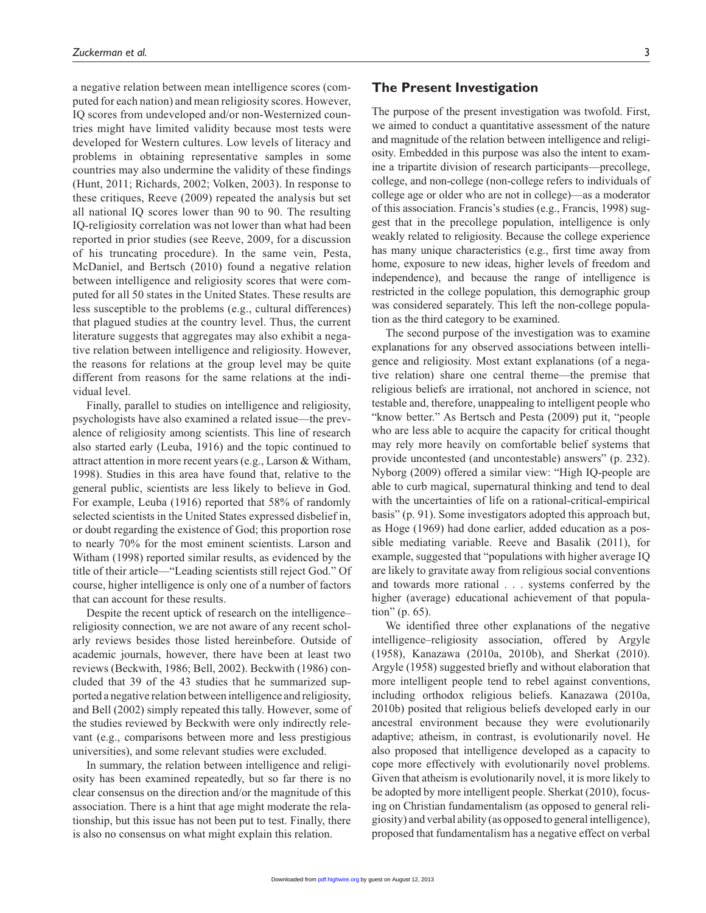a negative relation between mean intelligence scores (computed for each nation) and mean religiosity scores. However, IQ scores from undeveloped and/or non-Westernized countries might have limited validity because most tests were developed for Western cultures. Low levels of literacy and problems in obtaining representative samples in some countries may also undermine the validity of these findings (Hunt, 2011; Richards, 2002; Volken, 2003). In response to these critiques, Reeve (2009) repeated the analysis but set all national IQ scores lower than 90 to 90. The resulting IQ-religiosity correlation was not lower than what had been reported in prior studies (see Reeve, 2009, for a discussion of his truncating procedure). In the same vein, Pesta, McDaniel, and Bertsch (2010) found a negative relation between intelligence and religiosity scores that were computed for all 50 states in the United States. These results are less susceptible to the problems (e.g., cultural differences) that plagued studies at the country level. Thus, the current literature suggests that aggregates may also exhibit a negative relation between intelligence and religiosity. However, the reasons for relations at the group level may be quite different from reasons for the same relations at the individual level.

Finally, parallel to studies on intelligence and religiosity, psychologists have also examined a related issue—the prevalence of religiosity among scientists. This line of research also started early (Leuba, 1916) and the topic continued to attract attention in more recent years (e.g., Larson & Witham, 1998). Studies in this area have found that, relative to the general public, scientists are less likely to believe in God. For example, Leuba (1916) reported that 58% of randomly selected scientists in the United States expressed disbelief in, or doubt regarding the existence of God; this proportion rose to nearly 70% for the most eminent scientists. Larson and Witham (1998) reported similar results, as evidenced by the title of their article—"Leading scientists still reject God." Of course, higher intelligence is only one of a number of factors that can account for these results.

Despite the recent uptick of research on the intelligence–religiosity connection, we are not aware of any recent scholarly reviews besides those listed hereinbefore. Outside of academic journals, however, there have been at least two reviews (Beckwith, 1986; Bell, 2002). Beckwith (1986) concluded that 39 of the 43 studies that he summarized supported a negative relation between intelligence and religiosity, and Bell (2002) simply repeated this tally. However, some of the studies reviewed by Beckwith were only indirectly relevant (e.g., comparisons between more and less prestigious universities), and some relevant studies were excluded.

In summary, the relation between intelligence and religiosity has been examined repeatedly, but so far there is no clear consensus on the direction and/or the magnitude of this association. There is a hint that age might moderate the relationship, but this issue has not been put to test. Finally, there is also no consensus on what might explain this relation.

## The Present Investigation

The purpose of the present investigation was twofold. First, we aimed to conduct a quantitative assessment of the nature and magnitude of the relation between intelligence and religiosity. Embedded in this purpose was also the intent to examine a tripartite division of research participants—precollege, college, and non-college (non-college refers to individuals of college age or older who are not in college)—as a moderator of this association. Francis's studies (e.g., Francis, 1998) suggest that in the precollege population, intelligence is only weakly related to religiosity. Because the college experience has many unique characteristics (e.g., first time away from home, exposure to new ideas, higher levels of freedom and independence), and because the range of intelligence is restricted in the college population, this demographic group was considered separately. This left the non-college population as the third category to be examined.

The second purpose of the investigation was to examine explanations for any observed associations between intelligence and religiosity. Most extant explanations (of a negative relation) share one central theme—the premise that religious beliefs are irrational, not anchored in science, not testable and, therefore, unappealing to intelligent people who "know better." As Bertsch and Pesta (2009) put it, "people who are less able to acquire the capacity for critical thought may rely more heavily on comfortable belief systems that provide uncontested (and uncontestable) answers" (p. 232). Nyborg (2009) offered a similar view: "High IQ-people are able to curb magical, supernatural thinking and tend to deal with the uncertainties of life on a rational-critical-empirical basis" (p. 91). Some investigators adopted this approach but, as Hoge (1969) had done earlier, added education as a possible mediating variable. Reeve and Basalik (2011), for example, suggested that "populations with higher average IQ are likely to gravitate away from religious social conventions and towards more rational . . . systems conferred by the higher (average) educational achievement of that population" (p. 65).

We identified three other explanations of the negative intelligence–religiosity association, offered by Argyle (1958), Kanazawa (2010a, 2010b), and Sherkat (2010). Argyle (1958) suggested briefly and without elaboration that more intelligent people tend to rebel against conventions, including orthodox religious beliefs. Kanazawa (2010a, 2010b) posited that religious beliefs developed early in our ancestral environment because they were evolutionarily adaptive; atheism, in contrast, is evolutionarily novel. He also proposed that intelligence developed as a capacity to cope more effectively with evolutionarily novel problems. Given that atheism is evolutionarily novel, it is more likely to be adopted by more intelligent people. Sherkat (2010), focusing on Christian fundamentalism (as opposed to general religiosity) and verbal ability (as opposed to general intelligence), proposed that fundamentalism has a negative effect on verbal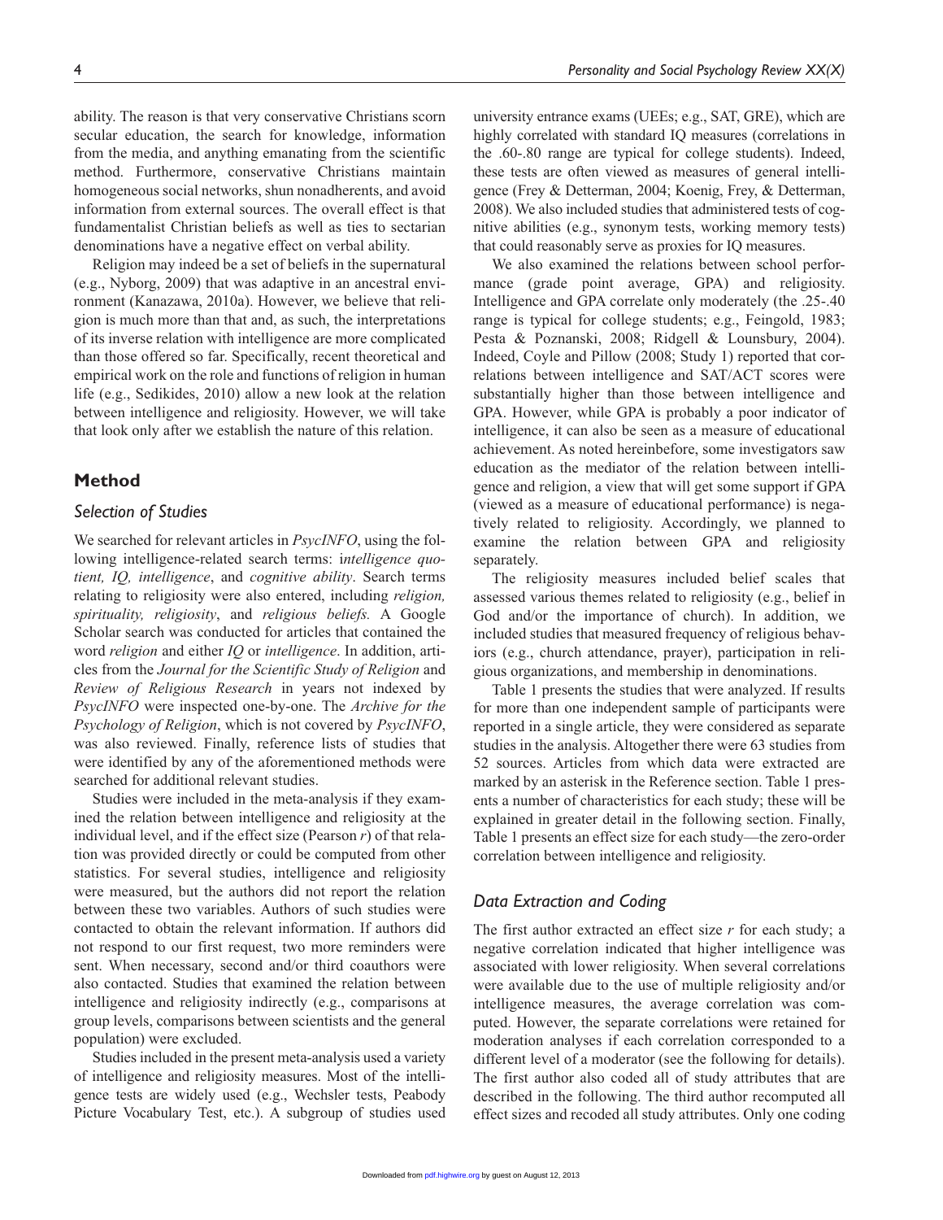ability. The reason is that very conservative Christians scorn secular education, the search for knowledge, information from the media, and anything emanating from the scientific method. Furthermore, conservative Christians maintain homogeneous social networks, shun nonadherents, and avoid information from external sources. The overall effect is that fundamentalist Christian beliefs as well as ties to sectarian denominations have a negative effect on verbal ability.

Religion may indeed be a set of beliefs in the supernatural (e.g., Nyborg, 2009) that was adaptive in an ancestral environment (Kanazawa, 2010a). However, we believe that religion is much more than that and, as such, the interpretations of its inverse relation with intelligence are more complicated than those offered so far. Specifically, recent theoretical and empirical work on the role and functions of religion in human life (e.g., Sedikides, 2010) allow a new look at the relation between intelligence and religiosity. However, we will take that look only after we establish the nature of this relation.

## Method

### Selection of Studies

We searched for relevant articles in *PsycINFO*, using the following intelligence-related search terms: *intelligence quotient, IQ, intelligence*, and *cognitive ability*. Search terms relating to religiosity were also entered, including *religion, spirituality, religiosity*, and *religious beliefs.* A Google Scholar search was conducted for articles that contained the word *religion* and either *IQ* or *intelligence*. In addition, articles from the *Journal for the Scientific Study of Religion* and *Review of Religious Research* in years not indexed by *PsycINFO* were inspected one-by-one. The *Archive for the Psychology of Religion*, which is not covered by *PsycINFO*, was also reviewed. Finally, reference lists of studies that were identified by any of the aforementioned methods were searched for additional relevant studies.

Studies were included in the meta-analysis if they examined the relation between intelligence and religiosity at the individual level, and if the effect size (Pearson *r*) of that relation was provided directly or could be computed from other statistics. For several studies, intelligence and religiosity were measured, but the authors did not report the relation between these two variables. Authors of such studies were contacted to obtain the relevant information. If authors did not respond to our first request, two more reminders were sent. When necessary, second and/or third coauthors were also contacted. Studies that examined the relation between intelligence and religiosity indirectly (e.g., comparisons at group levels, comparisons between scientists and the general population) were excluded.

Studies included in the present meta-analysis used a variety of intelligence and religiosity measures. Most of the intelligence tests are widely used (e.g., Wechsler tests, Peabody Picture Vocabulary Test, etc.). A subgroup of studies used university entrance exams (UEEs; e.g., SAT, GRE), which are highly correlated with standard IQ measures (correlations in the .60-.80 range are typical for college students). Indeed, these tests are often viewed as measures of general intelligence (Frey & Detterman, 2004; Koenig, Frey, & Detterman, 2008). We also included studies that administered tests of cognitive abilities (e.g., synonym tests, working memory tests) that could reasonably serve as proxies for IQ measures.

We also examined the relations between school performance (grade point average, GPA) and religiosity. Intelligence and GPA correlate only moderately (the .25-.40 range is typical for college students; e.g., Feingold, 1983; Pesta & Poznanski, 2008; Ridgell & Lounsbury, 2004). Indeed, Coyle and Pillow (2008; Study 1) reported that correlations between intelligence and SAT/ACT scores were substantially higher than those between intelligence and GPA. However, while GPA is probably a poor indicator of intelligence, it can also be seen as a measure of educational achievement. As noted hereinbefore, some investigators saw education as the mediator of the relation between intelligence and religion, a view that will get some support if GPA (viewed as a measure of educational performance) is negatively related to religiosity. Accordingly, we planned to examine the relation between GPA and religiosity separately.

The religiosity measures included belief scales that assessed various themes related to religiosity (e.g., belief in God and/or the importance of church). In addition, we included studies that measured frequency of religious behaviors (e.g., church attendance, prayer), participation in religious organizations, and membership in denominations.

Table 1 presents the studies that were analyzed. If results for more than one independent sample of participants were reported in a single article, they were considered as separate studies in the analysis. Altogether there were 63 studies from 52 sources. Articles from which data were extracted are marked by an asterisk in the Reference section. Table 1 presents a number of characteristics for each study; these will be explained in greater detail in the following section. Finally, Table 1 presents an effect size for each study—the zero-order correlation between intelligence and religiosity.

### Data Extraction and Coding

The first author extracted an effect size *r* for each study; a negative correlation indicated that higher intelligence was associated with lower religiosity. When several correlations were available due to the use of multiple religiosity and/or intelligence measures, the average correlation was computed. However, the separate correlations were retained for moderation analyses if each correlation corresponded to a different level of a moderator (see the following for details). The first author also coded all of study attributes that are described in the following. The third author recomputed all effect sizes and recoded all study attributes. Only one coding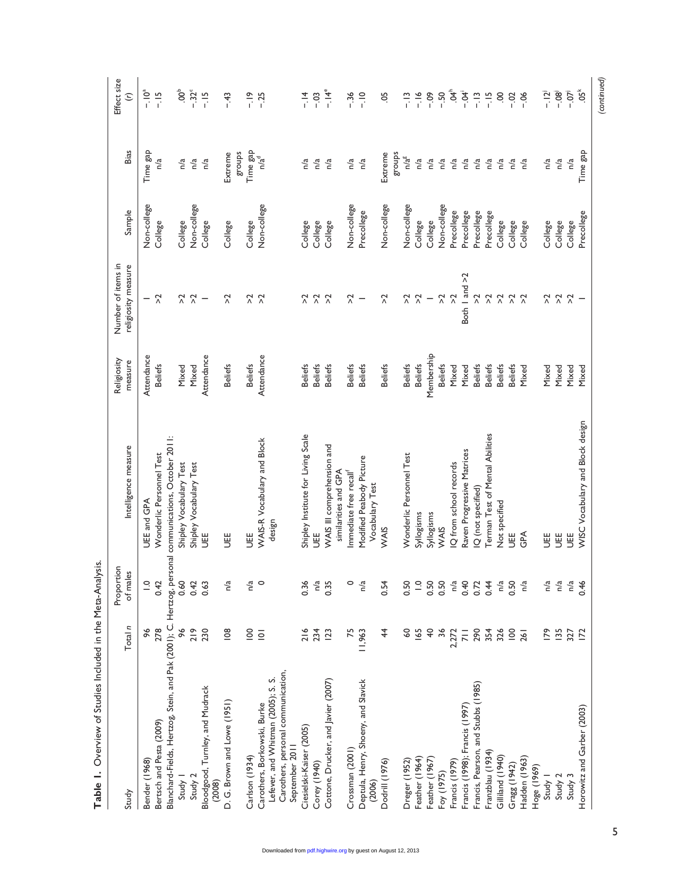**Table 1.** Overview of Studies Included in the Meta-Analysis.

| Study | Total n | Proportion of males | Intelligence measure | Religiosity measure | Number of items in religiosity measure | Sample | Bias | Effect size (r) |
|---|---|---|---|---|---|---|---|---|
| Bender (1968) | 96 | 1.0 | UEE and GPA | Attendance | 1 | Non-college | Time gap | −.10[a] |
| Bertsch and Pesta (2009) | 278 | 0.42 | Wonderlic Personnel Test | Beliefs | >2 | College | n/a | −.15 |
| Blanchard-Fields, Hertzog, Stein, and Pak (2001); C. Hertzog, personal communications, October 2011: | | | | | | | | |
| Study 1 | 96 | 0.60 | Shipley Vocabulary Test | Mixed | >2 | College | n/a | .00[b] |
| Study 2 | 219 | 0.42 | Shipley Vocabulary Test | Mixed | >2 | Non-college | n/a | −.32[c] |
| Bloodgood, Turnley, and Mudrack (2008) | 230 | 0.63 | UEE | Attendance | 1 | College | n/a | −.15 |
| D. G. Brown and Lowe (1951) | 108 | n/a | UEE | Beliefs | >2 | College | Extreme groups | −.43 |
| Carlson (1934) | 100 | n/a | UEE | Beliefs | >2 | College | Time gap | −.19 |
| Carothers, Borkowski, Burke Lefever, and Whitman (2005); S. S. Carothers, personal communication, September 2011 | 101 | 0 | WAIS-R Vocabulary and Block design | Attendance | >2 | Non-college | n/a[d] | −.25 |
| Ciesielski-Kaiser (2005) | 216 | 0.36 | Shipley Institute for Living Scale | Beliefs | >2 | College | n/a | −.14 |
| Corey (1940) | 234 | n/a | UEE | Beliefs | >2 | College | n/a | −.03 |
| Cottone, Drucker, and Javier (2007) | 123 | 0.35 | WAIS III comprehension and similarities and GPA | Beliefs | >2 | College | n/a | −.14[e] |
| Crossman (2001) | 75 | 0 | Immediate free recall[f] | Beliefs | >2 | Non-college | n/a | −.36 |
| Deptula, Henry, Shoeny, and Slavick (2006) | 11,963 | n/a | Modified Peabody Picture Vocabulary Test | Beliefs | 1 | Precollege | n/a | −.10 |
| Dodrill (1976) | 44 | 0.54 | WAIS | Beliefs | >2 | Non-college | Extreme groups | .05 |
| Dreger (1952) | 60 | 0.50 | Wonderlic Personnel Test | Beliefs | >2 | Non-college | n/a[g] | −.13 |
| Feather (1964) | 165 | 1.0 | Syllogisms | Beliefs | >2 | College | n/a | −.16 |
| Feather (1967) | 40 | 0.50 | Syllogisms | Membership | 1 | College | n/a | −.09 |
| Foy (1975) | 36 | 0.50 | WAIS | Beliefs | >2 | Non-college | n/a | −.50 |
| Francis (1979) | 2,272 | n/a | IQ from school records | Mixed | >2 | Precollege | n/a | .04[h] |
| Francis (1998); Francis (1997) | 711 | 0.40 | Raven Progressive Matrices | Mixed | Both 1 and >2 | Precollege | n/a | −.04[i] |
| Francis, Pearson, and Stubbs (1985) | 290 | 0.72 | IQ (not specified) | Beliefs | >2 | Precollege | n/a | −.13 |
| Franzblau (1934) | 354 | 0.44 | Terman Test of Mental Abilities | Beliefs | >2 | Precollege | n/a | −.15 |
| Gilliland (1940) | 326 | n/a | Not specified | Beliefs | >2 | College | n/a | .00 |
| Gragg (1942) | 100 | 0.50 | UEE | Beliefs | >2 | College | n/a | −.02 |
| Hadden (1963) | 261 | n/a | GPA | Mixed | >2 | College | n/a | −.06 |
| Hoge (1969) | | | | | | | | |
| Study 1 | 179 | n/a | UEE | Mixed | >2 | College | n/a | −.12[j] |
| Study 2 | 135 | n/a | UEE | Mixed | >2 | College | n/a | −.08[j] |
| Study 3 | 327 | n/a | UEE | Mixed | >2 | College | n/a | −.07[j] |
| Horowitz and Garber (2003) | 172 | 0.46 | WISC Vocabulary and Block design | Mixed | 1 | Precollege | Time gap | .05[k] |

(continued)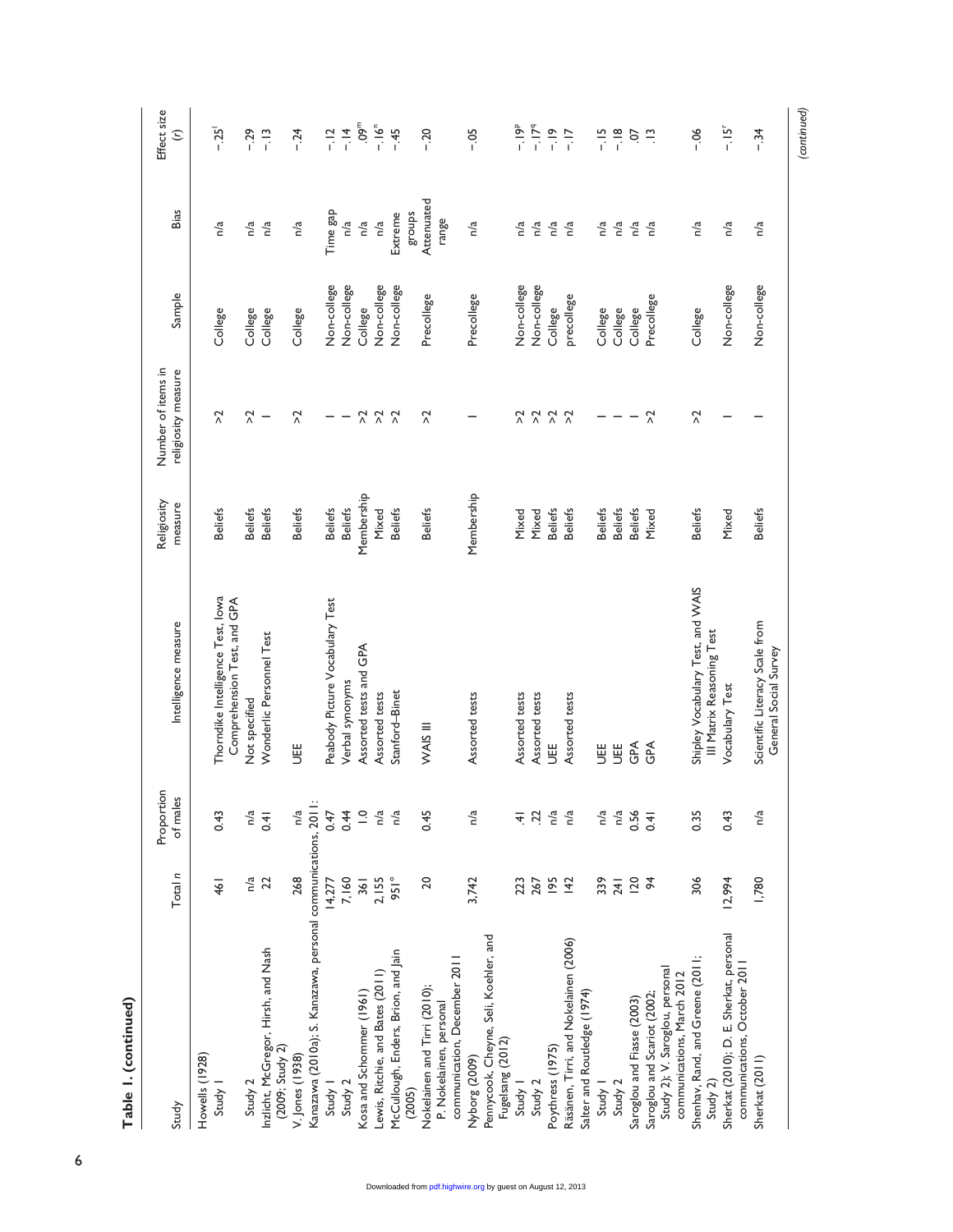**Table 1. (continued)**

| Study | Total n | Proportion of males | Intelligence measure | Religiosity measure | Number of items in religiosity measure | Sample | Bias | Effect size (r) |
|---|---|---|---|---|---|---|---|---|
| Howells (1928) | | | | | | | | |
| Study 1 | 461 | 0.43 | Thorndike Intelligence Test, Iowa Comprehension Test, and GPA | Beliefs | >2 | College | n/a | −.25[l] |
| Study 2 | n/a | n/a | Not specified | Beliefs | >2 | College | n/a | −.29 |
| Inzlicht, McGregor, Hirsh, and Nash (2009; Study 2) | 22 | 0.41 | Wonderlic Personnel Test | Beliefs | 1 | College | n/a | −.13 |
| V. Jones (1938) | 268 | n/a | UEE | Beliefs | >2 | College | n/a | −.24 |
| Kanazawa (2010a); S. Kanazawa, personal communications, 2011: | | | | | | | | |
| Study 1 | 14,277 | 0.47 | Peabody Picture Vocabulary Test | Beliefs | 1 | Non-college | Time gap | −.12 |
| Study 2 | 7,160 | 0.44 | Verbal synonyms | Beliefs | 1 | Non-college | n/a | −.14 |
| Kosa and Schommer (1961) | 361 | 1.0 | Assorted tests and GPA | Membership | >2 | College | n/a | .09[m] |
| Lewis, Ritchie, and Bates (2011) | 2,155 | n/a | Assorted tests | Mixed | >2 | Non-college | n/a | −.16[n] |
| McCullough, Enders, Brion, and Jain (2005) | 951[o] | n/a | Stanford–Binet | Beliefs | >2 | Non-college | Extreme groups | −.45 |
| Nokelainen and Tirri (2010); P. Nokelainen, personal communication, December 2011 | 20 | 0.45 | WAIS III | Beliefs | >2 | Precollege | Attenuated range | −.20 |
| Nyborg (2009) | 3,742 | n/a | Assorted tests | Membership | 1 | Precollege | n/a | −.05 |
| Pennycook, Cheyne, Seli, Koehler, and Fugelsang (2012) | | | | | | | | |
| Study 1 | 223 | .41 | Assorted tests | Mixed | >2 | Non-college | n/a | −.19[p] |
| Study 2 | 267 | .22 | Assorted tests | Mixed | >2 | Non-college | n/a | −.17[q] |
| Poythress (1975) | 195 | n/a | UEE | Beliefs | >2 | College | n/a | −.19 |
| Räsänen, Tirri, and Nokelainen (2006) | 142 | n/a | Assorted tests | Beliefs | >2 | precollege | n/a | −.17 |
| Salter and Routledge (1974) | | | | | | | | |
| Study 1 | 339 | n/a | UEE | Beliefs | 1 | College | n/a | −.15 |
| Study 2 | 241 | n/a | UEE | Beliefs | 1 | College | n/a | −.18 |
| Saroglou and Fiasse (2003) | 120 | 0.56 | GPA | Beliefs | 1 | College | n/a | .07 |
| Saroglou and Scariot (2002; Study 2); V. Saroglou, personal communications, March 2012 | 94 | 0.41 | GPA | Mixed | >2 | Precollege | n/a | .13 |
| Shenhav, Rand, and Greene (2011; Study 2) | 306 | 0.35 | Shipley Vocabulary Test, and WAIS III Matrix Reasoning Test | Beliefs | >2 | College | n/a | −.06 |
| Sherkat (2010); D. E. Sherkat, personal communications, October 2011 | 12,994 | 0.43 | Vocabulary Test | Mixed | 1 | Non-college | n/a | −.15[r] |
| Sherkat (2011) | 1,780 | n/a | Scientific Literacy Scale from General Social Survey | Beliefs | 1 | Non-college | n/a | −.34 |

(continued)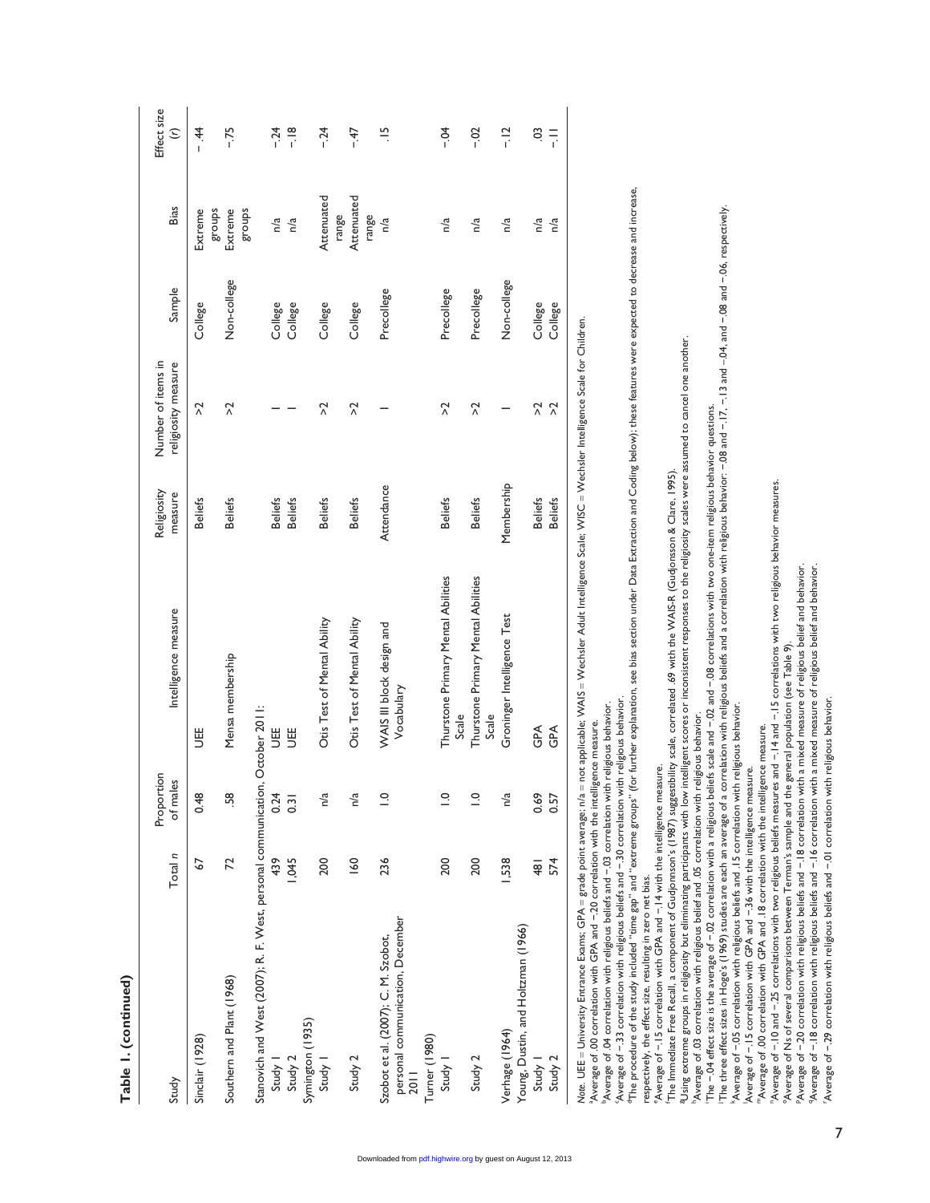**Table 1. (continued)**

| Study | Total *n* | Proportion of males | Intelligence measure | Religiosity measure | Number of items in religiosity measure | Sample | Bias | Effect size (*r*) |
|---|---|---|---|---|---|---|---|---|
| Sinclair (1928) | 67 | 0.48 | UEE | Beliefs | >2 | College | Extreme groups | −.44 |
| Southern and Plant (1968) | 72 | .58 | Mensa membership | Beliefs | >2 | Non-college | Extreme groups | −.75 |
| Stanovich and West (2007); R. F. West, personal communication, October 2011: | | | | | | | | |
| Study 1 | 439 | 0.24 | UEE | Beliefs | 1 | College | n/a | −.24 |
| Study 2 | 1,045 | 0.31 | UEE | Beliefs | 1 | College | n/a | −.18 |
| Symington (1935) | | | | | | | | |
| Study 1 | 200 | n/a | Otis Test of Mental Ability | Beliefs | >2 | College | Attenuated range | −.24 |
| Study 2 | 160 | n/a | Otis Test of Mental Ability | Beliefs | >2 | College | Attenuated range | −.47 |
| Szobot et al. (2007); C. M. Szobot, personal communication, December 2011 | 236 | 1.0 | WAIS III block design and Vocabulary | Attendance | 1 | Precollege | n/a | .15 |
| Turner (1980) | | | | | | | | |
| Study 1 | 200 | 1.0 | Thurstone Primary Mental Abilities Scale | Beliefs | >2 | Precollege | n/a | −.04 |
| Study 2 | 200 | 1.0 | Thurstone Primary Mental Abilities Scale | Beliefs | >2 | Precollege | n/a | −.02 |
| Verhage (1964) | 1,538 | n/a | Groninger Intelligence Test | Membership | 1 | Non-college | n/a | −.12 |
| Young, Dustin, and Holtzman (1966) | | | | | | | | |
| Study 1 | 481 | 0.69 | GPA | Beliefs | >2 | College | n/a | .03 |
| Study 2 | 574 | 0.57 | GPA | Beliefs | >2 | College | n/a | −.11 |

*Note.* UEE = University Entrance Exams; GPA = grade point average; n/a = not applicable; WAIS = Wechsler Adult Intelligence Scale; WISC = Wechsler Intelligence Scale for Children.
[a]Average of .00 correlation with GPA and −.20 correlation with the intelligence measure.
[b]Average of .04 correlation with religious beliefs and −.03 correlation with religious behavior.
[c]Average of −.33 correlation with religious beliefs and −.30 correlation with religious behavior.
[d]The procedure of the study included "time gap" and "extreme groups" (for further explanation, see bias section under Data Extraction and Coding below); these features were expected to decrease and increase, respectively, the effect size, resulting in zero net bias.
[e]Average of −.15 correlation with GPA and −.14 with the intelligence measure.
[f]The Immediate Free Recall, a component of Gudjonsson's (1987) suggestibility scale, correlated .69 with the WAIS-R (Gudjonsson & Clare, 1995).
[g]Using extreme groups in religiosity but eliminating participants with low intelligent scores or inconsistent responses to the religiosity scales were assumed to cancel one another.
[h]Average of .03 correlation with religious belief and .05 correlation with religious behavior.
[i]The −.04 effect size is the average of −.02 correlation with a religious beliefs scale and −.02 and −.08 correlations with two one-item religious behavior questions.
[j]The three effect sizes in Hoge's (1969) studies are each an average of a correlation with religious beliefs and a correlation with religious behavior: −.08 and −.17, −.13 and −.04, and −.08 and −.06, respectively.
[k]Average of −.05 correlation with religious beliefs and .15 correlation with religious behavior.
[l]Average of −.15 correlation with GPA and −.36 with the intelligence measure.
[m]Average of .00 correlation with GPA and .18 correlation with the intelligence measure.
[n]Average of −.10 and −.25 correlations with two religious beliefs measures and −.14 and −.15 correlations with two religious behavior measures.
[o]Average of Ns of several comparisons between Terman's sample and the general population (see Table 9).
[p]Average of −.20 correlation with religious beliefs and −.18 correlation with a mixed measure of religious belief and behavior.
[q]Average of −.18 correlation with religious beliefs and −.16 correlation with a mixed measure of religious belief and behavior.
[r]Average of −.29 correlation with religious beliefs and −.01 correlation with religious behavior.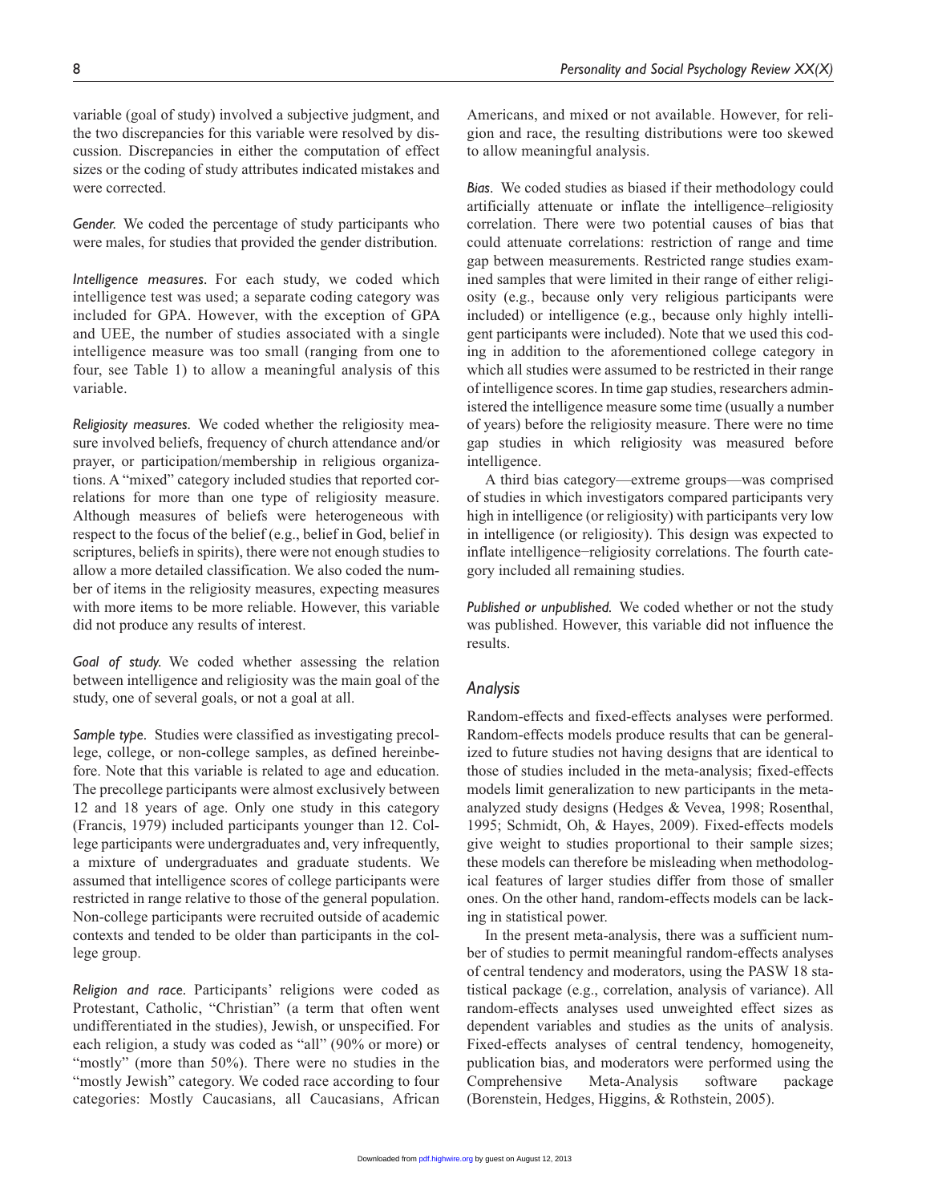variable (goal of study) involved a subjective judgment, and the two discrepancies for this variable were resolved by discussion. Discrepancies in either the computation of effect sizes or the coding of study attributes indicated mistakes and were corrected.

*Gender.* We coded the percentage of study participants who were males, for studies that provided the gender distribution.

*Intelligence measures.* For each study, we coded which intelligence test was used; a separate coding category was included for GPA. However, with the exception of GPA and UEE, the number of studies associated with a single intelligence measure was too small (ranging from one to four, see Table 1) to allow a meaningful analysis of this variable.

*Religiosity measures.* We coded whether the religiosity measure involved beliefs, frequency of church attendance and/or prayer, or participation/membership in religious organizations. A "mixed" category included studies that reported correlations for more than one type of religiosity measure. Although measures of beliefs were heterogeneous with respect to the focus of the belief (e.g., belief in God, belief in scriptures, beliefs in spirits), there were not enough studies to allow a more detailed classification. We also coded the number of items in the religiosity measures, expecting measures with more items to be more reliable. However, this variable did not produce any results of interest.

*Goal of study.* We coded whether assessing the relation between intelligence and religiosity was the main goal of the study, one of several goals, or not a goal at all.

*Sample type.* Studies were classified as investigating precollege, college, or non-college samples, as defined hereinbefore. Note that this variable is related to age and education. The precollege participants were almost exclusively between 12 and 18 years of age. Only one study in this category (Francis, 1979) included participants younger than 12. College participants were undergraduates and, very infrequently, a mixture of undergraduates and graduate students. We assumed that intelligence scores of college participants were restricted in range relative to those of the general population. Non-college participants were recruited outside of academic contexts and tended to be older than participants in the college group.

*Religion and race.* Participants' religions were coded as Protestant, Catholic, "Christian" (a term that often went undifferentiated in the studies), Jewish, or unspecified. For each religion, a study was coded as "all" (90% or more) or "mostly" (more than 50%). There were no studies in the "mostly Jewish" category. We coded race according to four categories: Mostly Caucasians, all Caucasians, African Americans, and mixed or not available. However, for religion and race, the resulting distributions were too skewed to allow meaningful analysis.

*Bias.* We coded studies as biased if their methodology could artificially attenuate or inflate the intelligence–religiosity correlation. There were two potential causes of bias that could attenuate correlations: restriction of range and time gap between measurements. Restricted range studies examined samples that were limited in their range of either religiosity (e.g., because only very religious participants were included) or intelligence (e.g., because only highly intelligent participants were included). Note that we used this coding in addition to the aforementioned college category in which all studies were assumed to be restricted in their range of intelligence scores. In time gap studies, researchers administered the intelligence measure some time (usually a number of years) before the religiosity measure. There were no time gap studies in which religiosity was measured before intelligence.

A third bias category—extreme groups—was comprised of studies in which investigators compared participants very high in intelligence (or religiosity) with participants very low in intelligence (or religiosity). This design was expected to inflate intelligence–religiosity correlations. The fourth category included all remaining studies.

*Published or unpublished.* We coded whether or not the study was published. However, this variable did not influence the results.

### Analysis

Random-effects and fixed-effects analyses were performed. Random-effects models produce results that can be generalized to future studies not having designs that are identical to those of studies included in the meta-analysis; fixed-effects models limit generalization to new participants in the meta-analyzed study designs (Hedges & Vevea, 1998; Rosenthal, 1995; Schmidt, Oh, & Hayes, 2009). Fixed-effects models give weight to studies proportional to their sample sizes; these models can therefore be misleading when methodological features of larger studies differ from those of smaller ones. On the other hand, random-effects models can be lacking in statistical power.

In the present meta-analysis, there was a sufficient number of studies to permit meaningful random-effects analyses of central tendency and moderators, using the PASW 18 statistical package (e.g., correlation, analysis of variance). All random-effects analyses used unweighted effect sizes as dependent variables and studies as the units of analysis. Fixed-effects analyses of central tendency, homogeneity, publication bias, and moderators were performed using the Comprehensive Meta-Analysis software package (Borenstein, Hedges, Higgins, & Rothstein, 2005).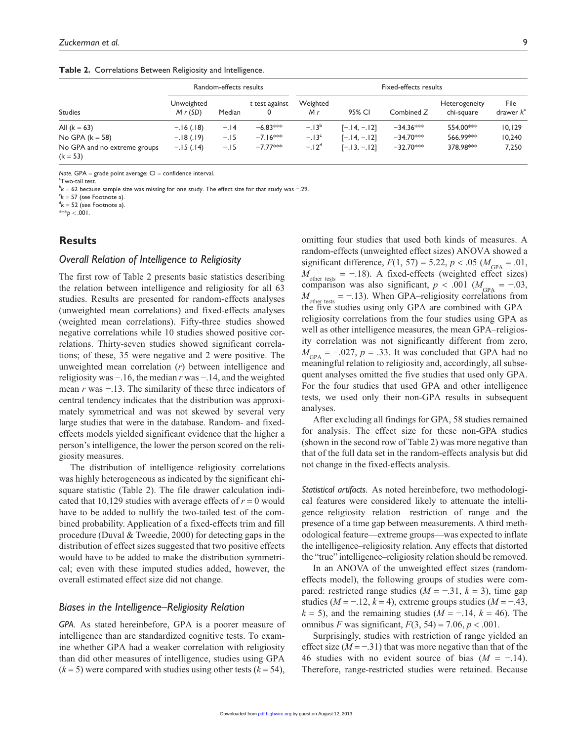**Table 2.** Correlations Between Religiosity and Intelligence.

| | Random-effects results | | | Fixed-effects results | | | | |
|---|---|---|---|---|---|---|---|---|
| Studies | Unweighted $M$ $r$ ($SD$) | Median | $t$ test against 0 | Weighted $M$ $r$ | 95% CI | Combined $Z$ | Heterogeneity chi-square | File drawer $k$[a] |
| All ($k$ = 63) | −.16 (.18) | −.14 | −6.83*** | −.13[b] | [−.14, −.12] | −34.36*** | 554.00*** | 10,129 |
| No GPA ($k$ = 58) | −.18 (.19) | −.15 | −7.16*** | −.13[c] | [−.14, −.12] | −34.70*** | 566.99*** | 10,240 |
| No GPA and no extreme groups ($k$ = 53) | −.15 (.14) | −.15 | −7.77*** | −.12[d] | [−.13, −.12] | −32.70*** | 378.98*** | 7,250 |

*Note.* GPA = grade point average; CI = confidence interval.
[a]Two-tail test.
[b]$k$ = 62 because sample size was missing for one study. The effect size for that study was −.29.
[c]$k$ = 57 (see Footnote a).
[d]$k$ = 52 (see Footnote a).
***$p$ < .001.

## Results

### Overall Relation of Intelligence to Religiosity

The first row of Table 2 presents basic statistics describing the relation between intelligence and religiosity for all 63 studies. Results are presented for random-effects analyses (unweighted mean correlations) and fixed-effects analyses (weighted mean correlations). Fifty-three studies showed negative correlations while 10 studies showed positive correlations. Thirty-seven studies showed significant correlations; of these, 35 were negative and 2 were positive. The unweighted mean correlation ($r$) between intelligence and religiosity was −.16, the median $r$ was −.14, and the weighted mean $r$ was −.13. The similarity of these three indicators of central tendency indicates that the distribution was approximately symmetrical and was not skewed by several very large studies that were in the database. Random- and fixed-effects models yielded significant evidence that the higher a person's intelligence, the lower the person scored on the religiosity measures.

The distribution of intelligence–religiosity correlations was highly heterogeneous as indicated by the significant chi-square statistic (Table 2). The file drawer calculation indicated that 10,129 studies with average effects of $r = 0$ would have to be added to nullify the two-tailed test of the combined probability. Application of a fixed-effects trim and fill procedure (Duval & Tweedie, 2000) for detecting gaps in the distribution of effect sizes suggested that two positive effects would have to be added to make the distribution symmetrical; even with these imputed studies added, however, the overall estimated effect size did not change.

### Biases in the Intelligence–Religiosity Relation

*GPA.* As stated hereinbefore, GPA is a poorer measure of intelligence than are standardized cognitive tests. To examine whether GPA had a weaker correlation with religiosity than did other measures of intelligence, studies using GPA ($k = 5$) were compared with studies using other tests ($k = 54$), omitting four studies that used both kinds of measures. A random-effects (unweighted effect sizes) ANOVA showed a significant difference, $F(1, 57) = 5.22$, $p < .05$ ($M_{\text{GPA}} = .01$, $M_{\text{other tests}} = -.18$). A fixed-effects (weighted effect sizes) comparison was also significant, $p < .001$ ($M_{\text{GPA}} = -.03$, $M_{\text{other tests}} = -.13$). When GPA–religiosity correlations from the five studies using only GPA are combined with GPA–religiosity correlations from the four studies using GPA as well as other intelligence measures, the mean GPA–religiosity correlation was not significantly different from zero, $M_{\text{GPA}} = -.027$, $p = .33$. It was concluded that GPA had no meaningful relation to religiosity and, accordingly, all subsequent analyses omitted the five studies that used only GPA. For the four studies that used GPA and other intelligence tests, we used only their non-GPA results in subsequent analyses.

After excluding all findings for GPA, 58 studies remained for analysis. The effect size for these non-GPA studies (shown in the second row of Table 2) was more negative than that of the full data set in the random-effects analysis but did not change in the fixed-effects analysis.

*Statistical artifacts.* As noted hereinbefore, two methodological features were considered likely to attenuate the intelligence–religiosity relation—restriction of range and the presence of a time gap between measurements. A third methodological feature—extreme groups—was expected to inflate the intelligence–religiosity relation. Any effects that distorted the "true" intelligence–religiosity relation should be removed.

In an ANOVA of the unweighted effect sizes (random-effects model), the following groups of studies were compared: restricted range studies ($M = -.31$, $k = 3$), time gap studies ($M = -.12$, $k = 4$), extreme groups studies ($M = -.43$, $k = 5$), and the remaining studies ($M = -.14$, $k = 46$). The omnibus $F$ was significant, $F(3, 54) = 7.06$, $p < .001$.

Surprisingly, studies with restriction of range yielded an effect size ($M = -.31$) that was more negative than that of the 46 studies with no evident source of bias ($M = -.14$). Therefore, range-restricted studies were retained. Because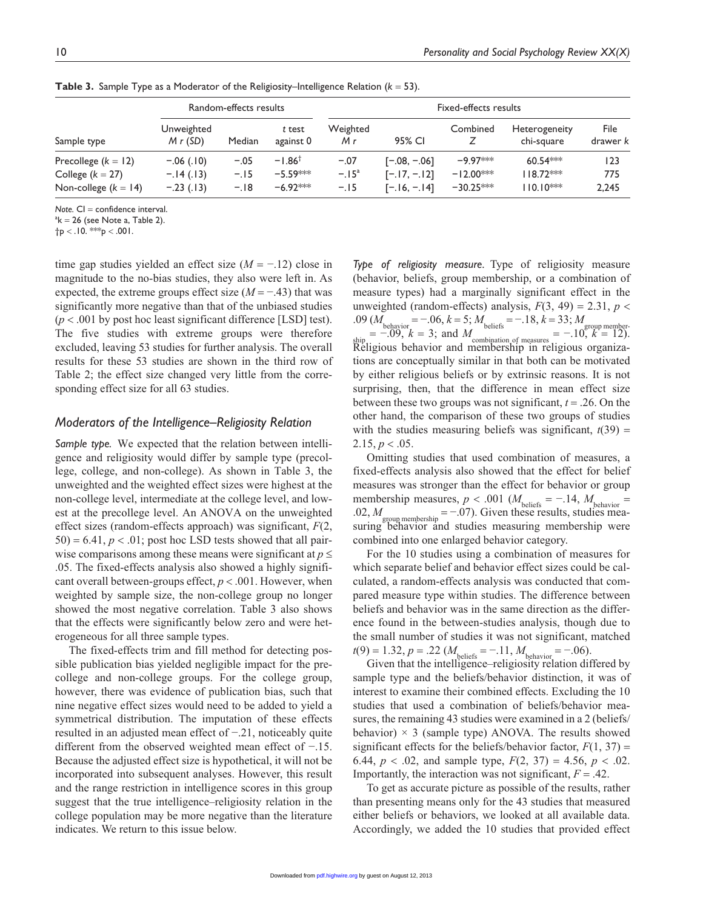**Table 3.** Sample Type as a Moderator of the Religiosity–Intelligence Relation ($k = 53$).

| | Random-effects results | | | Fixed-effects results | | | | |
|---|---|---|---|---|---|---|---|---|
| Sample type | Unweighted *M r* (*SD*) | Median | *t* test against 0 | Weighted *M r* | 95% CI | Combined *Z* | Heterogeneity chi-square | File drawer *k* |
| Precollege ($k = 12$) | −.06 (.10) | −.05 | −1.86[†] | −.07 | [−.08, −.06] | −9.97*** | 60.54*** | 123 |
| College ($k = 27$) | −.14 (.13) | −.15 | −5.59*** | −.15[a] | [−.17, −.12] | −12.00*** | 118.72*** | 775 |
| Non-college ($k = 14$) | −.23 (.13) | −.18 | −6.92*** | −.15 | [−.16, −.14] | −30.25*** | 110.10*** | 2,245 |

*Note.* CI = confidence interval.
[a]k = 26 (see Note a, Table 2).
†p < .10. ***p < .001.

time gap studies yielded an effect size ($M = -.12$) close in magnitude to the no-bias studies, they also were left in. As expected, the extreme groups effect size ($M = -.43$) that was significantly more negative than that of the unbiased studies ($p < .001$ by post hoc least significant difference [LSD] test). The five studies with extreme groups were therefore excluded, leaving 53 studies for further analysis. The overall results for these 53 studies are shown in the third row of Table 2; the effect size changed very little from the corresponding effect size for all 63 studies.

## Moderators of the Intelligence–Religiosity Relation

*Sample type.* We expected that the relation between intelligence and religiosity would differ by sample type (precollege, college, and non-college). As shown in Table 3, the unweighted and the weighted effect sizes were highest at the non-college level, intermediate at the college level, and lowest at the precollege level. An ANOVA on the unweighted effect sizes (random-effects approach) was significant, $F(2, 50) = 6.41$, $p < .01$; post hoc LSD tests showed that all pairwise comparisons among these means were significant at $p \leq .05$. The fixed-effects analysis also showed a highly significant overall between-groups effect, $p < .001$. However, when weighted by sample size, the non-college group no longer showed the most negative correlation. Table 3 also shows that the effects were significantly below zero and were heterogeneous for all three sample types.

The fixed-effects trim and fill method for detecting possible publication bias yielded negligible impact for the precollege and non-college groups. For the college group, however, there was evidence of publication bias, such that nine negative effect sizes would need to be added to yield a symmetrical distribution. The imputation of these effects resulted in an adjusted mean effect of −.21, noticeably quite different from the observed weighted mean effect of −.15. Because the adjusted effect size is hypothetical, it will not be incorporated into subsequent analyses. However, this result and the range restriction in intelligence scores in this group suggest that the true intelligence–religiosity relation in the college population may be more negative than the literature indicates. We return to this issue below.

*Type of religiosity measure.* Type of religiosity measure (behavior, beliefs, group membership, or a combination of measure types) had a marginally significant effect in the unweighted (random-effects) analysis, $F(3, 49) = 2.31$, $p < .09$ ($M_{behavior} = -.06$, $k = 5$; $M_{beliefs} = -.18$, $k = 33$; $M_{group\ membership} = -.09$, $k = 3$; and $M_{combination\ of\ measures} = -.10$, $k = 12$). Religious behavior and membership in religious organizations are conceptually similar in that both can be motivated by either religious beliefs or by extrinsic reasons. It is not surprising, then, that the difference in mean effect size between these two groups was not significant, $t = .26$. On the other hand, the comparison of these two groups of studies with the studies measuring beliefs was significant, $t(39) = 2.15$, $p < .05$.

Omitting studies that used combination of measures, a fixed-effects analysis also showed that the effect for belief measures was stronger than the effect for behavior or group membership measures, $p < .001$ ($M_{beliefs} = -.14$, $M_{behavior} = .02$, $M_{group\ membership} = -.07$). Given these results, studies measuring behavior and studies measuring membership were combined into one enlarged behavior category.

For the 10 studies using a combination of measures for which separate belief and behavior effect sizes could be calculated, a random-effects analysis was conducted that compared measure type within studies. The difference between beliefs and behavior was in the same direction as the difference found in the between-studies analysis, though due to the small number of studies it was not significant, matched $t(9) = 1.32$, $p = .22$ ($M_{beliefs} = -.11$, $M_{behavior} = -.06$).

Given that the intelligence–religiosity relation differed by sample type and the beliefs/behavior distinction, it was of interest to examine their combined effects. Excluding the 10 studies that used a combination of beliefs/behavior measures, the remaining 43 studies were examined in a 2 (beliefs/behavior) × 3 (sample type) ANOVA. The results showed significant effects for the beliefs/behavior factor, $F(1, 37) = 6.44$, $p < .02$, and sample type, $F(2, 37) = 4.56$, $p < .02$. Importantly, the interaction was not significant, $F = .42$.

To get as accurate picture as possible of the results, rather than presenting means only for the 43 studies that measured either beliefs or behaviors, we looked at all available data. Accordingly, we added the 10 studies that provided effect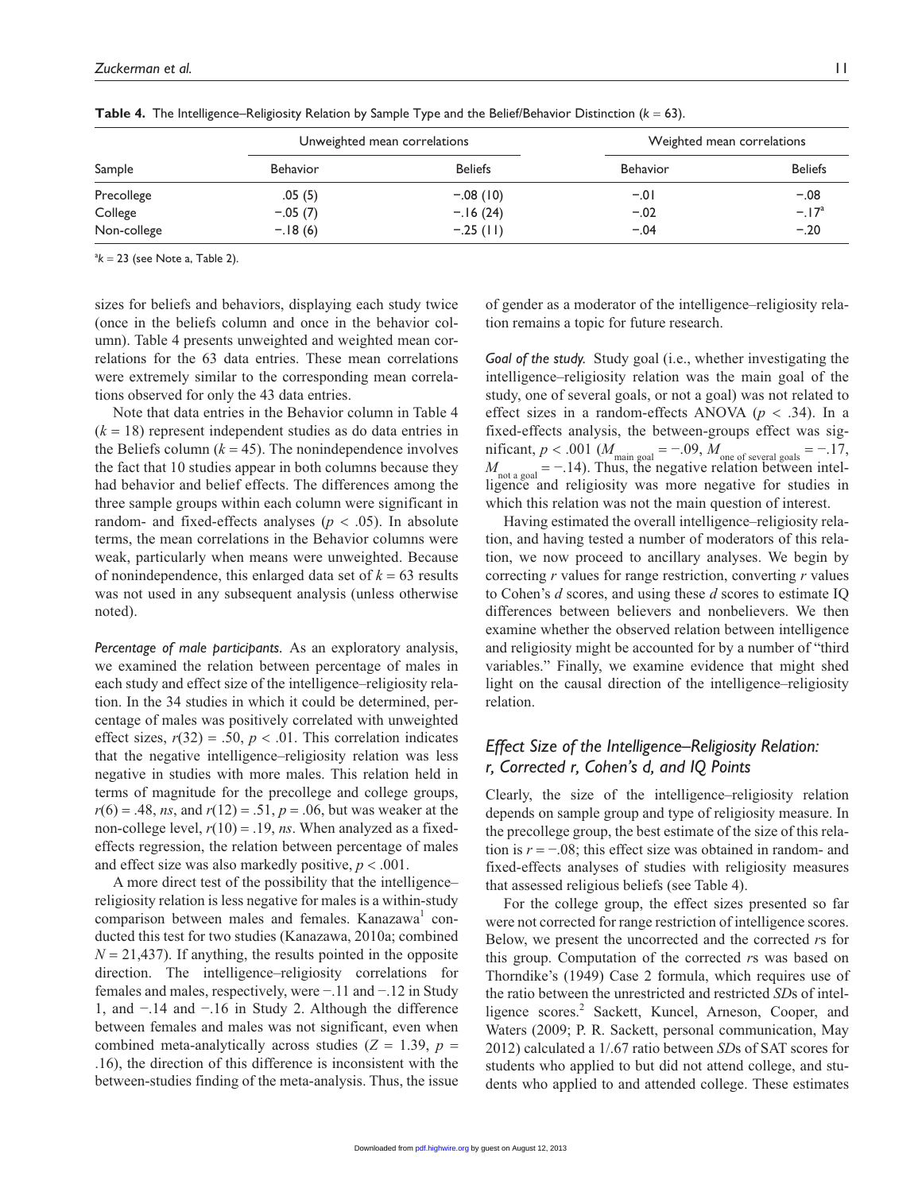**Table 4.** The Intelligence–Religiosity Relation by Sample Type and the Belief/Behavior Distinction ($k = 63$).

| Sample | Unweighted mean correlations | | Weighted mean correlations | |
|---|---|---|---|---|
| | Behavior | Beliefs | Behavior | Beliefs |
| Precollege | .05 (5) | −.08 (10) | −.01 | −.08 |
| College | −.05 (7) | −.16 (24) | −.02 | −.17[a] |
| Non-college | −.18 (6) | −.25 (11) | −.04 | −.20 |

[a]$k = 23$ (see Note a, Table 2).

sizes for beliefs and behaviors, displaying each study twice (once in the beliefs column and once in the behavior column). Table 4 presents unweighted and weighted mean correlations for the 63 data entries. These mean correlations were extremely similar to the corresponding mean correlations observed for only the 43 data entries.

Note that data entries in the Behavior column in Table 4 ($k = 18$) represent independent studies as do data entries in the Beliefs column ($k = 45$). The nonindependence involves the fact that 10 studies appear in both columns because they had behavior and belief effects. The differences among the three sample groups within each column were significant in random- and fixed-effects analyses ($p < .05$). In absolute terms, the mean correlations in the Behavior columns were weak, particularly when means were unweighted. Because of nonindependence, this enlarged data set of $k = 63$ results was not used in any subsequent analysis (unless otherwise noted).

*Percentage of male participants.* As an exploratory analysis, we examined the relation between percentage of males in each study and effect size of the intelligence–religiosity relation. In the 34 studies in which it could be determined, percentage of males was positively correlated with unweighted effect sizes, $r(32) = .50$, $p < .01$. This correlation indicates that the negative intelligence–religiosity relation was less negative in studies with more males. This relation held in terms of magnitude for the precollege and college groups, $r(6) = .48$, *ns*, and $r(12) = .51$, $p = .06$, but was weaker at the non-college level, $r(10) = .19$, *ns*. When analyzed as a fixed-effects regression, the relation between percentage of males and effect size was also markedly positive, $p < .001$.

A more direct test of the possibility that the intelligence–religiosity relation is less negative for males is a within-study comparison between males and females. Kanazawa[1] conducted this test for two studies (Kanazawa, 2010a; combined $N = 21{,}437$). If anything, the results pointed in the opposite direction. The intelligence–religiosity correlations for females and males, respectively, were −.11 and −.12 in Study 1, and −.14 and −.16 in Study 2. Although the difference between females and males was not significant, even when combined meta-analytically across studies ($Z = 1.39$, $p = .16$), the direction of this difference is inconsistent with the between-studies finding of the meta-analysis. Thus, the issue of gender as a moderator of the intelligence–religiosity relation remains a topic for future research.

*Goal of the study.* Study goal (i.e., whether investigating the intelligence–religiosity relation was the main goal of the study, one of several goals, or not a goal) was not related to effect sizes in a random-effects ANOVA ($p < .34$). In a fixed-effects analysis, the between-groups effect was significant, $p < .001$ ($M_{\text{main goal}} = -.09$, $M_{\text{one of several goals}} = -.17$, $M_{\text{not a goal}} = -.14$). Thus, the negative relation between intelligence and religiosity was more negative for studies in which this relation was not the main question of interest.

Having estimated the overall intelligence–religiosity relation, and having tested a number of moderators of this relation, we now proceed to ancillary analyses. We begin by correcting *r* values for range restriction, converting *r* values to Cohen's *d* scores, and using these *d* scores to estimate IQ differences between believers and nonbelievers. We then examine whether the observed relation between intelligence and religiosity might be accounted for by a number of "third variables." Finally, we examine evidence that might shed light on the causal direction of the intelligence–religiosity relation.

## Effect Size of the Intelligence–Religiosity Relation: r, Corrected r, Cohen's d, and IQ Points

Clearly, the size of the intelligence–religiosity relation depends on sample group and type of religiosity measure. In the precollege group, the best estimate of the size of this relation is $r = -.08$; this effect size was obtained in random- and fixed-effects analyses of studies with religiosity measures that assessed religious beliefs (see Table 4).

For the college group, the effect sizes presented so far were not corrected for range restriction of intelligence scores. Below, we present the uncorrected and the corrected *r*s for this group. Computation of the corrected *r*s was based on Thorndike's (1949) Case 2 formula, which requires use of the ratio between the unrestricted and restricted *SD*s of intelligence scores.[2] Sackett, Kuncel, Arneson, Cooper, and Waters (2009; P. R. Sackett, personal communication, May 2012) calculated a 1/.67 ratio between *SD*s of SAT scores for students who applied to but did not attend college, and students who applied to and attended college. These estimates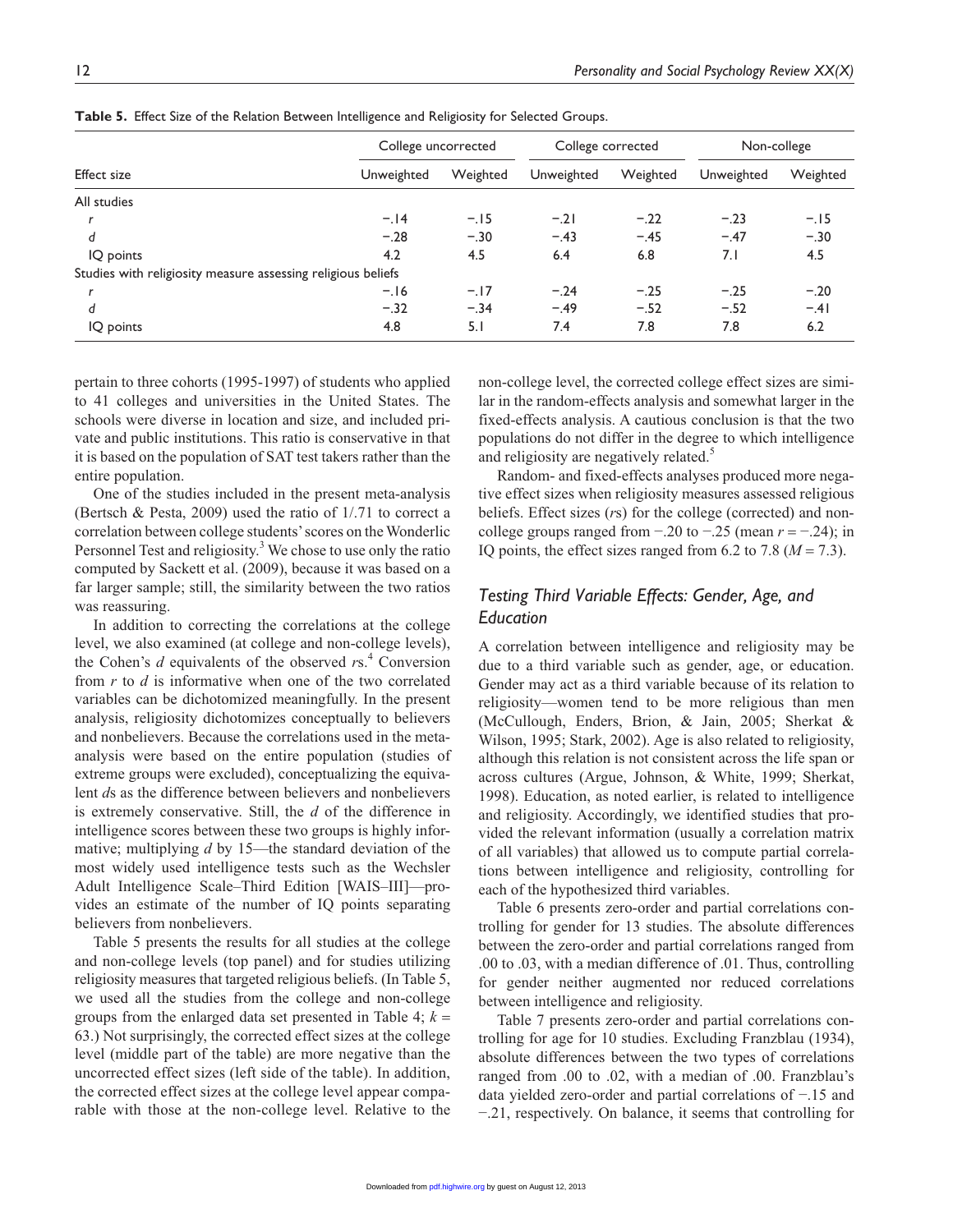**Table 5.** Effect Size of the Relation Between Intelligence and Religiosity for Selected Groups.

| Effect size | College uncorrected | | College corrected | | Non-college | |
|---|---|---|---|---|---|---|
| | Unweighted | Weighted | Unweighted | Weighted | Unweighted | Weighted |
| All studies | | | | | | |
| *r* | −.14 | −.15 | −.21 | −.22 | −.23 | −.15 |
| *d* | −.28 | −.30 | −.43 | −.45 | −.47 | −.30 |
| IQ points | 4.2 | 4.5 | 6.4 | 6.8 | 7.1 | 4.5 |
| Studies with religiosity measure assessing religious beliefs | | | | | | |
| *r* | −.16 | −.17 | −.24 | −.25 | −.25 | −.20 |
| *d* | −.32 | −.34 | −.49 | −.52 | −.52 | −.41 |
| IQ points | 4.8 | 5.1 | 7.4 | 7.8 | 7.8 | 6.2 |

pertain to three cohorts (1995-1997) of students who applied to 41 colleges and universities in the United States. The schools were diverse in location and size, and included private and public institutions. This ratio is conservative in that it is based on the population of SAT test takers rather than the entire population.

One of the studies included in the present meta-analysis (Bertsch & Pesta, 2009) used the ratio of 1/.71 to correct a correlation between college students' scores on the Wonderlic Personnel Test and religiosity.[3] We chose to use only the ratio computed by Sackett et al. (2009), because it was based on a far larger sample; still, the similarity between the two ratios was reassuring.

In addition to correcting the correlations at the college level, we also examined (at college and non-college levels), the Cohen's *d* equivalents of the observed *r*s.[4] Conversion from *r* to *d* is informative when one of the two correlated variables can be dichotomized meaningfully. In the present analysis, religiosity dichotomizes conceptually to believers and nonbelievers. Because the correlations used in the meta-analysis were based on the entire population (studies of extreme groups were excluded), conceptualizing the equivalent *d*s as the difference between believers and nonbelievers is extremely conservative. Still, the *d* of the difference in intelligence scores between these two groups is highly informative; multiplying *d* by 15—the standard deviation of the most widely used intelligence tests such as the Wechsler Adult Intelligence Scale–Third Edition [WAIS–III]—provides an estimate of the number of IQ points separating believers from nonbelievers.

Table 5 presents the results for all studies at the college and non-college levels (top panel) and for studies utilizing religiosity measures that targeted religious beliefs. (In Table 5, we used all the studies from the college and non-college groups from the enlarged data set presented in Table 4; $k = 63$.) Not surprisingly, the corrected effect sizes at the college level (middle part of the table) are more negative than the uncorrected effect sizes (left side of the table). In addition, the corrected effect sizes at the college level appear comparable with those at the non-college level. Relative to the non-college level, the corrected college effect sizes are similar in the random-effects analysis and somewhat larger in the fixed-effects analysis. A cautious conclusion is that the two populations do not differ in the degree to which intelligence and religiosity are negatively related.[5]

Random- and fixed-effects analyses produced more negative effect sizes when religiosity measures assessed religious beliefs. Effect sizes (*r*s) for the college (corrected) and non-college groups ranged from −.20 to −.25 (mean $r = -.24$); in IQ points, the effect sizes ranged from 6.2 to 7.8 ($M = 7.3$).

## Testing Third Variable Effects: Gender, Age, and Education

A correlation between intelligence and religiosity may be due to a third variable such as gender, age, or education. Gender may act as a third variable because of its relation to religiosity—women tend to be more religious than men (McCullough, Enders, Brion, & Jain, 2005; Sherkat & Wilson, 1995; Stark, 2002). Age is also related to religiosity, although this relation is not consistent across the life span or across cultures (Argue, Johnson, & White, 1999; Sherkat, 1998). Education, as noted earlier, is related to intelligence and religiosity. Accordingly, we identified studies that provided the relevant information (usually a correlation matrix of all variables) that allowed us to compute partial correlations between intelligence and religiosity, controlling for each of the hypothesized third variables.

Table 6 presents zero-order and partial correlations controlling for gender for 13 studies. The absolute differences between the zero-order and partial correlations ranged from .00 to .03, with a median difference of .01. Thus, controlling for gender neither augmented nor reduced correlations between intelligence and religiosity.

Table 7 presents zero-order and partial correlations controlling for age for 10 studies. Excluding Franzblau (1934), absolute differences between the two types of correlations ranged from .00 to .02, with a median of .00. Franzblau's data yielded zero-order and partial correlations of −.15 and −.21, respectively. On balance, it seems that controlling for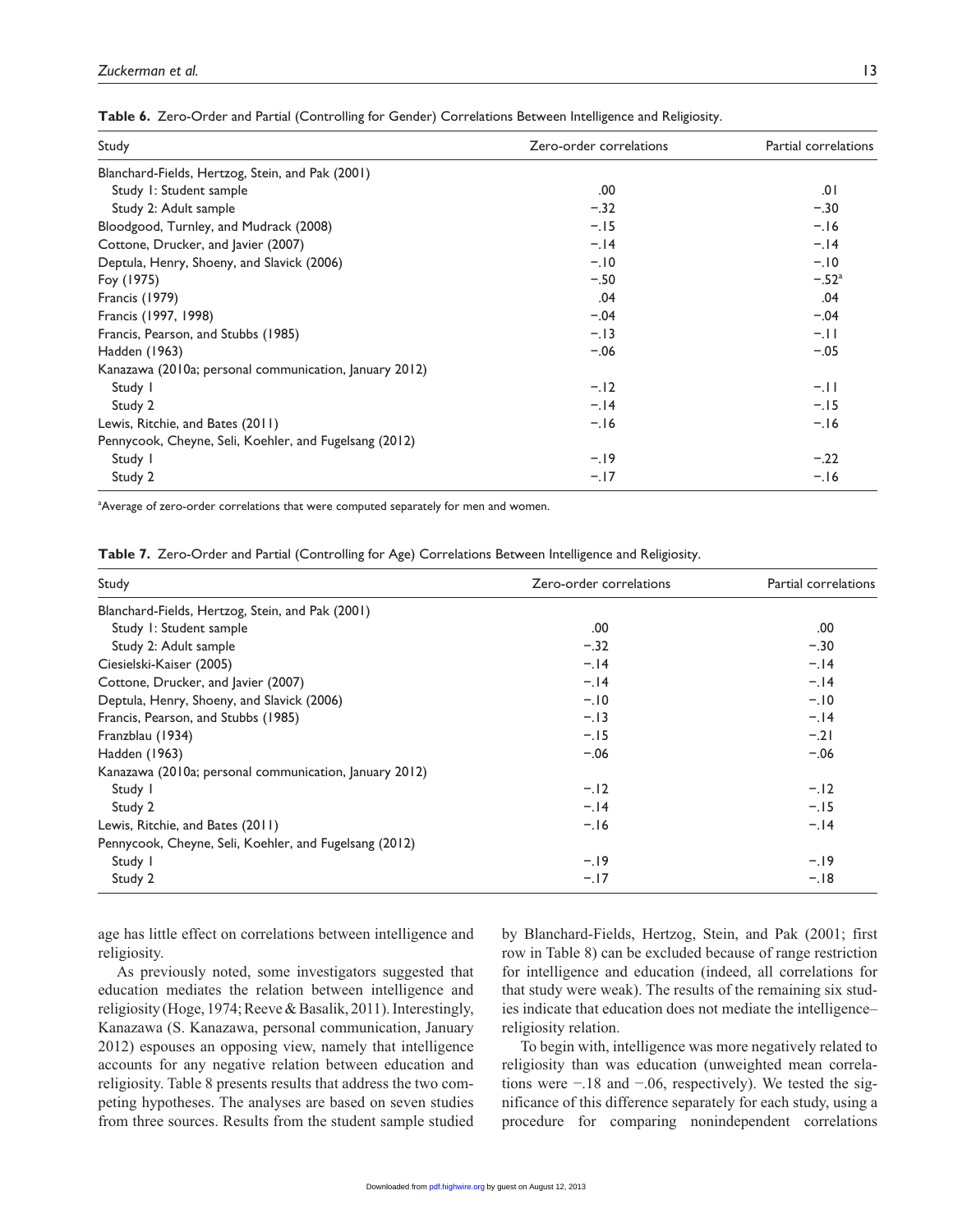**Table 6.** Zero-Order and Partial (Controlling for Gender) Correlations Between Intelligence and Religiosity.

| Study | Zero-order correlations | Partial correlations |
|---|---|---|
| Blanchard-Fields, Hertzog, Stein, and Pak (2001) | | |
| Study 1: Student sample | .00 | .01 |
| Study 2: Adult sample | −.32 | −.30 |
| Bloodgood, Turnley, and Mudrack (2008) | −.15 | −.16 |
| Cottone, Drucker, and Javier (2007) | −.14 | −.14 |
| Deptula, Henry, Shoeny, and Slavick (2006) | −.10 | −.10 |
| Foy (1975) | −.50 | −.52[a] |
| Francis (1979) | .04 | .04 |
| Francis (1997, 1998) | −.04 | −.04 |
| Francis, Pearson, and Stubbs (1985) | −.13 | −.11 |
| Hadden (1963) | −.06 | −.05 |
| Kanazawa (2010a; personal communication, January 2012) | | |
| Study 1 | −.12 | −.11 |
| Study 2 | −.14 | −.15 |
| Lewis, Ritchie, and Bates (2011) | −.16 | −.16 |
| Pennycook, Cheyne, Seli, Koehler, and Fugelsang (2012) | | |
| Study 1 | −.19 | −.22 |
| Study 2 | −.17 | −.16 |

[a]Average of zero-order correlations that were computed separately for men and women.

**Table 7.** Zero-Order and Partial (Controlling for Age) Correlations Between Intelligence and Religiosity.

| Study | Zero-order correlations | Partial correlations |
|---|---|---|
| Blanchard-Fields, Hertzog, Stein, and Pak (2001) | | |
| Study 1: Student sample | .00 | .00 |
| Study 2: Adult sample | −.32 | −.30 |
| Ciesielski-Kaiser (2005) | −.14 | −.14 |
| Cottone, Drucker, and Javier (2007) | −.14 | −.14 |
| Deptula, Henry, Shoeny, and Slavick (2006) | −.10 | −.10 |
| Francis, Pearson, and Stubbs (1985) | −.13 | −.14 |
| Franzblau (1934) | −.15 | −.21 |
| Hadden (1963) | −.06 | −.06 |
| Kanazawa (2010a; personal communication, January 2012) | | |
| Study 1 | −.12 | −.12 |
| Study 2 | −.14 | −.15 |
| Lewis, Ritchie, and Bates (2011) | −.16 | −.14 |
| Pennycook, Cheyne, Seli, Koehler, and Fugelsang (2012) | | |
| Study 1 | −.19 | −.19 |
| Study 2 | −.17 | −.18 |

age has little effect on correlations between intelligence and religiosity.

As previously noted, some investigators suggested that education mediates the relation between intelligence and religiosity (Hoge, 1974; Reeve & Basalik, 2011). Interestingly, Kanazawa (S. Kanazawa, personal communication, January 2012) espouses an opposing view, namely that intelligence accounts for any negative relation between education and religiosity. Table 8 presents results that address the two competing hypotheses. The analyses are based on seven studies from three sources. Results from the student sample studied by Blanchard-Fields, Hertzog, Stein, and Pak (2001; first row in Table 8) can be excluded because of range restriction for intelligence and education (indeed, all correlations for that study were weak). The results of the remaining six studies indicate that education does not mediate the intelligence–religiosity relation.

To begin with, intelligence was more negatively related to religiosity than was education (unweighted mean correlations were −.18 and −.06, respectively). We tested the significance of this difference separately for each study, using a procedure for comparing nonindependent correlations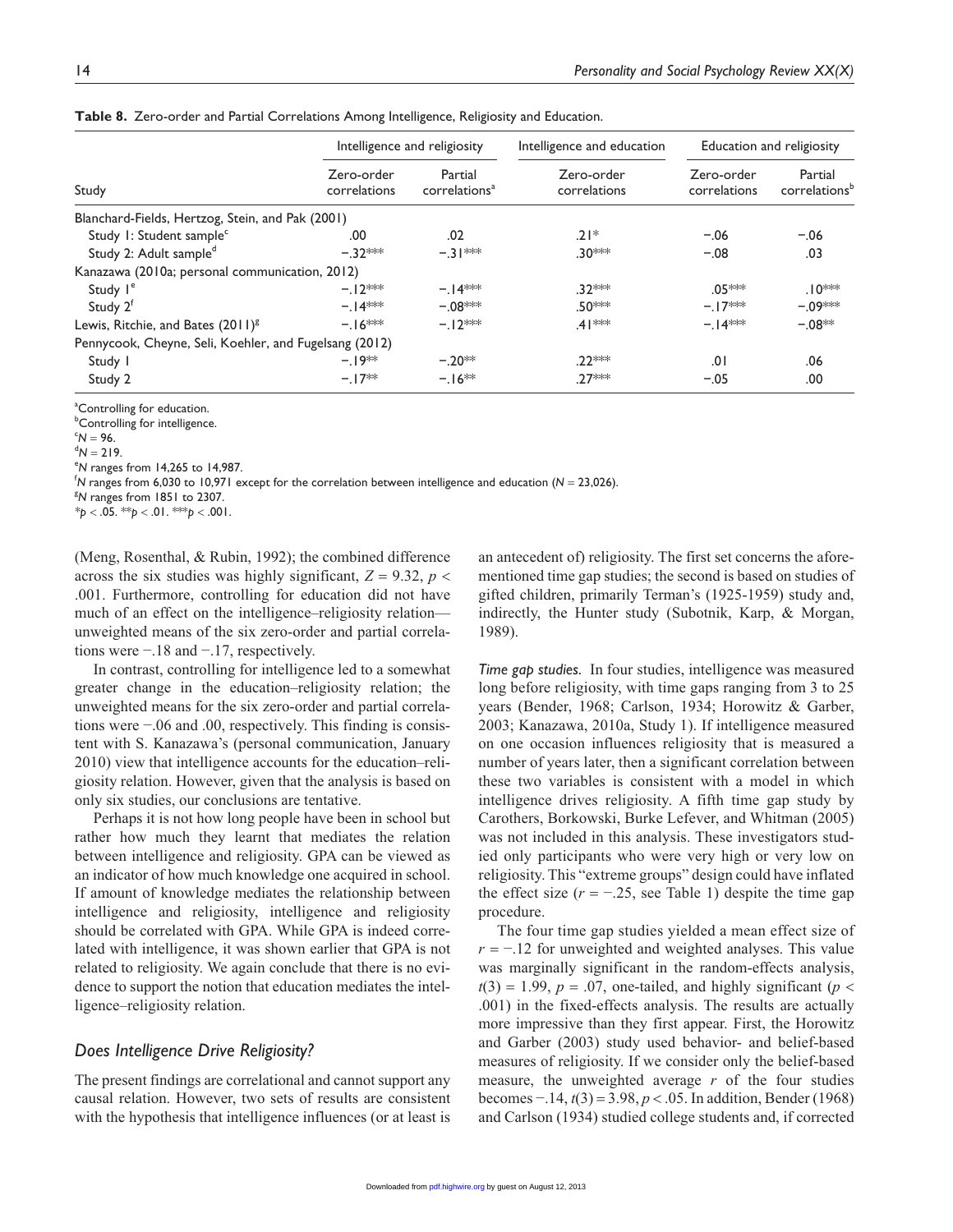**Table 8.** Zero-order and Partial Correlations Among Intelligence, Religiosity and Education.

| Study | Intelligence and religiosity | | Intelligence and education | Education and religiosity | |
|---|---|---|---|---|---|
| | Zero-order correlations | Partial correlations[a] | Zero-order correlations | Zero-order correlations | Partial correlations[b] |
| Blanchard-Fields, Hertzog, Stein, and Pak (2001) | | | | | |
| Study 1: Student sample[c] | .00 | .02 | .21* | −.06 | −.06 |
| Study 2: Adult sample[d] | −.32*** | −.31*** | .30*** | −.08 | .03 |
| Kanazawa (2010a; personal communication, 2012) | | | | | |
| Study 1[e] | −.12*** | −.14*** | .32*** | .05*** | .10*** |
| Study 2[f] | −.14*** | −.08*** | .50*** | −.17*** | −.09*** |
| Lewis, Ritchie, and Bates (2011)[g] | −.16*** | −.12*** | .41*** | −.14*** | −.08** |
| Pennycook, Cheyne, Seli, Koehler, and Fugelsang (2012) | | | | | |
| Study 1 | −.19** | −.20** | .22*** | .01 | .06 |
| Study 2 | −.17** | −.16** | .27*** | −.05 | .00 |

[a]Controlling for education.
[b]Controlling for intelligence.
[c]$N = 96$.
[d]$N = 219$.
[e]$N$ ranges from 14,265 to 14,987.
[f]$N$ ranges from 6,030 to 10,971 except for the correlation between intelligence and education ($N = 23,026$).
[g]$N$ ranges from 1851 to 2307.
*$p < .05$. **$p < .01$. ***$p < .001$.

(Meng, Rosenthal, & Rubin, 1992); the combined difference across the six studies was highly significant, $Z = 9.32$, $p < .001$. Furthermore, controlling for education did not have much of an effect on the intelligence–religiosity relation—unweighted means of the six zero-order and partial correlations were −.18 and −.17, respectively.

In contrast, controlling for intelligence led to a somewhat greater change in the education–religiosity relation; the unweighted means for the six zero-order and partial correlations were −.06 and .00, respectively. This finding is consistent with S. Kanazawa's (personal communication, January 2010) view that intelligence accounts for the education–religiosity relation. However, given that the analysis is based on only six studies, our conclusions are tentative.

Perhaps it is not how long people have been in school but rather how much they learnt that mediates the relation between intelligence and religiosity. GPA can be viewed as an indicator of how much knowledge one acquired in school. If amount of knowledge mediates the relationship between intelligence and religiosity, intelligence and religiosity should be correlated with GPA. While GPA is indeed correlated with intelligence, it was shown earlier that GPA is not related to religiosity. We again conclude that there is no evidence to support the notion that education mediates the intelligence–religiosity relation.

### Does Intelligence Drive Religiosity?

The present findings are correlational and cannot support any causal relation. However, two sets of results are consistent with the hypothesis that intelligence influences (or at least is an antecedent of) religiosity. The first set concerns the aforementioned time gap studies; the second is based on studies of gifted children, primarily Terman's (1925-1959) study and, indirectly, the Hunter study (Subotnik, Karp, & Morgan, 1989).

*Time gap studies.* In four studies, intelligence was measured long before religiosity, with time gaps ranging from 3 to 25 years (Bender, 1968; Carlson, 1934; Horowitz & Garber, 2003; Kanazawa, 2010a, Study 1). If intelligence measured on one occasion influences religiosity that is measured a number of years later, then a significant correlation between these two variables is consistent with a model in which intelligence drives religiosity. A fifth time gap study by Carothers, Borkowski, Burke Lefever, and Whitman (2005) was not included in this analysis. These investigators studied only participants who were very high or very low on religiosity. This "extreme groups" design could have inflated the effect size ($r = -.25$, see Table 1) despite the time gap procedure.

The four time gap studies yielded a mean effect size of $r = -.12$ for unweighted and weighted analyses. This value was marginally significant in the random-effects analysis, $t(3) = 1.99$, $p = .07$, one-tailed, and highly significant ($p < .001$) in the fixed-effects analysis. The results are actually more impressive than they first appear. First, the Horowitz and Garber (2003) study used behavior- and belief-based measures of religiosity. If we consider only the belief-based measure, the unweighted average $r$ of the four studies becomes −.14, $t(3) = 3.98$, $p < .05$. In addition, Bender (1968) and Carlson (1934) studied college students and, if corrected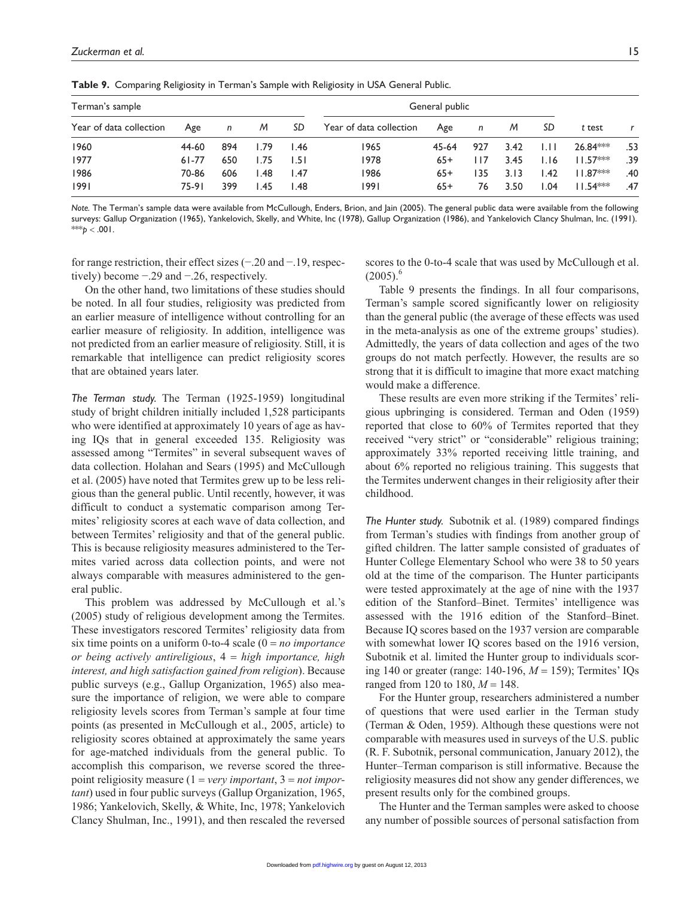**Table 9.** Comparing Religiosity in Terman's Sample with Religiosity in USA General Public.

| Terman's sample | | | | | General public | | | | | | |
|---|---|---|---|---|---|---|---|---|---|---|---|
| Year of data collection | Age | *n* | *M* | *SD* | Year of data collection | Age | *n* | *M* | *SD* | *t* test | *r* |
| 1960 | 44-60 | 894 | 1.79 | 1.46 | 1965 | 45-64 | 927 | 3.42 | 1.11 | 26.84*** | .53 |
| 1977 | 61-77 | 650 | 1.75 | 1.51 | 1978 | 65+ | 117 | 3.45 | 1.16 | 11.57*** | .39 |
| 1986 | 70-86 | 606 | 1.48 | 1.47 | 1986 | 65+ | 135 | 3.13 | 1.42 | 11.87*** | .40 |
| 1991 | 75-91 | 399 | 1.45 | 1.48 | 1991 | 65+ | 76 | 3.50 | 1.04 | 11.54*** | .47 |

*Note.* The Terman's sample data were available from McCullough, Enders, Brion, and Jain (2005). The general public data were available from the following surveys: Gallup Organization (1965), Yankelovich, Skelly, and White, Inc (1978), Gallup Organization (1986), and Yankelovich Clancy Shulman, Inc. (1991).
***$p < .001$.

for range restriction, their effect sizes (−.20 and −.19, respectively) become −.29 and −.26, respectively.

On the other hand, two limitations of these studies should be noted. In all four studies, religiosity was predicted from an earlier measure of intelligence without controlling for an earlier measure of religiosity. In addition, intelligence was not predicted from an earlier measure of religiosity. Still, it is remarkable that intelligence can predict religiosity scores that are obtained years later.

*The Terman study.* The Terman (1925-1959) longitudinal study of bright children initially included 1,528 participants who were identified at approximately 10 years of age as having IQs that in general exceeded 135. Religiosity was assessed among "Termites" in several subsequent waves of data collection. Holahan and Sears (1995) and McCullough et al. (2005) have noted that Termites grew up to be less religious than the general public. Until recently, however, it was difficult to conduct a systematic comparison among Termites' religiosity scores at each wave of data collection, and between Termites' religiosity and that of the general public. This is because religiosity measures administered to the Termites varied across data collection points, and were not always comparable with measures administered to the general public.

This problem was addressed by McCullough et al.'s (2005) study of religious development among the Termites. These investigators rescored Termites' religiosity data from six time points on a uniform 0-to-4 scale (0 = *no importance or being actively antireligious*, 4 = *high importance, high interest, and high satisfaction gained from religion*). Because public surveys (e.g., Gallup Organization, 1965) also measure the importance of religion, we were able to compare religiosity levels scores from Terman's sample at four time points (as presented in McCullough et al., 2005, article) to religiosity scores obtained at approximately the same years for age-matched individuals from the general public. To accomplish this comparison, we reverse scored the three-point religiosity measure (1 = *very important*, 3 = *not important*) used in four public surveys (Gallup Organization, 1965, 1986; Yankelovich, Skelly, & White, Inc, 1978; Yankelovich Clancy Shulman, Inc., 1991), and then rescaled the reversed scores to the 0-to-4 scale that was used by McCullough et al. (2005).[6]

Table 9 presents the findings. In all four comparisons, Terman's sample scored significantly lower on religiosity than the general public (the average of these effects was used in the meta-analysis as one of the extreme groups' studies). Admittedly, the years of data collection and ages of the two groups do not match perfectly. However, the results are so strong that it is difficult to imagine that more exact matching would make a difference.

These results are even more striking if the Termites' religious upbringing is considered. Terman and Oden (1959) reported that close to 60% of Termites reported that they received "very strict" or "considerable" religious training; approximately 33% reported receiving little training, and about 6% reported no religious training. This suggests that the Termites underwent changes in their religiosity after their childhood.

*The Hunter study.* Subotnik et al. (1989) compared findings from Terman's studies with findings from another group of gifted children. The latter sample consisted of graduates of Hunter College Elementary School who were 38 to 50 years old at the time of the comparison. The Hunter participants were tested approximately at the age of nine with the 1937 edition of the Stanford–Binet. Termites' intelligence was assessed with the 1916 edition of the Stanford–Binet. Because IQ scores based on the 1937 version are comparable with somewhat lower IQ scores based on the 1916 version, Subotnik et al. limited the Hunter group to individuals scoring 140 or greater (range: 140-196, $M = 159$); Termites' IQs ranged from 120 to 180, $M = 148$.

For the Hunter group, researchers administered a number of questions that were used earlier in the Terman study (Terman & Oden, 1959). Although these questions were not comparable with measures used in surveys of the U.S. public (R. F. Subotnik, personal communication, January 2012), the Hunter–Terman comparison is still informative. Because the religiosity measures did not show any gender differences, we present results only for the combined groups.

The Hunter and the Terman samples were asked to choose any number of possible sources of personal satisfaction from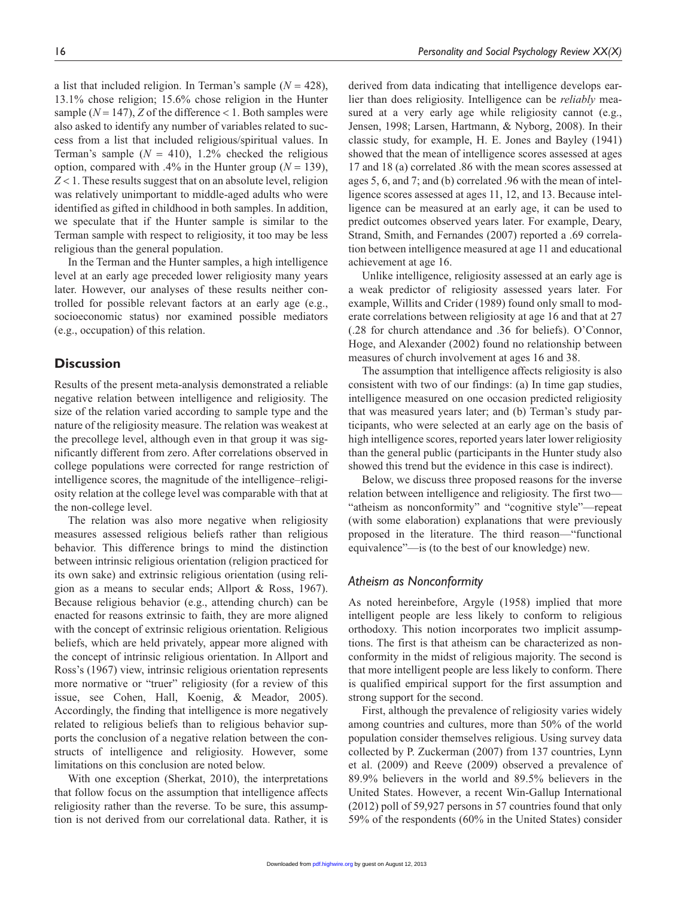a list that included religion. In Terman's sample ($N = 428$), 13.1% chose religion; 15.6% chose religion in the Hunter sample ($N = 147$), $Z$ of the difference < 1. Both samples were also asked to identify any number of variables related to success from a list that included religious/spiritual values. In Terman's sample ($N = 410$), 1.2% checked the religious option, compared with .4% in the Hunter group ($N = 139$), $Z < 1$. These results suggest that on an absolute level, religion was relatively unimportant to middle-aged adults who were identified as gifted in childhood in both samples. In addition, we speculate that if the Hunter sample is similar to the Terman sample with respect to religiosity, it too may be less religious than the general population.

In the Terman and the Hunter samples, a high intelligence level at an early age preceded lower religiosity many years later. However, our analyses of these results neither controlled for possible relevant factors at an early age (e.g., socioeconomic status) nor examined possible mediators (e.g., occupation) of this relation.

## Discussion

Results of the present meta-analysis demonstrated a reliable negative relation between intelligence and religiosity. The size of the relation varied according to sample type and the nature of the religiosity measure. The relation was weakest at the precollege level, although even in that group it was significantly different from zero. After correlations observed in college populations were corrected for range restriction of intelligence scores, the magnitude of the intelligence–religiosity relation at the college level was comparable with that at the non-college level.

The relation was also more negative when religiosity measures assessed religious beliefs rather than religious behavior. This difference brings to mind the distinction between intrinsic religious orientation (religion practiced for its own sake) and extrinsic religious orientation (using religion as a means to secular ends; Allport & Ross, 1967). Because religious behavior (e.g., attending church) can be enacted for reasons extrinsic to faith, they are more aligned with the concept of extrinsic religious orientation. Religious beliefs, which are held privately, appear more aligned with the concept of intrinsic religious orientation. In Allport and Ross's (1967) view, intrinsic religious orientation represents more normative or "truer" religiosity (for a review of this issue, see Cohen, Hall, Koenig, & Meador, 2005). Accordingly, the finding that intelligence is more negatively related to religious beliefs than to religious behavior supports the conclusion of a negative relation between the constructs of intelligence and religiosity. However, some limitations on this conclusion are noted below.

With one exception (Sherkat, 2010), the interpretations that follow focus on the assumption that intelligence affects religiosity rather than the reverse. To be sure, this assumption is not derived from our correlational data. Rather, it is derived from data indicating that intelligence develops earlier than does religiosity. Intelligence can be *reliably* measured at a very early age while religiosity cannot (e.g., Jensen, 1998; Larsen, Hartmann, & Nyborg, 2008). In their classic study, for example, H. E. Jones and Bayley (1941) showed that the mean of intelligence scores assessed at ages 17 and 18 (a) correlated .86 with the mean scores assessed at ages 5, 6, and 7; and (b) correlated .96 with the mean of intelligence scores assessed at ages 11, 12, and 13. Because intelligence can be measured at an early age, it can be used to predict outcomes observed years later. For example, Deary, Strand, Smith, and Fernandes (2007) reported a .69 correlation between intelligence measured at age 11 and educational achievement at age 16.

Unlike intelligence, religiosity assessed at an early age is a weak predictor of religiosity assessed years later. For example, Willits and Crider (1989) found only small to moderate correlations between religiosity at age 16 and that at 27 (.28 for church attendance and .36 for beliefs). O'Connor, Hoge, and Alexander (2002) found no relationship between measures of church involvement at ages 16 and 38.

The assumption that intelligence affects religiosity is also consistent with two of our findings: (a) In time gap studies, intelligence measured on one occasion predicted religiosity that was measured years later; and (b) Terman's study participants, who were selected at an early age on the basis of high intelligence scores, reported years later lower religiosity than the general public (participants in the Hunter study also showed this trend but the evidence in this case is indirect).

Below, we discuss three proposed reasons for the inverse relation between intelligence and religiosity. The first two—"atheism as nonconformity" and "cognitive style"—repeat (with some elaboration) explanations that were previously proposed in the literature. The third reason—"functional equivalence"—is (to the best of our knowledge) new.

### Atheism as Nonconformity

As noted hereinbefore, Argyle (1958) implied that more intelligent people are less likely to conform to religious orthodoxy. This notion incorporates two implicit assumptions. The first is that atheism can be characterized as nonconformity in the midst of religious majority. The second is that more intelligent people are less likely to conform. There is qualified empirical support for the first assumption and strong support for the second.

First, although the prevalence of religiosity varies widely among countries and cultures, more than 50% of the world population consider themselves religious. Using survey data collected by P. Zuckerman (2007) from 137 countries, Lynn et al. (2009) and Reeve (2009) observed a prevalence of 89.9% believers in the world and 89.5% believers in the United States. However, a recent Win-Gallup International (2012) poll of 59,927 persons in 57 countries found that only 59% of the respondents (60% in the United States) consider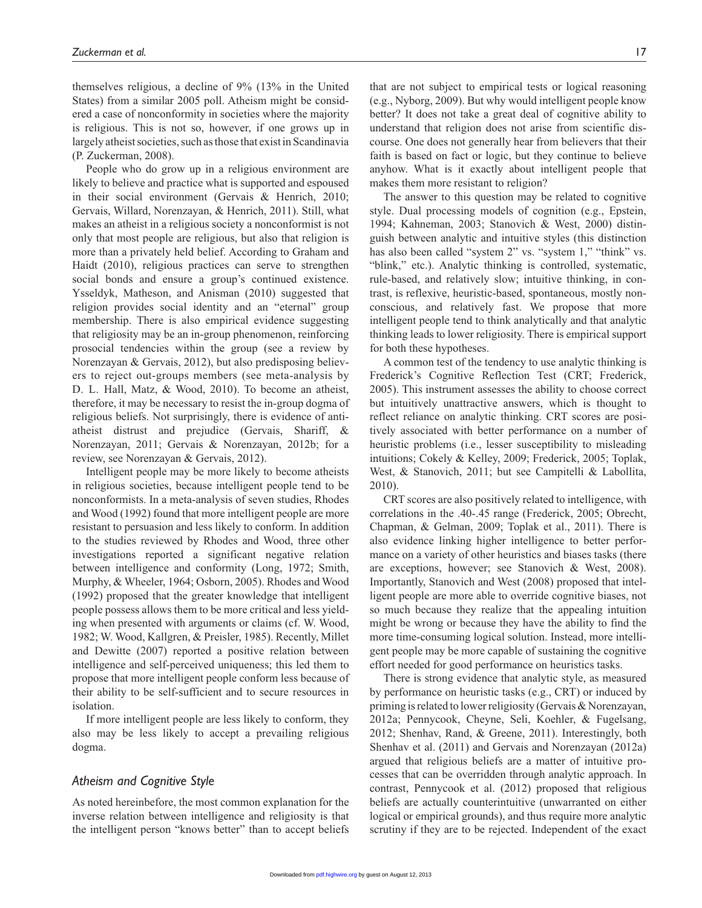themselves religious, a decline of 9% (13% in the United States) from a similar 2005 poll. Atheism might be considered a case of nonconformity in societies where the majority is religious. This is not so, however, if one grows up in largely atheist societies, such as those that exist in Scandinavia (P. Zuckerman, 2008).

People who do grow up in a religious environment are likely to believe and practice what is supported and espoused in their social environment (Gervais & Henrich, 2010; Gervais, Willard, Norenzayan, & Henrich, 2011). Still, what makes an atheist in a religious society a nonconformist is not only that most people are religious, but also that religion is more than a privately held belief. According to Graham and Haidt (2010), religious practices can serve to strengthen social bonds and ensure a group's continued existence. Ysseldyk, Matheson, and Anisman (2010) suggested that religion provides social identity and an "eternal" group membership. There is also empirical evidence suggesting that religiosity may be an in-group phenomenon, reinforcing prosocial tendencies within the group (see a review by Norenzayan & Gervais, 2012), but also predisposing believers to reject out-groups members (see meta-analysis by D. L. Hall, Matz, & Wood, 2010). To become an atheist, therefore, it may be necessary to resist the in-group dogma of religious beliefs. Not surprisingly, there is evidence of anti-atheist distrust and prejudice (Gervais, Shariff, & Norenzayan, 2011; Gervais & Norenzayan, 2012b; for a review, see Norenzayan & Gervais, 2012).

Intelligent people may be more likely to become atheists in religious societies, because intelligent people tend to be nonconformists. In a meta-analysis of seven studies, Rhodes and Wood (1992) found that more intelligent people are more resistant to persuasion and less likely to conform. In addition to the studies reviewed by Rhodes and Wood, three other investigations reported a significant negative relation between intelligence and conformity (Long, 1972; Smith, Murphy, & Wheeler, 1964; Osborn, 2005). Rhodes and Wood (1992) proposed that the greater knowledge that intelligent people possess allows them to be more critical and less yielding when presented with arguments or claims (cf. W. Wood, 1982; W. Wood, Kallgren, & Preisler, 1985). Recently, Millet and Dewitte (2007) reported a positive relation between intelligence and self-perceived uniqueness; this led them to propose that more intelligent people conform less because of their ability to be self-sufficient and to secure resources in isolation.

If more intelligent people are less likely to conform, they also may be less likely to accept a prevailing religious dogma.

### *Atheism and Cognitive Style*

As noted hereinbefore, the most common explanation for the inverse relation between intelligence and religiosity is that the intelligent person "knows better" than to accept beliefs that are not subject to empirical tests or logical reasoning (e.g., Nyborg, 2009). But why would intelligent people know better? It does not take a great deal of cognitive ability to understand that religion does not arise from scientific discourse. One does not generally hear from believers that their faith is based on fact or logic, but they continue to believe anyhow. What is it exactly about intelligent people that makes them more resistant to religion?

The answer to this question may be related to cognitive style. Dual processing models of cognition (e.g., Epstein, 1994; Kahneman, 2003; Stanovich & West, 2000) distinguish between analytic and intuitive styles (this distinction has also been called "system 2" vs. "system 1," "think" vs. "blink," etc.). Analytic thinking is controlled, systematic, rule-based, and relatively slow; intuitive thinking, in contrast, is reflexive, heuristic-based, spontaneous, mostly nonconscious, and relatively fast. We propose that more intelligent people tend to think analytically and that analytic thinking leads to lower religiosity. There is empirical support for both these hypotheses.

A common test of the tendency to use analytic thinking is Frederick's Cognitive Reflection Test (CRT; Frederick, 2005). This instrument assesses the ability to choose correct but intuitively unattractive answers, which is thought to reflect reliance on analytic thinking. CRT scores are positively associated with better performance on a number of heuristic problems (i.e., lesser susceptibility to misleading intuitions; Cokely & Kelley, 2009; Frederick, 2005; Toplak, West, & Stanovich, 2011; but see Campitelli & Labollita, 2010).

CRT scores are also positively related to intelligence, with correlations in the .40-.45 range (Frederick, 2005; Obrecht, Chapman, & Gelman, 2009; Toplak et al., 2011). There is also evidence linking higher intelligence to better performance on a variety of other heuristics and biases tasks (there are exceptions, however; see Stanovich & West, 2008). Importantly, Stanovich and West (2008) proposed that intelligent people are more able to override cognitive biases, not so much because they realize that the appealing intuition might be wrong or because they have the ability to find the more time-consuming logical solution. Instead, more intelligent people may be more capable of sustaining the cognitive effort needed for good performance on heuristics tasks.

There is strong evidence that analytic style, as measured by performance on heuristic tasks (e.g., CRT) or induced by priming is related to lower religiosity (Gervais & Norenzayan, 2012a; Pennycook, Cheyne, Seli, Koehler, & Fugelsang, 2012; Shenhav, Rand, & Greene, 2011). Interestingly, both Shenhav et al. (2011) and Gervais and Norenzayan (2012a) argued that religious beliefs are a matter of intuitive processes that can be overridden through analytic approach. In contrast, Pennycook et al. (2012) proposed that religious beliefs are actually counterintuitive (unwarranted on either logical or empirical grounds), and thus require more analytic scrutiny if they are to be rejected. Independent of the exact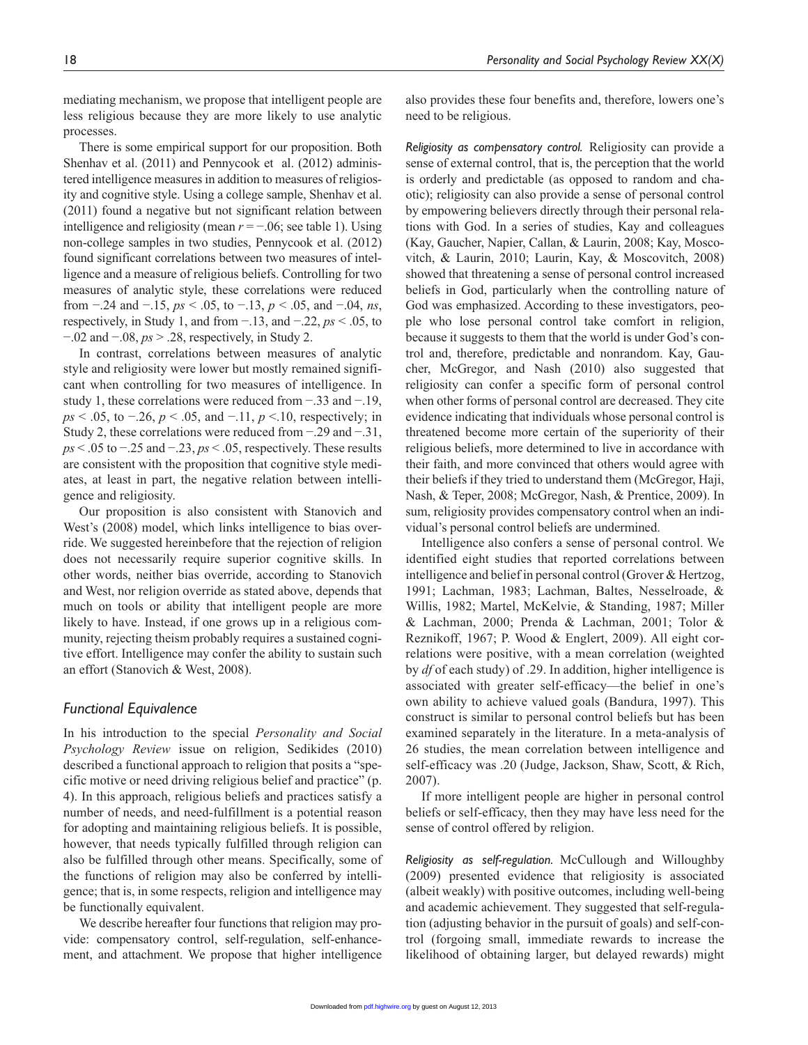mediating mechanism, we propose that intelligent people are less religious because they are more likely to use analytic processes.

There is some empirical support for our proposition. Both Shenhav et al. (2011) and Pennycook et al. (2012) administered intelligence measures in addition to measures of religiosity and cognitive style. Using a college sample, Shenhav et al. (2011) found a negative but not significant relation between intelligence and religiosity (mean $r = -.06$; see table 1). Using non-college samples in two studies, Pennycook et al. (2012) found significant correlations between two measures of intelligence and a measure of religious beliefs. Controlling for two measures of analytic style, these correlations were reduced from −.24 and −.15, $ps < .05$, to −.13, $p < .05$, and −.04, *ns*, respectively, in Study 1, and from −.13, and −.22, $ps < .05$, to −.02 and −.08, $ps > .28$, respectively, in Study 2.

In contrast, correlations between measures of analytic style and religiosity were lower but mostly remained significant when controlling for two measures of intelligence. In study 1, these correlations were reduced from −.33 and −.19, $ps < .05$, to −.26, $p < .05$, and −.11, $p < .10$, respectively; in Study 2, these correlations were reduced from −.29 and −.31, $ps < .05$ to −.25 and −.23, $ps < .05$, respectively. These results are consistent with the proposition that cognitive style mediates, at least in part, the negative relation between intelligence and religiosity.

Our proposition is also consistent with Stanovich and West's (2008) model, which links intelligence to bias override. We suggested hereinbefore that the rejection of religion does not necessarily require superior cognitive skills. In other words, neither bias override, according to Stanovich and West, nor religion override as stated above, depends that much on tools or ability that intelligent people are more likely to have. Instead, if one grows up in a religious community, rejecting theism probably requires a sustained cognitive effort. Intelligence may confer the ability to sustain such an effort (Stanovich & West, 2008).

## *Functional Equivalence*

In his introduction to the special *Personality and Social Psychology Review* issue on religion, Sedikides (2010) described a functional approach to religion that posits a "specific motive or need driving religious belief and practice" (p. 4). In this approach, religious beliefs and practices satisfy a number of needs, and need-fulfillment is a potential reason for adopting and maintaining religious beliefs. It is possible, however, that needs typically fulfilled through religion can also be fulfilled through other means. Specifically, some of the functions of religion may also be conferred by intelligence; that is, in some respects, religion and intelligence may be functionally equivalent.

We describe hereafter four functions that religion may provide: compensatory control, self-regulation, self-enhancement, and attachment. We propose that higher intelligence also provides these four benefits and, therefore, lowers one's need to be religious.

*Religiosity as compensatory control.* Religiosity can provide a sense of external control, that is, the perception that the world is orderly and predictable (as opposed to random and chaotic); religiosity can also provide a sense of personal control by empowering believers directly through their personal relations with God. In a series of studies, Kay and colleagues (Kay, Gaucher, Napier, Callan, & Laurin, 2008; Kay, Moscovitch, & Laurin, 2010; Laurin, Kay, & Moscovitch, 2008) showed that threatening a sense of personal control increased beliefs in God, particularly when the controlling nature of God was emphasized. According to these investigators, people who lose personal control take comfort in religion, because it suggests to them that the world is under God's control and, therefore, predictable and nonrandom. Kay, Gaucher, McGregor, and Nash (2010) also suggested that religiosity can confer a specific form of personal control when other forms of personal control are decreased. They cite evidence indicating that individuals whose personal control is threatened become more certain of the superiority of their religious beliefs, more determined to live in accordance with their faith, and more convinced that others would agree with their beliefs if they tried to understand them (McGregor, Haji, Nash, & Teper, 2008; McGregor, Nash, & Prentice, 2009). In sum, religiosity provides compensatory control when an individual's personal control beliefs are undermined.

Intelligence also confers a sense of personal control. We identified eight studies that reported correlations between intelligence and belief in personal control (Grover & Hertzog, 1991; Lachman, 1983; Lachman, Baltes, Nesselroade, & Willis, 1982; Martel, McKelvie, & Standing, 1987; Miller & Lachman, 2000; Prenda & Lachman, 2001; Tolor & Reznikoff, 1967; P. Wood & Englert, 2009). All eight correlations were positive, with a mean correlation (weighted by *df* of each study) of .29. In addition, higher intelligence is associated with greater self-efficacy—the belief in one's own ability to achieve valued goals (Bandura, 1997). This construct is similar to personal control beliefs but has been examined separately in the literature. In a meta-analysis of 26 studies, the mean correlation between intelligence and self-efficacy was .20 (Judge, Jackson, Shaw, Scott, & Rich, 2007).

If more intelligent people are higher in personal control beliefs or self-efficacy, then they may have less need for the sense of control offered by religion.

*Religiosity as self-regulation.* McCullough and Willoughby (2009) presented evidence that religiosity is associated (albeit weakly) with positive outcomes, including well-being and academic achievement. They suggested that self-regulation (adjusting behavior in the pursuit of goals) and self-control (forgoing small, immediate rewards to increase the likelihood of obtaining larger, but delayed rewards) might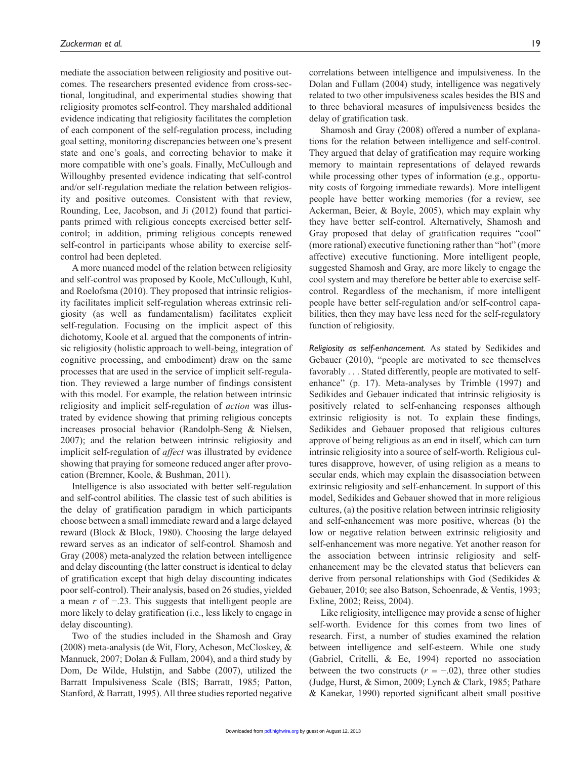mediate the association between religiosity and positive outcomes. The researchers presented evidence from cross-sectional, longitudinal, and experimental studies showing that religiosity promotes self-control. They marshaled additional evidence indicating that religiosity facilitates the completion of each component of the self-regulation process, including goal setting, monitoring discrepancies between one's present state and one's goals, and correcting behavior to make it more compatible with one's goals. Finally, McCullough and Willoughby presented evidence indicating that self-control and/or self-regulation mediate the relation between religiosity and positive outcomes. Consistent with that review, Rounding, Lee, Jacobson, and Ji (2012) found that participants primed with religious concepts exercised better self-control; in addition, priming religious concepts renewed self-control in participants whose ability to exercise self-control had been depleted.

A more nuanced model of the relation between religiosity and self-control was proposed by Koole, McCullough, Kuhl, and Roelofsma (2010). They proposed that intrinsic religiosity facilitates implicit self-regulation whereas extrinsic religiosity (as well as fundamentalism) facilitates explicit self-regulation. Focusing on the implicit aspect of this dichotomy, Koole et al. argued that the components of intrinsic religiosity (holistic approach to well-being, integration of cognitive processing, and embodiment) draw on the same processes that are used in the service of implicit self-regulation. They reviewed a large number of findings consistent with this model. For example, the relation between intrinsic religiosity and implicit self-regulation of *action* was illustrated by evidence showing that priming religious concepts increases prosocial behavior (Randolph-Seng & Nielsen, 2007); and the relation between intrinsic religiosity and implicit self-regulation of *affect* was illustrated by evidence showing that praying for someone reduced anger after provocation (Bremner, Koole, & Bushman, 2011).

Intelligence is also associated with better self-regulation and self-control abilities. The classic test of such abilities is the delay of gratification paradigm in which participants choose between a small immediate reward and a large delayed reward (Block & Block, 1980). Choosing the large delayed reward serves as an indicator of self-control. Shamosh and Gray (2008) meta-analyzed the relation between intelligence and delay discounting (the latter construct is identical to delay of gratification except that high delay discounting indicates poor self-control). Their analysis, based on 26 studies, yielded a mean $r$ of −.23. This suggests that intelligent people are more likely to delay gratification (i.e., less likely to engage in delay discounting).

Two of the studies included in the Shamosh and Gray (2008) meta-analysis (de Wit, Flory, Acheson, McCloskey, & Mannuck, 2007; Dolan & Fullam, 2004), and a third study by Dom, De Wilde, Hulstijn, and Sabbe (2007), utilized the Barratt Impulsiveness Scale (BIS; Barratt, 1985; Patton, Stanford, & Barratt, 1995). All three studies reported negative correlations between intelligence and impulsiveness. In the Dolan and Fullam (2004) study, intelligence was negatively related to two other impulsiveness scales besides the BIS and to three behavioral measures of impulsiveness besides the delay of gratification task.

Shamosh and Gray (2008) offered a number of explanations for the relation between intelligence and self-control. They argued that delay of gratification may require working memory to maintain representations of delayed rewards while processing other types of information (e.g., opportunity costs of forgoing immediate rewards). More intelligent people have better working memories (for a review, see Ackerman, Beier, & Boyle, 2005), which may explain why they have better self-control. Alternatively, Shamosh and Gray proposed that delay of gratification requires "cool" (more rational) executive functioning rather than "hot" (more affective) executive functioning. More intelligent people, suggested Shamosh and Gray, are more likely to engage the cool system and may therefore be better able to exercise self-control. Regardless of the mechanism, if more intelligent people have better self-regulation and/or self-control capabilities, then they may have less need for the self-regulatory function of religiosity.

*Religiosity as self-enhancement.* As stated by Sedikides and Gebauer (2010), "people are motivated to see themselves favorably . . . Stated differently, people are motivated to self-enhance" (p. 17). Meta-analyses by Trimble (1997) and Sedikides and Gebauer indicated that intrinsic religiosity is positively related to self-enhancing responses although extrinsic religiosity is not. To explain these findings, Sedikides and Gebauer proposed that religious cultures approve of being religious as an end in itself, which can turn intrinsic religiosity into a source of self-worth. Religious cultures disapprove, however, of using religion as a means to secular ends, which may explain the disassociation between extrinsic religiosity and self-enhancement. In support of this model, Sedikides and Gebauer showed that in more religious cultures, (a) the positive relation between intrinsic religiosity and self-enhancement was more positive, whereas (b) the low or negative relation between extrinsic religiosity and self-enhancement was more negative. Yet another reason for the association between intrinsic religiosity and self-enhancement may be the elevated status that believers can derive from personal relationships with God (Sedikides & Gebauer, 2010; see also Batson, Schoenrade, & Ventis, 1993; Exline, 2002; Reiss, 2004).

Like religiosity, intelligence may provide a sense of higher self-worth. Evidence for this comes from two lines of research. First, a number of studies examined the relation between intelligence and self-esteem. While one study (Gabriel, Critelli, & Ee, 1994) reported no association between the two constructs ($r = −.02$), three other studies (Judge, Hurst, & Simon, 2009; Lynch & Clark, 1985; Pathare & Kanekar, 1990) reported significant albeit small positive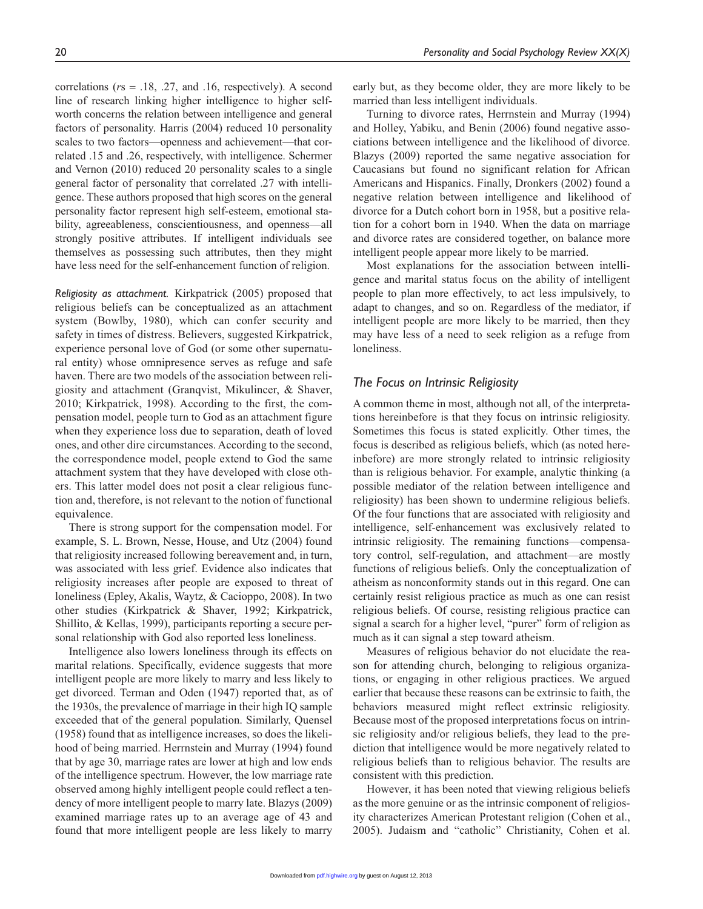correlations ($r$s = .18, .27, and .16, respectively). A second line of research linking higher intelligence to higher self-worth concerns the relation between intelligence and general factors of personality. Harris (2004) reduced 10 personality scales to two factors—openness and achievement—that correlated .15 and .26, respectively, with intelligence. Schermer and Vernon (2010) reduced 20 personality scales to a single general factor of personality that correlated .27 with intelligence. These authors proposed that high scores on the general personality factor represent high self-esteem, emotional stability, agreeableness, conscientiousness, and openness—all strongly positive attributes. If intelligent individuals see themselves as possessing such attributes, then they might have less need for the self-enhancement function of religion.

*Religiosity as attachment.* Kirkpatrick (2005) proposed that religious beliefs can be conceptualized as an attachment system (Bowlby, 1980), which can confer security and safety in times of distress. Believers, suggested Kirkpatrick, experience personal love of God (or some other supernatural entity) whose omnipresence serves as refuge and safe haven. There are two models of the association between religiosity and attachment (Granqvist, Mikulincer, & Shaver, 2010; Kirkpatrick, 1998). According to the first, the compensation model, people turn to God as an attachment figure when they experience loss due to separation, death of loved ones, and other dire circumstances. According to the second, the correspondence model, people extend to God the same attachment system that they have developed with close others. This latter model does not posit a clear religious function and, therefore, is not relevant to the notion of functional equivalence.

There is strong support for the compensation model. For example, S. L. Brown, Nesse, House, and Utz (2004) found that religiosity increased following bereavement and, in turn, was associated with less grief. Evidence also indicates that religiosity increases after people are exposed to threat of loneliness (Epley, Akalis, Waytz, & Cacioppo, 2008). In two other studies (Kirkpatrick & Shaver, 1992; Kirkpatrick, Shillito, & Kellas, 1999), participants reporting a secure personal relationship with God also reported less loneliness.

Intelligence also lowers loneliness through its effects on marital relations. Specifically, evidence suggests that more intelligent people are more likely to marry and less likely to get divorced. Terman and Oden (1947) reported that, as of the 1930s, the prevalence of marriage in their high IQ sample exceeded that of the general population. Similarly, Quensel (1958) found that as intelligence increases, so does the likelihood of being married. Herrnstein and Murray (1994) found that by age 30, marriage rates are lower at high and low ends of the intelligence spectrum. However, the low marriage rate observed among highly intelligent people could reflect a tendency of more intelligent people to marry late. Blazys (2009) examined marriage rates up to an average age of 43 and found that more intelligent people are less likely to marry early but, as they become older, they are more likely to be married than less intelligent individuals.

Turning to divorce rates, Herrnstein and Murray (1994) and Holley, Yabiku, and Benin (2006) found negative associations between intelligence and the likelihood of divorce. Blazys (2009) reported the same negative association for Caucasians but found no significant relation for African Americans and Hispanics. Finally, Dronkers (2002) found a negative relation between intelligence and likelihood of divorce for a Dutch cohort born in 1958, but a positive relation for a cohort born in 1940. When the data on marriage and divorce rates are considered together, on balance more intelligent people appear more likely to be married.

Most explanations for the association between intelligence and marital status focus on the ability of intelligent people to plan more effectively, to act less impulsively, to adapt to changes, and so on. Regardless of the mediator, if intelligent people are more likely to be married, then they may have less of a need to seek religion as a refuge from loneliness.

## *The Focus on Intrinsic Religiosity*

A common theme in most, although not all, of the interpretations hereinbefore is that they focus on intrinsic religiosity. Sometimes this focus is stated explicitly. Other times, the focus is described as religious beliefs, which (as noted hereinbefore) are more strongly related to intrinsic religiosity than is religious behavior. For example, analytic thinking (a possible mediator of the relation between intelligence and religiosity) has been shown to undermine religious beliefs. Of the four functions that are associated with religiosity and intelligence, self-enhancement was exclusively related to intrinsic religiosity. The remaining functions—compensatory control, self-regulation, and attachment—are mostly functions of religious beliefs. Only the conceptualization of atheism as nonconformity stands out in this regard. One can certainly resist religious practice as much as one can resist religious beliefs. Of course, resisting religious practice can signal a search for a higher level, "purer" form of religion as much as it can signal a step toward atheism.

Measures of religious behavior do not elucidate the reason for attending church, belonging to religious organizations, or engaging in other religious practices. We argued earlier that because these reasons can be extrinsic to faith, the behaviors measured might reflect extrinsic religiosity. Because most of the proposed interpretations focus on intrinsic religiosity and/or religious beliefs, they lead to the prediction that intelligence would be more negatively related to religious beliefs than to religious behavior. The results are consistent with this prediction.

However, it has been noted that viewing religious beliefs as the more genuine or as the intrinsic component of religiosity characterizes American Protestant religion (Cohen et al., 2005). Judaism and "catholic" Christianity, Cohen et al.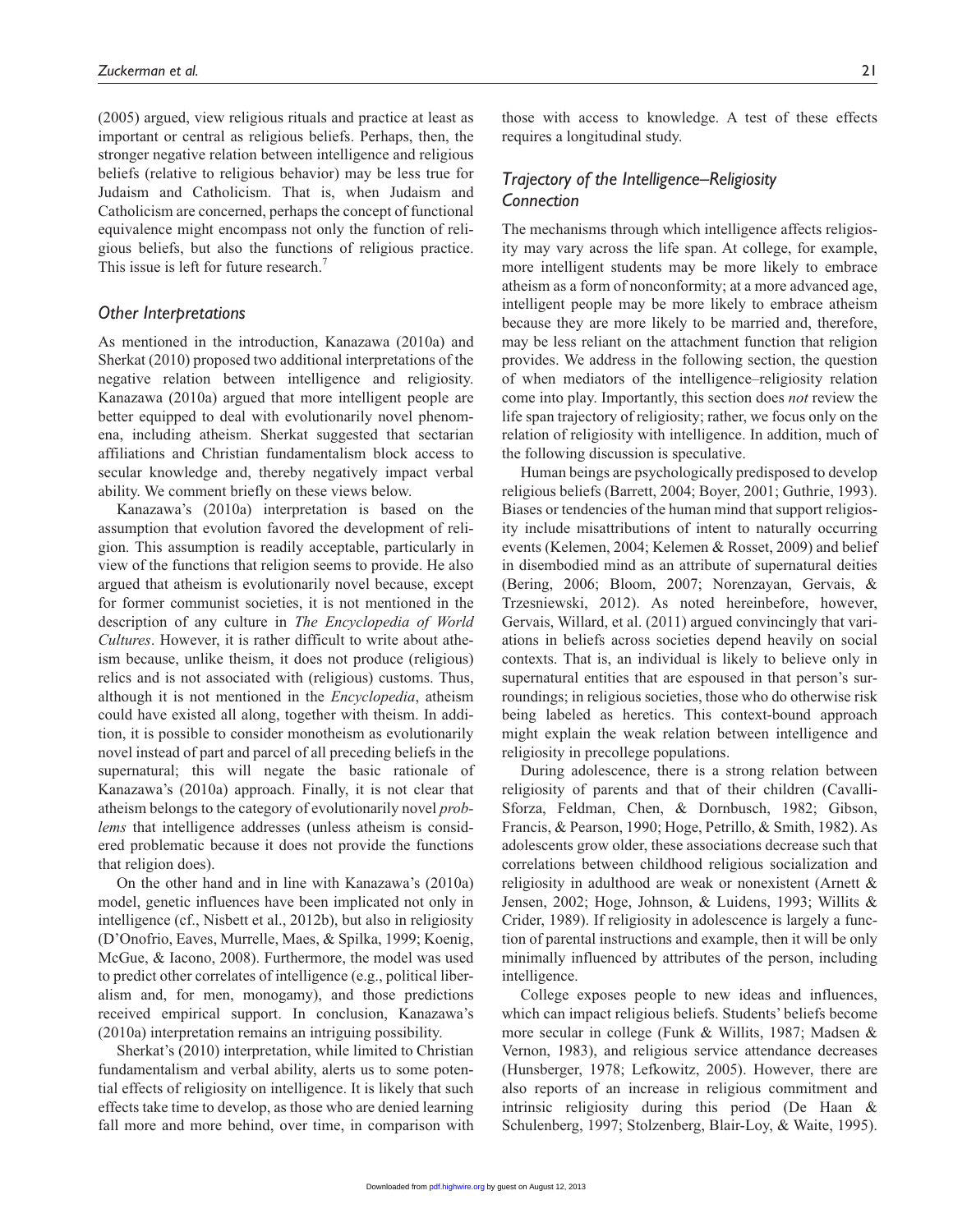(2005) argued, view religious rituals and practice at least as important or central as religious beliefs. Perhaps, then, the stronger negative relation between intelligence and religious beliefs (relative to religious behavior) may be less true for Judaism and Catholicism. That is, when Judaism and Catholicism are concerned, perhaps the concept of functional equivalence might encompass not only the function of religious beliefs, but also the functions of religious practice. This issue is left for future research.[7]

### *Other Interpretations*

As mentioned in the introduction, Kanazawa (2010a) and Sherkat (2010) proposed two additional interpretations of the negative relation between intelligence and religiosity. Kanazawa (2010a) argued that more intelligent people are better equipped to deal with evolutionarily novel phenomena, including atheism. Sherkat suggested that sectarian affiliations and Christian fundamentalism block access to secular knowledge and, thereby negatively impact verbal ability. We comment briefly on these views below.

Kanazawa's (2010a) interpretation is based on the assumption that evolution favored the development of religion. This assumption is readily acceptable, particularly in view of the functions that religion seems to provide. He also argued that atheism is evolutionarily novel because, except for former communist societies, it is not mentioned in the description of any culture in *The Encyclopedia of World Cultures*. However, it is rather difficult to write about atheism because, unlike theism, it does not produce (religious) relics and is not associated with (religious) customs. Thus, although it is not mentioned in the *Encyclopedia*, atheism could have existed all along, together with theism. In addition, it is possible to consider monotheism as evolutionarily novel instead of part and parcel of all preceding beliefs in the supernatural; this will negate the basic rationale of Kanazawa's (2010a) approach. Finally, it is not clear that atheism belongs to the category of evolutionarily novel *problems* that intelligence addresses (unless atheism is considered problematic because it does not provide the functions that religion does).

On the other hand and in line with Kanazawa's (2010a) model, genetic influences have been implicated not only in intelligence (cf., Nisbett et al., 2012b), but also in religiosity (D'Onofrio, Eaves, Murrelle, Maes, & Spilka, 1999; Koenig, McGue, & Iacono, 2008). Furthermore, the model was used to predict other correlates of intelligence (e.g., political liberalism and, for men, monogamy), and those predictions received empirical support. In conclusion, Kanazawa's (2010a) interpretation remains an intriguing possibility.

Sherkat's (2010) interpretation, while limited to Christian fundamentalism and verbal ability, alerts us to some potential effects of religiosity on intelligence. It is likely that such effects take time to develop, as those who are denied learning fall more and more behind, over time, in comparison with those with access to knowledge. A test of these effects requires a longitudinal study.

### *Trajectory of the Intelligence–Religiosity Connection*

The mechanisms through which intelligence affects religiosity may vary across the life span. At college, for example, more intelligent students may be more likely to embrace atheism as a form of nonconformity; at a more advanced age, intelligent people may be more likely to embrace atheism because they are more likely to be married and, therefore, may be less reliant on the attachment function that religion provides. We address in the following section, the question of when mediators of the intelligence–religiosity relation come into play. Importantly, this section does *not* review the life span trajectory of religiosity; rather, we focus only on the relation of religiosity with intelligence. In addition, much of the following discussion is speculative.

Human beings are psychologically predisposed to develop religious beliefs (Barrett, 2004; Boyer, 2001; Guthrie, 1993). Biases or tendencies of the human mind that support religiosity include misattributions of intent to naturally occurring events (Kelemen, 2004; Kelemen & Rosset, 2009) and belief in disembodied mind as an attribute of supernatural deities (Bering, 2006; Bloom, 2007; Norenzayan, Gervais, & Trzesniewski, 2012). As noted hereinbefore, however, Gervais, Willard, et al. (2011) argued convincingly that variations in beliefs across societies depend heavily on social contexts. That is, an individual is likely to believe only in supernatural entities that are espoused in that person's surroundings; in religious societies, those who do otherwise risk being labeled as heretics. This context-bound approach might explain the weak relation between intelligence and religiosity in precollege populations.

During adolescence, there is a strong relation between religiosity of parents and that of their children (Cavalli-Sforza, Feldman, Chen, & Dornbusch, 1982; Gibson, Francis, & Pearson, 1990; Hoge, Petrillo, & Smith, 1982). As adolescents grow older, these associations decrease such that correlations between childhood religious socialization and religiosity in adulthood are weak or nonexistent (Arnett & Jensen, 2002; Hoge, Johnson, & Luidens, 1993; Willits & Crider, 1989). If religiosity in adolescence is largely a function of parental instructions and example, then it will be only minimally influenced by attributes of the person, including intelligence.

College exposes people to new ideas and influences, which can impact religious beliefs. Students' beliefs become more secular in college (Funk & Willits, 1987; Madsen & Vernon, 1983), and religious service attendance decreases (Hunsberger, 1978; Lefkowitz, 2005). However, there are also reports of an increase in religious commitment and intrinsic religiosity during this period (De Haan & Schulenberg, 1997; Stolzenberg, Blair-Loy, & Waite, 1995).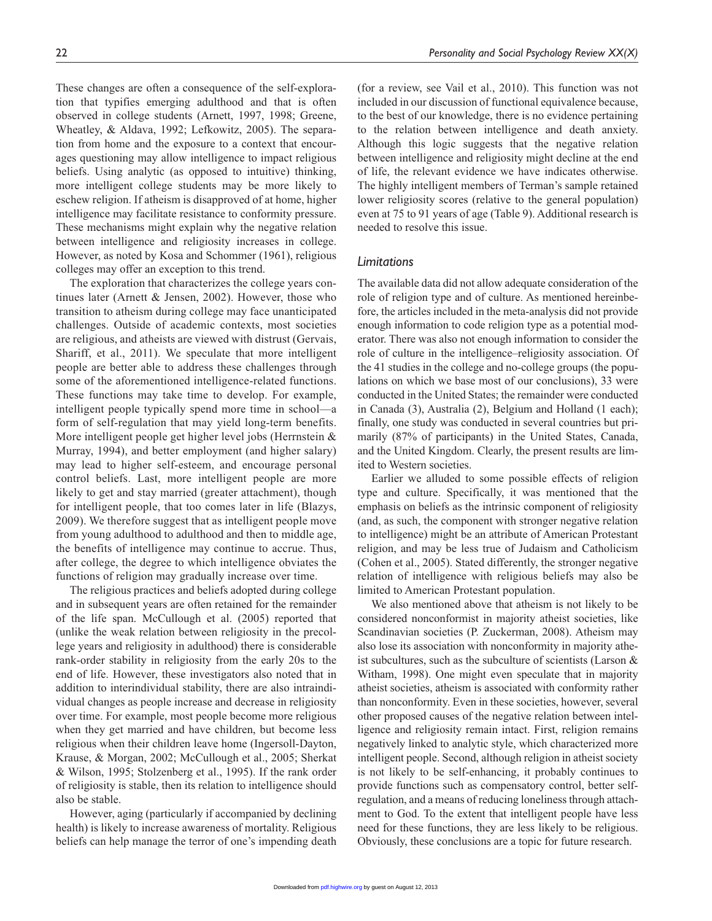These changes are often a consequence of the self-exploration that typifies emerging adulthood and that is often observed in college students (Arnett, 1997, 1998; Greene, Wheatley, & Aldava, 1992; Lefkowitz, 2005). The separation from home and the exposure to a context that encourages questioning may allow intelligence to impact religious beliefs. Using analytic (as opposed to intuitive) thinking, more intelligent college students may be more likely to eschew religion. If atheism is disapproved of at home, higher intelligence may facilitate resistance to conformity pressure. These mechanisms might explain why the negative relation between intelligence and religiosity increases in college. However, as noted by Kosa and Schommer (1961), religious colleges may offer an exception to this trend.

The exploration that characterizes the college years continues later (Arnett & Jensen, 2002). However, those who transition to atheism during college may face unanticipated challenges. Outside of academic contexts, most societies are religious, and atheists are viewed with distrust (Gervais, Shariff, et al., 2011). We speculate that more intelligent people are better able to address these challenges through some of the aforementioned intelligence-related functions. These functions may take time to develop. For example, intelligent people typically spend more time in school—a form of self-regulation that may yield long-term benefits. More intelligent people get higher level jobs (Herrnstein & Murray, 1994), and better employment (and higher salary) may lead to higher self-esteem, and encourage personal control beliefs. Last, more intelligent people are more likely to get and stay married (greater attachment), though for intelligent people, that too comes later in life (Blazys, 2009). We therefore suggest that as intelligent people move from young adulthood to adulthood and then to middle age, the benefits of intelligence may continue to accrue. Thus, after college, the degree to which intelligence obviates the functions of religion may gradually increase over time.

The religious practices and beliefs adopted during college and in subsequent years are often retained for the remainder of the life span. McCullough et al. (2005) reported that (unlike the weak relation between religiosity in the precollege years and religiosity in adulthood) there is considerable rank-order stability in religiosity from the early 20s to the end of life. However, these investigators also noted that in addition to interindividual stability, there are also intraindividual changes as people increase and decrease in religiosity over time. For example, most people become more religious when they get married and have children, but become less religious when their children leave home (Ingersoll-Dayton, Krause, & Morgan, 2002; McCullough et al., 2005; Sherkat & Wilson, 1995; Stolzenberg et al., 1995). If the rank order of religiosity is stable, then its relation to intelligence should also be stable.

However, aging (particularly if accompanied by declining health) is likely to increase awareness of mortality. Religious beliefs can help manage the terror of one's impending death (for a review, see Vail et al., 2010). This function was not included in our discussion of functional equivalence because, to the best of our knowledge, there is no evidence pertaining to the relation between intelligence and death anxiety. Although this logic suggests that the negative relation between intelligence and religiosity might decline at the end of life, the relevant evidence we have indicates otherwise. The highly intelligent members of Terman's sample retained lower religiosity scores (relative to the general population) even at 75 to 91 years of age (Table 9). Additional research is needed to resolve this issue.

### *Limitations*

The available data did not allow adequate consideration of the role of religion type and of culture. As mentioned hereinbefore, the articles included in the meta-analysis did not provide enough information to code religion type as a potential moderator. There was also not enough information to consider the role of culture in the intelligence–religiosity association. Of the 41 studies in the college and no-college groups (the populations on which we base most of our conclusions), 33 were conducted in the United States; the remainder were conducted in Canada (3), Australia (2), Belgium and Holland (1 each); finally, one study was conducted in several countries but primarily (87% of participants) in the United States, Canada, and the United Kingdom. Clearly, the present results are limited to Western societies.

Earlier we alluded to some possible effects of religion type and culture. Specifically, it was mentioned that the emphasis on beliefs as the intrinsic component of religiosity (and, as such, the component with stronger negative relation to intelligence) might be an attribute of American Protestant religion, and may be less true of Judaism and Catholicism (Cohen et al., 2005). Stated differently, the stronger negative relation of intelligence with religious beliefs may also be limited to American Protestant population.

We also mentioned above that atheism is not likely to be considered nonconformist in majority atheist societies, like Scandinavian societies (P. Zuckerman, 2008). Atheism may also lose its association with nonconformity in majority atheist subcultures, such as the subculture of scientists (Larson & Witham, 1998). One might even speculate that in majority atheist societies, atheism is associated with conformity rather than nonconformity. Even in these societies, however, several other proposed causes of the negative relation between intelligence and religiosity remain intact. First, religion remains negatively linked to analytic style, which characterized more intelligent people. Second, although religion in atheist society is not likely to be self-enhancing, it probably continues to provide functions such as compensatory control, better self-regulation, and a means of reducing loneliness through attachment to God. To the extent that intelligent people have less need for these functions, they are less likely to be religious. Obviously, these conclusions are a topic for future research.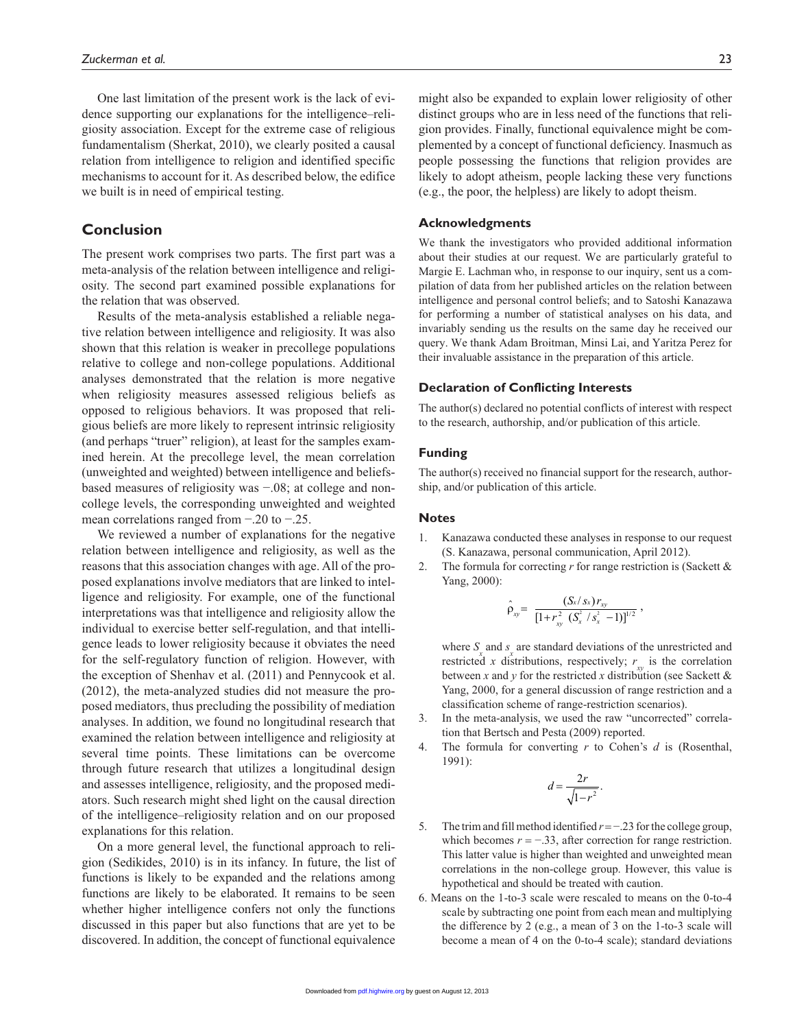One last limitation of the present work is the lack of evidence supporting our explanations for the intelligence–religiosity association. Except for the extreme case of religious fundamentalism (Sherkat, 2010), we clearly posited a causal relation from intelligence to religion and identified specific mechanisms to account for it. As described below, the edifice we built is in need of empirical testing.

## Conclusion

The present work comprises two parts. The first part was a meta-analysis of the relation between intelligence and religiosity. The second part examined possible explanations for the relation that was observed.

Results of the meta-analysis established a reliable negative relation between intelligence and religiosity. It was also shown that this relation is weaker in precollege populations relative to college and non-college populations. Additional analyses demonstrated that the relation is more negative when religiosity measures assessed religious beliefs as opposed to religious behaviors. It was proposed that religious beliefs are more likely to represent intrinsic religiosity (and perhaps "truer" religion), at least for the samples examined herein. At the precollege level, the mean correlation (unweighted and weighted) between intelligence and beliefs-based measures of religiosity was −.08; at college and non-college levels, the corresponding unweighted and weighted mean correlations ranged from −.20 to −.25.

We reviewed a number of explanations for the negative relation between intelligence and religiosity, as well as the reasons that this association changes with age. All of the proposed explanations involve mediators that are linked to intelligence and religiosity. For example, one of the functional interpretations was that intelligence and religiosity allow the individual to exercise better self-regulation, and that intelligence leads to lower religiosity because it obviates the need for the self-regulatory function of religion. However, with the exception of Shenhav et al. (2011) and Pennycook et al. (2012), the meta-analyzed studies did not measure the proposed mediators, thus precluding the possibility of mediation analyses. In addition, we found no longitudinal research that examined the relation between intelligence and religiosity at several time points. These limitations can be overcome through future research that utilizes a longitudinal design and assesses intelligence, religiosity, and the proposed mediators. Such research might shed light on the causal direction of the intelligence–religiosity relation and on our proposed explanations for this relation.

On a more general level, the functional approach to religion (Sedikides, 2010) is in its infancy. In future, the list of functions is likely to be expanded and the relations among functions are likely to be elaborated. It remains to be seen whether higher intelligence confers not only the functions discussed in this paper but also functions that are yet to be discovered. In addition, the concept of functional equivalence might also be expanded to explain lower religiosity of other distinct groups who are in less need of the functions that religion provides. Finally, functional equivalence might be complemented by a concept of functional deficiency. Inasmuch as people possessing the functions that religion provides are likely to adopt atheism, people lacking these very functions (e.g., the poor, the helpless) are likely to adopt theism.

### Acknowledgments

We thank the investigators who provided additional information about their studies at our request. We are particularly grateful to Margie E. Lachman who, in response to our inquiry, sent us a compilation of data from her published articles on the relation between intelligence and personal control beliefs; and to Satoshi Kanazawa for performing a number of statistical analyses on his data, and invariably sending us the results on the same day he received our query. We thank Adam Broitman, Minsi Lai, and Yaritza Perez for their invaluable assistance in the preparation of this article.

### Declaration of Conflicting Interests

The author(s) declared no potential conflicts of interest with respect to the research, authorship, and/or publication of this article.

### Funding

The author(s) received no financial support for the research, authorship, and/or publication of this article.

### Notes

1. Kanazawa conducted these analyses in response to our request (S. Kanazawa, personal communication, April 2012).
2. The formula for correcting $r$ for range restriction is (Sackett & Yang, 2000):

$$\hat{\rho}_{xy} = \frac{(S_x / s_x) r_{xy}}{[1 + r_{xy}^2 \ (S_x^2 / s_x^2 - 1)]^{1/2}},$$

   where $S_x$ and $s_x$ are standard deviations of the unrestricted and restricted $x$ distributions, respectively; $r_{xy}$ is the correlation between $x$ and $y$ for the restricted $x$ distribution (see Sackett & Yang, 2000, for a general discussion of range restriction and a classification scheme of range-restriction scenarios).
3. In the meta-analysis, we used the raw "uncorrected" correlation that Bertsch and Pesta (2009) reported.
4. The formula for converting $r$ to Cohen's $d$ is (Rosenthal, 1991):

$$d = \frac{2r}{\sqrt{1 - r^2}}.$$

5. The trim and fill method identified $r = -.23$ for the college group, which becomes $r = -.33$, after correction for range restriction. This latter value is higher than weighted and unweighted mean correlations in the non-college group. However, this value is hypothetical and should be treated with caution.
6. Means on the 1-to-3 scale were rescaled to means on the 0-to-4 scale by subtracting one point from each mean and multiplying the difference by 2 (e.g., a mean of 3 on the 1-to-3 scale will become a mean of 4 on the 0-to-4 scale); standard deviations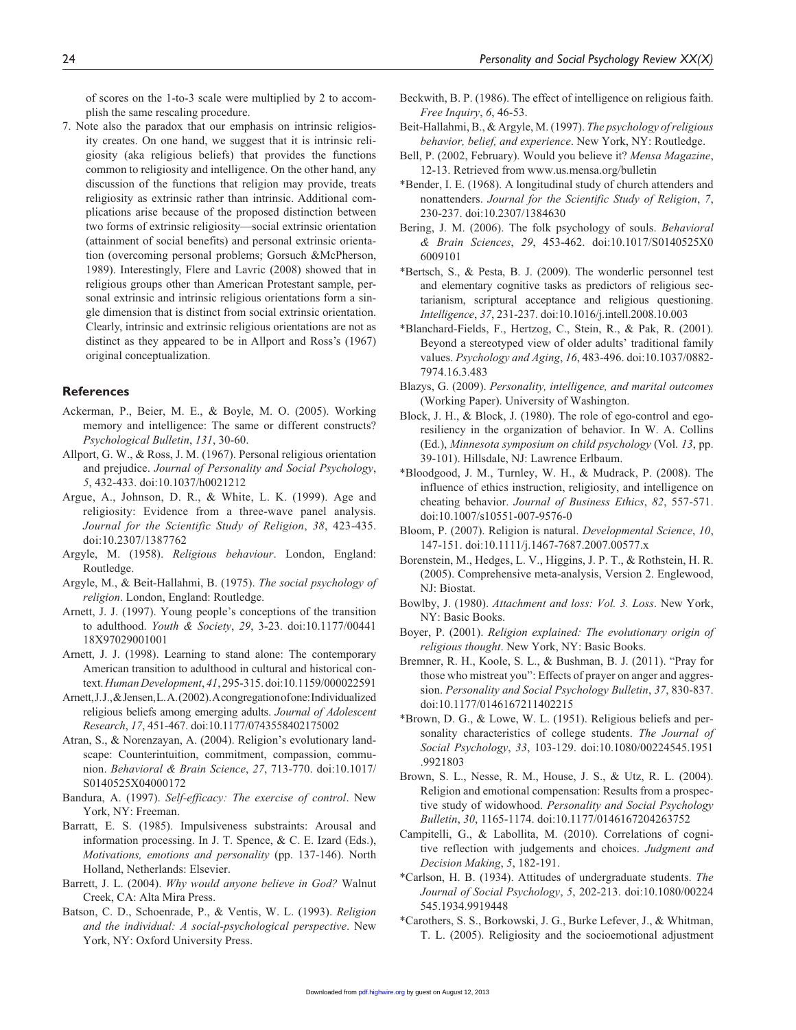of scores on the 1-to-3 scale were multiplied by 2 to accomplish the same rescaling procedure.

7. Note also the paradox that our emphasis on intrinsic religiosity creates. On one hand, we suggest that it is intrinsic religiosity (aka religious beliefs) that provides the functions common to religiosity and intelligence. On the other hand, any discussion of the functions that religion may provide, treats religiosity as extrinsic rather than intrinsic. Additional complications arise because of the proposed distinction between two forms of extrinsic religiosity—social extrinsic orientation (attainment of social benefits) and personal extrinsic orientation (overcoming personal problems; Gorsuch &McPherson, 1989). Interestingly, Flere and Lavric (2008) showed that in religious groups other than American Protestant sample, personal extrinsic and intrinsic religious orientations form a single dimension that is distinct from social extrinsic orientation. Clearly, intrinsic and extrinsic religious orientations are not as distinct as they appeared to be in Allport and Ross's (1967) original conceptualization.

## References

Ackerman, P., Beier, M. E., & Boyle, M. O. (2005). Working memory and intelligence: The same or different constructs? *Psychological Bulletin*, *131*, 30-60.

Allport, G. W., & Ross, J. M. (1967). Personal religious orientation and prejudice. *Journal of Personality and Social Psychology*, *5*, 432-433. doi:10.1037/h0021212

Argue, A., Johnson, D. R., & White, L. K. (1999). Age and religiosity: Evidence from a three-wave panel analysis. *Journal for the Scientific Study of Religion*, *38*, 423-435. doi:10.2307/1387762

Argyle, M. (1958). *Religious behaviour*. London, England: Routledge.

Argyle, M., & Beit-Hallahmi, B. (1975). *The social psychology of religion*. London, England: Routledge.

Arnett, J. J. (1997). Young people's conceptions of the transition to adulthood. *Youth & Society*, *29*, 3-23. doi:10.1177/0044118X97029001001

Arnett, J. J. (1998). Learning to stand alone: The contemporary American transition to adulthood in cultural and historical context. *Human Development*, *41*, 295-315. doi:10.1159/000022591

Arnett, J. J., & Jensen, L. A. (2002). A congregation of one: Individualized religious beliefs among emerging adults. *Journal of Adolescent Research*, *17*, 451-467. doi:10.1177/0743558402175002

Atran, S., & Norenzayan, A. (2004). Religion's evolutionary landscape: Counterintuition, commitment, compassion, communion. *Behavioral & Brain Science*, *27*, 713-770. doi:10.1017/S0140525X04000172

Bandura, A. (1997). *Self-efficacy: The exercise of control*. New York, NY: Freeman.

Barratt, E. S. (1985). Impulsiveness substraints: Arousal and information processing. In J. T. Spence, & C. E. Izard (Eds.), *Motivations, emotions and personality* (pp. 137-146). North Holland, Netherlands: Elsevier.

Barrett, J. L. (2004). *Why would anyone believe in God?* Walnut Creek, CA: Alta Mira Press.

Batson, C. D., Schoenrade, P., & Ventis, W. L. (1993). *Religion and the individual: A social-psychological perspective*. New York, NY: Oxford University Press.

Beckwith, B. P. (1986). The effect of intelligence on religious faith. *Free Inquiry*, *6*, 46-53.

Beit-Hallahmi, B., & Argyle, M. (1997). *The psychology of religious behavior, belief, and experience*. New York, NY: Routledge.

Bell, P. (2002, February). Would you believe it? *Mensa Magazine*, 12-13. Retrieved from www.us.mensa.org/bulletin

*Bender, I. E. (1968). A longitudinal study of church attenders and nonattenders. *Journal for the Scientific Study of Religion*, *7*, 230-237. doi:10.2307/1384630

Bering, J. M. (2006). The folk psychology of souls. *Behavioral & Brain Sciences*, *29*, 453-462. doi:10.1017/S0140525X06009101

*Bertsch, S., & Pesta, B. J. (2009). The wonderlic personnel test and elementary cognitive tasks as predictors of religious sectarianism, scriptural acceptance and religious questioning. *Intelligence*, *37*, 231-237. doi:10.1016/j.intell.2008.10.003

*Blanchard-Fields, F., Hertzog, C., Stein, R., & Pak, R. (2001). Beyond a stereotyped view of older adults' traditional family values. *Psychology and Aging*, *16*, 483-496. doi:10.1037/0882-7974.16.3.483

Blazys, G. (2009). *Personality, intelligence, and marital outcomes* (Working Paper). University of Washington.

Block, J. H., & Block, J. (1980). The role of ego-control and ego-resiliency in the organization of behavior. In W. A. Collins (Ed.), *Minnesota symposium on child psychology* (Vol. *13*, pp. 39-101). Hillsdale, NJ: Lawrence Erlbaum.

*Bloodgood, J. M., Turnley, W. H., & Mudrack, P. (2008). The influence of ethics instruction, religiosity, and intelligence on cheating behavior. *Journal of Business Ethics*, *82*, 557-571. doi:10.1007/s10551-007-9576-0

Bloom, P. (2007). Religion is natural. *Developmental Science*, *10*, 147-151. doi:10.1111/j.1467-7687.2007.00577.x

Borenstein, M., Hedges, L. V., Higgins, J. P. T., & Rothstein, H. R. (2005). Comprehensive meta-analysis, Version 2. Englewood, NJ: Biostat.

Bowlby, J. (1980). *Attachment and loss: Vol. 3. Loss*. New York, NY: Basic Books.

Boyer, P. (2001). *Religion explained: The evolutionary origin of religious thought*. New York, NY: Basic Books.

Bremner, R. H., Koole, S. L., & Bushman, B. J. (2011). "Pray for those who mistreat you": Effects of prayer on anger and aggression. *Personality and Social Psychology Bulletin*, *37*, 830-837. doi:10.1177/0146167211402215

*Brown, D. G., & Lowe, W. L. (1951). Religious beliefs and personality characteristics of college students. *The Journal of Social Psychology*, *33*, 103-129. doi:10.1080/00224545.1951.9921803

Brown, S. L., Nesse, R. M., House, J. S., & Utz, R. L. (2004). Religion and emotional compensation: Results from a prospective study of widowhood. *Personality and Social Psychology Bulletin*, *30*, 1165-1174. doi:10.1177/0146167204263752

Campitelli, G., & Labollita, M. (2010). Correlations of cognitive reflection with judgements and choices. *Judgment and Decision Making*, *5*, 182-191.

*Carlson, H. B. (1934). Attitudes of undergraduate students. *The Journal of Social Psychology*, *5*, 202-213. doi:10.1080/00224545.1934.9919448

*Carothers, S. S., Borkowski, J. G., Burke Lefever, J., & Whitman, T. L. (2005). Religiosity and the socioemotional adjustment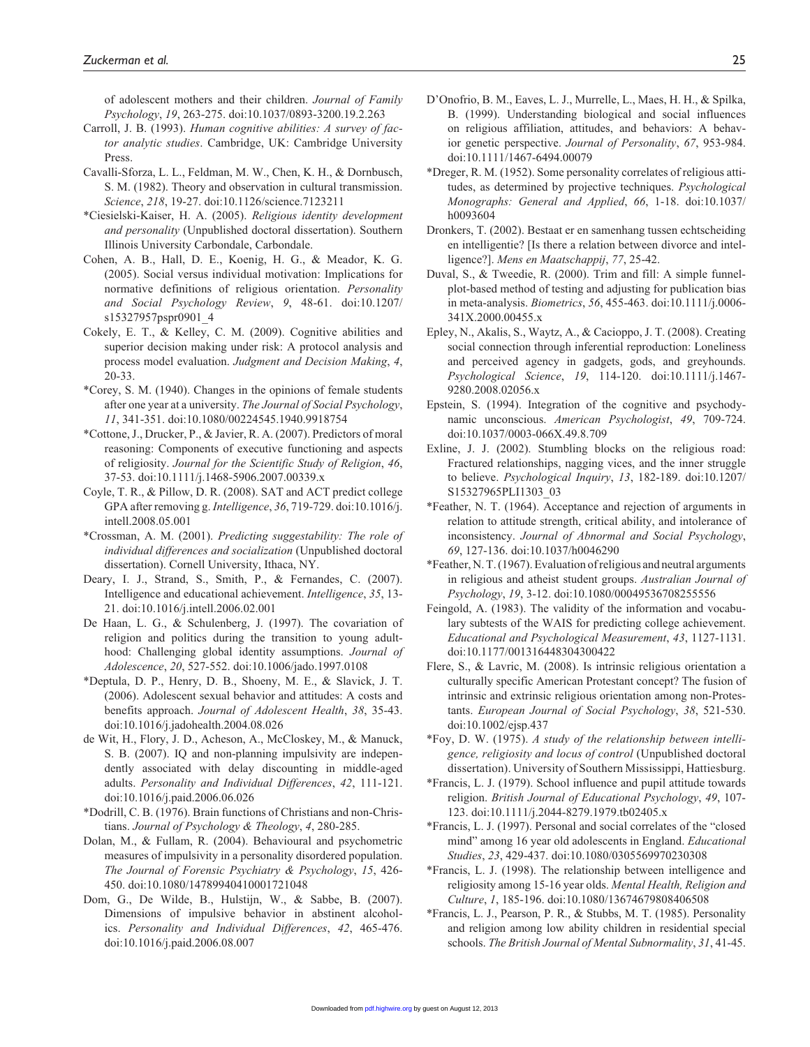of adolescent mothers and their children. *Journal of Family Psychology*, *19*, 263-275. doi:10.1037/0893-3200.19.2.263

Carroll, J. B. (1993). *Human cognitive abilities: A survey of factor analytic studies*. Cambridge, UK: Cambridge University Press.

Cavalli-Sforza, L. L., Feldman, M. W., Chen, K. H., & Dornbusch, S. M. (1982). Theory and observation in cultural transmission. *Science*, *218*, 19-27. doi:10.1126/science.7123211

*Ciesielski-Kaiser, H. A. (2005). *Religious identity development and personality* (Unpublished doctoral dissertation). Southern Illinois University Carbondale, Carbondale.

Cohen, A. B., Hall, D. E., Koenig, H. G., & Meador, K. G. (2005). Social versus individual motivation: Implications for normative definitions of religious orientation. *Personality and Social Psychology Review*, *9*, 48-61. doi:10.1207/s15327957pspr0901_4

Cokely, E. T., & Kelley, C. M. (2009). Cognitive abilities and superior decision making under risk: A protocol analysis and process model evaluation. *Judgment and Decision Making*, *4*, 20-33.

*Corey, S. M. (1940). Changes in the opinions of female students after one year at a university. *The Journal of Social Psychology*, *11*, 341-351. doi:10.1080/00224545.1940.9918754

*Cottone, J., Drucker, P., & Javier, R. A. (2007). Predictors of moral reasoning: Components of executive functioning and aspects of religiosity. *Journal for the Scientific Study of Religion*, *46*, 37-53. doi:10.1111/j.1468-5906.2007.00339.x

Coyle, T. R., & Pillow, D. R. (2008). SAT and ACT predict college GPA after removing g. *Intelligence*, *36*, 719-729. doi:10.1016/j.intell.2008.05.001

*Crossman, A. M. (2001). *Predicting suggestability: The role of individual differences and socialization* (Unpublished doctoral dissertation). Cornell University, Ithaca, NY.

Deary, I. J., Strand, S., Smith, P., & Fernandes, C. (2007). Intelligence and educational achievement. *Intelligence*, *35*, 13-21. doi:10.1016/j.intell.2006.02.001

De Haan, L. G., & Schulenberg, J. (1997). The covariation of religion and politics during the transition to young adulthood: Challenging global identity assumptions. *Journal of Adolescence*, *20*, 527-552. doi:10.1006/jado.1997.0108

*Deptula, D. P., Henry, D. B., Shoeny, M. E., & Slavick, J. T. (2006). Adolescent sexual behavior and attitudes: A costs and benefits approach. *Journal of Adolescent Health*, *38*, 35-43. doi:10.1016/j.jadohealth.2004.08.026

de Wit, H., Flory, J. D., Acheson, A., McCloskey, M., & Manuck, S. B. (2007). IQ and non-planning impulsivity are independently associated with delay discounting in middle-aged adults. *Personality and Individual Differences*, *42*, 111-121. doi:10.1016/j.paid.2006.06.026

*Dodrill, C. B. (1976). Brain functions of Christians and non-Christians. *Journal of Psychology & Theology*, *4*, 280-285.

Dolan, M., & Fullam, R. (2004). Behavioural and psychometric measures of impulsivity in a personality disordered population. *The Journal of Forensic Psychiatry & Psychology*, *15*, 426-450. doi:10.1080/14789940410001721048

Dom, G., De Wilde, B., Hulstijn, W., & Sabbe, B. (2007). Dimensions of impulsive behavior in abstinent alcoholics. *Personality and Individual Differences*, *42*, 465-476. doi:10.1016/j.paid.2006.08.007

D'Onofrio, B. M., Eaves, L. J., Murrelle, L., Maes, H. H., & Spilka, B. (1999). Understanding biological and social influences on religious affiliation, attitudes, and behaviors: A behavior genetic perspective. *Journal of Personality*, *67*, 953-984. doi:10.1111/1467-6494.00079

*Dreger, R. M. (1952). Some personality correlates of religious attitudes, as determined by projective techniques. *Psychological Monographs: General and Applied*, *66*, 1-18. doi:10.1037/h0093604

Dronkers, T. (2002). Bestaat er en samenhang tussen echtscheiding en intelligentie? [Is there a relation between divorce and intelligence?]. *Mens en Maatschappij*, *77*, 25-42.

Duval, S., & Tweedie, R. (2000). Trim and fill: A simple funnel-plot-based method of testing and adjusting for publication bias in meta-analysis. *Biometrics*, *56*, 455-463. doi:10.1111/j.0006-341X.2000.00455.x

Epley, N., Akalis, S., Waytz, A., & Cacioppo, J. T. (2008). Creating social connection through inferential reproduction: Loneliness and perceived agency in gadgets, gods, and greyhounds. *Psychological Science*, *19*, 114-120. doi:10.1111/j.1467-9280.2008.02056.x

Epstein, S. (1994). Integration of the cognitive and psychodynamic unconscious. *American Psychologist*, *49*, 709-724. doi:10.1037/0003-066X.49.8.709

Exline, J. J. (2002). Stumbling blocks on the religious road: Fractured relationships, nagging vices, and the inner struggle to believe. *Psychological Inquiry*, *13*, 182-189. doi:10.1207/S15327965PLI1303_03

*Feather, N. T. (1964). Acceptance and rejection of arguments in relation to attitude strength, critical ability, and intolerance of inconsistency. *Journal of Abnormal and Social Psychology*, *69*, 127-136. doi:10.1037/h0046290

*Feather, N. T. (1967). Evaluation of religious and neutral arguments in religious and atheist student groups. *Australian Journal of Psychology*, *19*, 3-12. doi:10.1080/00049536708255556

Feingold, A. (1983). The validity of the information and vocabulary subtests of the WAIS for predicting college achievement. *Educational and Psychological Measurement*, *43*, 1127-1131. doi:10.1177/001316448304300422

Flere, S., & Lavric, M. (2008). Is intrinsic religious orientation a culturally specific American Protestant concept? The fusion of intrinsic and extrinsic religious orientation among non-Protestants. *European Journal of Social Psychology*, *38*, 521-530. doi:10.1002/ejsp.437

*Foy, D. W. (1975). *A study of the relationship between intelligence, religiosity and locus of control* (Unpublished doctoral dissertation). University of Southern Mississippi, Hattiesburg.

*Francis, L. J. (1979). School influence and pupil attitude towards religion. *British Journal of Educational Psychology*, *49*, 107-123. doi:10.1111/j.2044-8279.1979.tb02405.x

*Francis, L. J. (1997). Personal and social correlates of the "closed mind" among 16 year old adolescents in England. *Educational Studies*, *23*, 429-437. doi:10.1080/0305569970230308

*Francis, L. J. (1998). The relationship between intelligence and religiosity among 15-16 year olds. *Mental Health, Religion and Culture*, *1*, 185-196. doi:10.1080/13674679808406508

*Francis, L. J., Pearson, P. R., & Stubbs, M. T. (1985). Personality and religion among low ability children in residential special schools. *The British Journal of Mental Subnormality*, *31*, 41-45.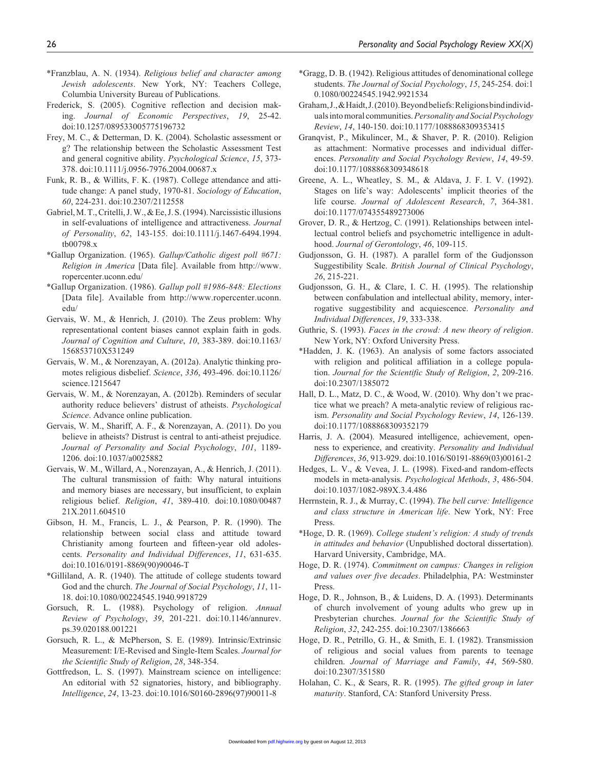*Franzblau, A. N. (1934). *Religious belief and character among Jewish adolescents*. New York, NY: Teachers College, Columbia University Bureau of Publications.

Frederick, S. (2005). Cognitive reflection and decision making. *Journal of Economic Perspectives*, *19*, 25-42. doi:10.1257/089533005775196732

Frey, M. C., & Detterman, D. K. (2004). Scholastic assessment or g? The relationship between the Scholastic Assessment Test and general cognitive ability. *Psychological Science*, *15*, 373-378. doi:10.1111/j.0956-7976.2004.00687.x

Funk, R. B., & Willits, F. K. (1987). College attendance and attitude change: A panel study, 1970-81. *Sociology of Education*, *60*, 224-231. doi:10.2307/2112558

Gabriel, M. T., Critelli, J. W., & Ee, J. S. (1994). Narcissistic illusions in self-evaluations of intelligence and attractiveness. *Journal of Personality*, *62*, 143-155. doi:10.1111/j.1467-6494.1994.tb00798.x

*Gallup Organization. (1965). *Gallup/Catholic digest poll #671: Religion in America* [Data file]. Available from http://www.ropercenter.uconn.edu/

*Gallup Organization. (1986). *Gallup poll #1986-848: Elections* [Data file]. Available from http://www.ropercenter.uconn.edu/

Gervais, W. M., & Henrich, J. (2010). The Zeus problem: Why representational content biases cannot explain faith in gods. *Journal of Cognition and Culture*, *10*, 383-389. doi:10.1163/156853710X531249

Gervais, W. M., & Norenzayan, A. (2012a). Analytic thinking promotes religious disbelief. *Science*, *336*, 493-496. doi:10.1126/science.1215647

Gervais, W. M., & Norenzayan, A. (2012b). Reminders of secular authority reduce believers' distrust of atheists. *Psychological Science*. Advance online publication.

Gervais, W. M., Shariff, A. F., & Norenzayan, A. (2011). Do you believe in atheists? Distrust is central to anti-atheist prejudice. *Journal of Personality and Social Psychology*, *101*, 1189-1206. doi:10.1037/a0025882

Gervais, W. M., Willard, A., Norenzayan, A., & Henrich, J. (2011). The cultural transmission of faith: Why natural intuitions and memory biases are necessary, but insufficient, to explain religious belief. *Religion*, *41*, 389-410. doi:10.1080/0048721X.2011.604510

Gibson, H. M., Francis, L. J., & Pearson, P. R. (1990). The relationship between social class and attitude toward Christianity among fourteen and fifteen-year old adolescents. *Personality and Individual Differences*, *11*, 631-635. doi:10.1016/0191-8869(90)90046-T

*Gilliland, A. R. (1940). The attitude of college students toward God and the church. *The Journal of Social Psychology*, *11*, 11-18. doi:10.1080/00224545.1940.9918729

Gorsuch, R. L. (1988). Psychology of religion. *Annual Review of Psychology*, *39*, 201-221. doi:10.1146/annurev.ps.39.020188.001221

Gorsuch, R. L., & McPherson, S. E. (1989). Intrinsic/Extrinsic Measurement: I/E-Revised and Single-Item Scales. *Journal for the Scientific Study of Religion*, *28*, 348-354.

Gottfredson, L. S. (1997). Mainstream science on intelligence: An editorial with 52 signatories, history, and bibliography. *Intelligence*, *24*, 13-23. doi:10.1016/S0160-2896(97)90011-8

*Gragg, D. B. (1942). Religious attitudes of denominational college students. *The Journal of Social Psychology*, *15*, 245-254. doi:10.1080/00224545.1942.9921534

Graham, J., & Haidt, J. (2010). Beyond beliefs: Religions bind individuals into moral communities. *Personality and Social Psychology Review*, *14*, 140-150. doi:10.1177/1088868309353415

Granqvist, P., Mikulincer, M., & Shaver, P. R. (2010). Religion as attachment: Normative processes and individual differences. *Personality and Social Psychology Review*, *14*, 49-59. doi:10.1177/1088868309348618

Greene, A. L., Wheatley, S. M., & Aldava, J. F. I. V. (1992). Stages on life's way: Adolescents' implicit theories of the life course. *Journal of Adolescent Research*, *7*, 364-381. doi:10.1177/074355489273006

Grover, D. R., & Hertzog, C. (1991). Relationships between intellectual control beliefs and psychometric intelligence in adulthood. *Journal of Gerontology*, *46*, 109-115.

Gudjonsson, G. H. (1987). A parallel form of the Gudjonsson Suggestibility Scale. *British Journal of Clinical Psychology*, *26*, 215-221.

Gudjonsson, G. H., & Clare, I. C. H. (1995). The relationship between confabulation and intellectual ability, memory, interrogative suggestibility and acquiescence. *Personality and Individual Differences*, *19*, 333-338.

Guthrie, S. (1993). *Faces in the crowd: A new theory of religion*. New York, NY: Oxford University Press.

*Hadden, J. K. (1963). An analysis of some factors associated with religion and political affiliation in a college population. *Journal for the Scientific Study of Religion*, *2*, 209-216. doi:10.2307/1385072

Hall, D. L., Matz, D. C., & Wood, W. (2010). Why don't we practice what we preach? A meta-analytic review of religious racism. *Personality and Social Psychology Review*, *14*, 126-139. doi:10.1177/1088868309352179

Harris, J. A. (2004). Measured intelligence, achievement, openness to experience, and creativity. *Personality and Individual Differences*, *36*, 913-929. doi:10.1016/S0191-8869(03)00161-2

Hedges, L. V., & Vevea, J. L. (1998). Fixed-and random-effects models in meta-analysis. *Psychological Methods*, *3*, 486-504. doi:10.1037/1082-989X.3.4.486

Herrnstein, R. J., & Murray, C. (1994). *The bell curve: Intelligence and class structure in American life*. New York, NY: Free Press.

*Hoge, D. R. (1969). *College student's religion: A study of trends in attitudes and behavior* (Unpublished doctoral dissertation). Harvard University, Cambridge, MA.

Hoge, D. R. (1974). *Commitment on campus: Changes in religion and values over five decades*. Philadelphia, PA: Westminster Press.

Hoge, D. R., Johnson, B., & Luidens, D. A. (1993). Determinants of church involvement of young adults who grew up in Presbyterian churches. *Journal for the Scientific Study of Religion*, *32*, 242-255. doi:10.2307/1386663

Hoge, D. R., Petrillo, G. H., & Smith, E. I. (1982). Transmission of religious and social values from parents to teenage children. *Journal of Marriage and Family*, *44*, 569-580. doi:10.2307/351580

Holahan, C. K., & Sears, R. R. (1995). *The gifted group in later maturity*. Stanford, CA: Stanford University Press.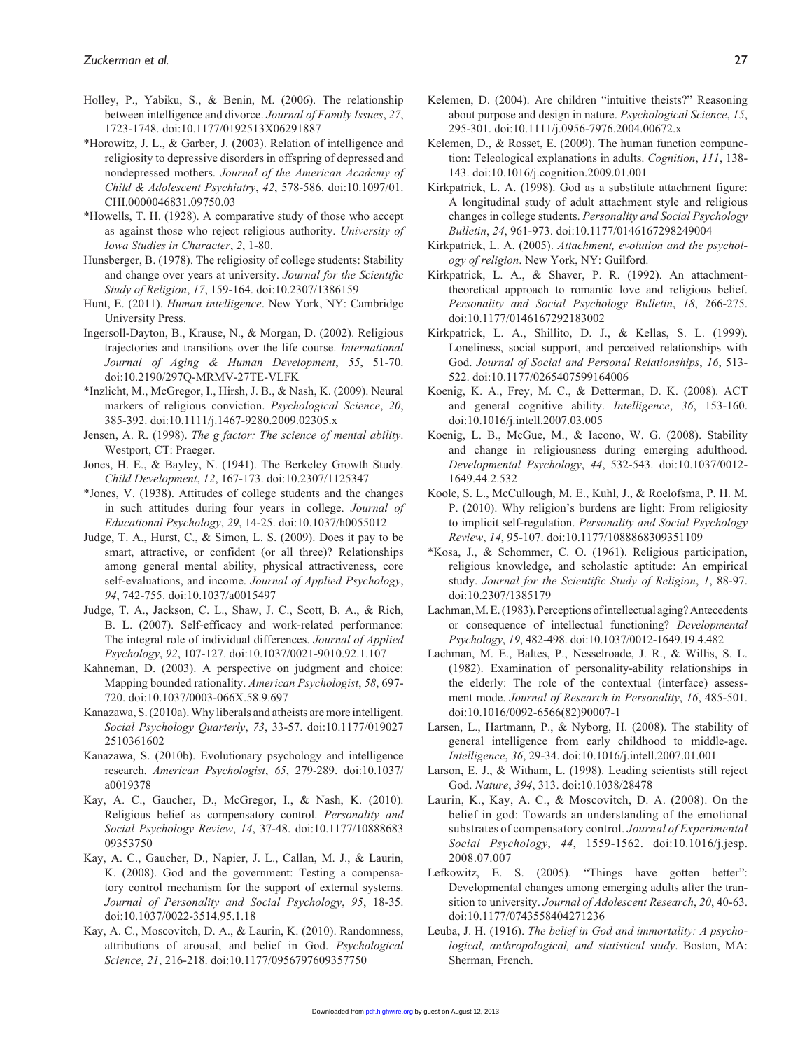Holley, P., Yabiku, S., & Benin, M. (2006). The relationship between intelligence and divorce. *Journal of Family Issues*, *27*, 1723-1748. doi:10.1177/0192513X06291887

*Horowitz, J. L., & Garber, J. (2003). Relation of intelligence and religiosity to depressive disorders in offspring of depressed and nondepressed mothers. *Journal of the American Academy of Child & Adolescent Psychiatry*, *42*, 578-586. doi:10.1097/01.CHI.0000046831.09750.03

*Howells, T. H. (1928). A comparative study of those who accept as against those who reject religious authority. *University of Iowa Studies in Character*, *2*, 1-80.

Hunsberger, B. (1978). The religiosity of college students: Stability and change over years at university. *Journal for the Scientific Study of Religion*, *17*, 159-164. doi:10.2307/1386159

Hunt, E. (2011). *Human intelligence*. New York, NY: Cambridge University Press.

Ingersoll-Dayton, B., Krause, N., & Morgan, D. (2002). Religious trajectories and transitions over the life course. *International Journal of Aging & Human Development*, *55*, 51-70. doi:10.2190/297Q-MRMV-27TE-VLFK

*Inzlicht, M., McGregor, I., Hirsh, J. B., & Nash, K. (2009). Neural markers of religious conviction. *Psychological Science*, *20*, 385-392. doi:10.1111/j.1467-9280.2009.02305.x

Jensen, A. R. (1998). *The g factor: The science of mental ability*. Westport, CT: Praeger.

Jones, H. E., & Bayley, N. (1941). The Berkeley Growth Study. *Child Development*, *12*, 167-173. doi:10.2307/1125347

*Jones, V. (1938). Attitudes of college students and the changes in such attitudes during four years in college. *Journal of Educational Psychology*, *29*, 14-25. doi:10.1037/h0055012

Judge, T. A., Hurst, C., & Simon, L. S. (2009). Does it pay to be smart, attractive, or confident (or all three)? Relationships among general mental ability, physical attractiveness, core self-evaluations, and income. *Journal of Applied Psychology*, *94*, 742-755. doi:10.1037/a0015497

Judge, T. A., Jackson, C. L., Shaw, J. C., Scott, B. A., & Rich, B. L. (2007). Self-efficacy and work-related performance: The integral role of individual differences. *Journal of Applied Psychology*, *92*, 107-127. doi:10.1037/0021-9010.92.1.107

Kahneman, D. (2003). A perspective on judgment and choice: Mapping bounded rationality. *American Psychologist*, *58*, 697-720. doi:10.1037/0003-066X.58.9.697

Kanazawa, S. (2010a). Why liberals and atheists are more intelligent. *Social Psychology Quarterly*, *73*, 33-57. doi:10.1177/0190272510361602

Kanazawa, S. (2010b). Evolutionary psychology and intelligence research. *American Psychologist*, *65*, 279-289. doi:10.1037/a0019378

Kay, A. C., Gaucher, D., McGregor, I., & Nash, K. (2010). Religious belief as compensatory control. *Personality and Social Psychology Review*, *14*, 37-48. doi:10.1177/1088868309353750

Kay, A. C., Gaucher, D., Napier, J. L., Callan, M. J., & Laurin, K. (2008). God and the government: Testing a compensatory control mechanism for the support of external systems. *Journal of Personality and Social Psychology*, *95*, 18-35. doi:10.1037/0022-3514.95.1.18

Kay, A. C., Moscovitch, D. A., & Laurin, K. (2010). Randomness, attributions of arousal, and belief in God. *Psychological Science*, *21*, 216-218. doi:10.1177/0956797609357750

Kelemen, D. (2004). Are children "intuitive theists?" Reasoning about purpose and design in nature. *Psychological Science*, *15*, 295-301. doi:10.1111/j.0956-7976.2004.00672.x

Kelemen, D., & Rosset, E. (2009). The human function compunction: Teleological explanations in adults. *Cognition*, *111*, 138-143. doi:10.1016/j.cognition.2009.01.001

Kirkpatrick, L. A. (1998). God as a substitute attachment figure: A longitudinal study of adult attachment style and religious changes in college students. *Personality and Social Psychology Bulletin*, *24*, 961-973. doi:10.1177/0146167298249004

Kirkpatrick, L. A. (2005). *Attachment, evolution and the psychology of religion*. New York, NY: Guilford.

Kirkpatrick, L. A., & Shaver, P. R. (1992). An attachment-theoretical approach to romantic love and religious belief. *Personality and Social Psychology Bulletin*, *18*, 266-275. doi:10.1177/0146167292183002

Kirkpatrick, L. A., Shillito, D. J., & Kellas, S. L. (1999). Loneliness, social support, and perceived relationships with God. *Journal of Social and Personal Relationships*, *16*, 513-522. doi:10.1177/0265407599164006

Koenig, K. A., Frey, M. C., & Detterman, D. K. (2008). ACT and general cognitive ability. *Intelligence*, *36*, 153-160. doi:10.1016/j.intell.2007.03.005

Koenig, L. B., McGue, M., & Iacono, W. G. (2008). Stability and change in religiousness during emerging adulthood. *Developmental Psychology*, *44*, 532-543. doi:10.1037/0012-1649.44.2.532

Koole, S. L., McCullough, M. E., Kuhl, J., & Roelofsma, P. H. M. P. (2010). Why religion's burdens are light: From religiosity to implicit self-regulation. *Personality and Social Psychology Review*, *14*, 95-107. doi:10.1177/1088868309351109

*Kosa, J., & Schommer, C. O. (1961). Religious participation, religious knowledge, and scholastic aptitude: An empirical study. *Journal for the Scientific Study of Religion*, *1*, 88-97. doi:10.2307/1385179

Lachman, M. E. (1983). Perceptions of intellectual aging? Antecedents or consequence of intellectual functioning? *Developmental Psychology*, *19*, 482-498. doi:10.1037/0012-1649.19.4.482

Lachman, M. E., Baltes, P., Nesselroade, J. R., & Willis, S. L. (1982). Examination of personality-ability relationships in the elderly: The role of the contextual (interface) assessment mode. *Journal of Research in Personality*, *16*, 485-501. doi:10.1016/0092-6566(82)90007-1

Larsen, L., Hartmann, P., & Nyborg, H. (2008). The stability of general intelligence from early childhood to middle-age. *Intelligence*, *36*, 29-34. doi:10.1016/j.intell.2007.01.001

Larson, E. J., & Witham, L. (1998). Leading scientists still reject God. *Nature*, *394*, 313. doi:10.1038/28478

Laurin, K., Kay, A. C., & Moscovitch, D. A. (2008). On the belief in god: Towards an understanding of the emotional substrates of compensatory control. *Journal of Experimental Social Psychology*, *44*, 1559-1562. doi:10.1016/j.jesp.2008.07.007

Lefkowitz, E. S. (2005). "Things have gotten better": Developmental changes among emerging adults after the transition to university. *Journal of Adolescent Research*, *20*, 40-63. doi:10.1177/0743558404271236

Leuba, J. H. (1916). *The belief in God and immortality: A psychological, anthropological, and statistical study*. Boston, MA: Sherman, French.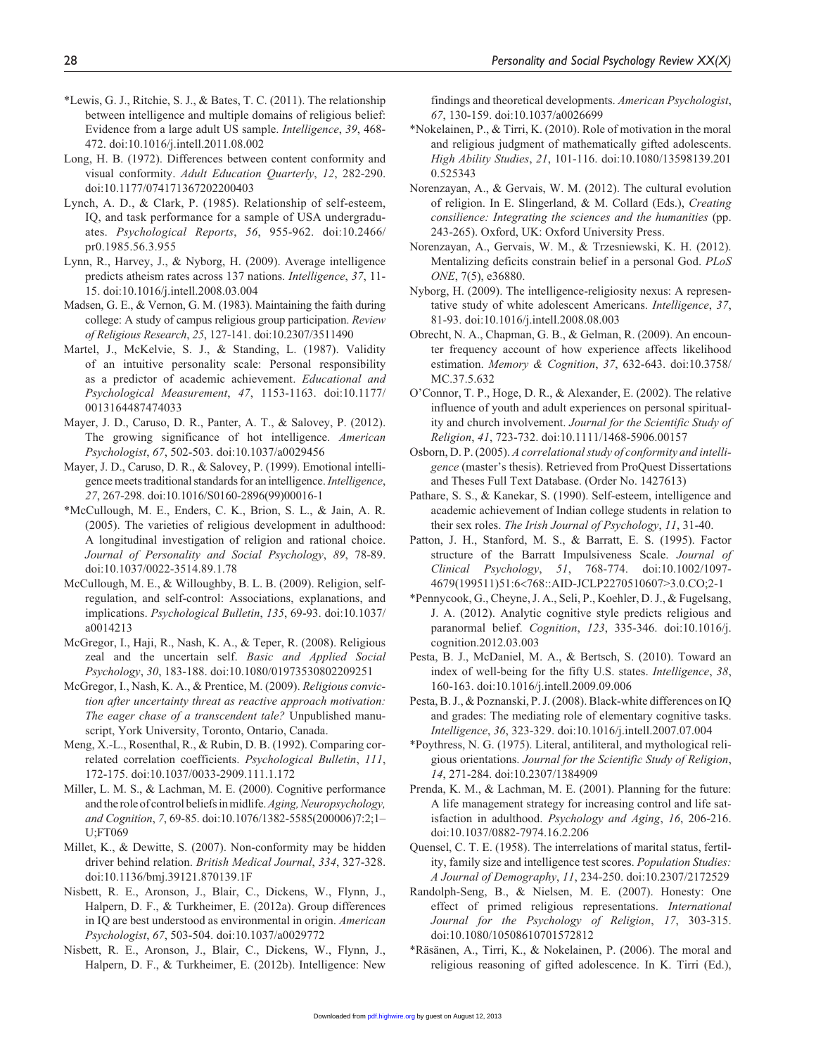*Lewis, G. J., Ritchie, S. J., & Bates, T. C. (2011). The relationship between intelligence and multiple domains of religious belief: Evidence from a large adult US sample. *Intelligence*, *39*, 468-472. doi:10.1016/j.intell.2011.08.002

Long, H. B. (1972). Differences between content conformity and visual conformity. *Adult Education Quarterly*, *12*, 282-290. doi:10.1177/074171367202200403

Lynch, A. D., & Clark, P. (1985). Relationship of self-esteem, IQ, and task performance for a sample of USA undergraduates. *Psychological Reports*, *56*, 955-962. doi:10.2466/pr0.1985.56.3.955

Lynn, R., Harvey, J., & Nyborg, H. (2009). Average intelligence predicts atheism rates across 137 nations. *Intelligence*, *37*, 11-15. doi:10.1016/j.intell.2008.03.004

Madsen, G. E., & Vernon, G. M. (1983). Maintaining the faith during college: A study of campus religious group participation. *Review of Religious Research*, *25*, 127-141. doi:10.2307/3511490

Martel, J., McKelvie, S. J., & Standing, L. (1987). Validity of an intuitive personality scale: Personal responsibility as a predictor of academic achievement. *Educational and Psychological Measurement*, *47*, 1153-1163. doi:10.1177/0013164487474033

Mayer, J. D., Caruso, D. R., Panter, A. T., & Salovey, P. (2012). The growing significance of hot intelligence. *American Psychologist*, *67*, 502-503. doi:10.1037/a0029456

Mayer, J. D., Caruso, D. R., & Salovey, P. (1999). Emotional intelligence meets traditional standards for an intelligence. *Intelligence*, *27*, 267-298. doi:10.1016/S0160-2896(99)00016-1

*McCullough, M. E., Enders, C. K., Brion, S. L., & Jain, A. R. (2005). The varieties of religious development in adulthood: A longitudinal investigation of religion and rational choice. *Journal of Personality and Social Psychology*, *89*, 78-89. doi:10.1037/0022-3514.89.1.78

McCullough, M. E., & Willoughby, B. L. B. (2009). Religion, self-regulation, and self-control: Associations, explanations, and implications. *Psychological Bulletin*, *135*, 69-93. doi:10.1037/a0014213

McGregor, I., Haji, R., Nash, K. A., & Teper, R. (2008). Religious zeal and the uncertain self. *Basic and Applied Social Psychology*, *30*, 183-188. doi:10.1080/01973530802209251

McGregor, I., Nash, K. A., & Prentice, M. (2009). *Religious conviction after uncertainty threat as reactive approach motivation: The eager chase of a transcendent tale?* Unpublished manuscript, York University, Toronto, Ontario, Canada.

Meng, X.-L., Rosenthal, R., & Rubin, D. B. (1992). Comparing correlated correlation coefficients. *Psychological Bulletin*, *111*, 172-175. doi:10.1037/0033-2909.111.1.172

Miller, L. M. S., & Lachman, M. E. (2000). Cognitive performance and the role of control beliefs in midlife. *Aging, Neuropsychology, and Cognition*, *7*, 69-85. doi:10.1076/1382-5585(200006)7:2;1–U;FT069

Millet, K., & Dewitte, S. (2007). Non-conformity may be hidden driver behind relation. *British Medical Journal*, *334*, 327-328. doi:10.1136/bmj.39121.870139.1F

Nisbett, R. E., Aronson, J., Blair, C., Dickens, W., Flynn, J., Halpern, D. F., & Turkheimer, E. (2012a). Group differences in IQ are best understood as environmental in origin. *American Psychologist*, *67*, 503-504. doi:10.1037/a0029772

Nisbett, R. E., Aronson, J., Blair, C., Dickens, W., Flynn, J., Halpern, D. F., & Turkheimer, E. (2012b). Intelligence: New findings and theoretical developments. *American Psychologist*, *67*, 130-159. doi:10.1037/a0026699

*Nokelainen, P., & Tirri, K. (2010). Role of motivation in the moral and religious judgment of mathematically gifted adolescents. *High Ability Studies*, *21*, 101-116. doi:10.1080/13598139.2010.525343

Norenzayan, A., & Gervais, W. M. (2012). The cultural evolution of religion. In E. Slingerland, & M. Collard (Eds.), *Creating consilience: Integrating the sciences and the humanities* (pp. 243-265). Oxford, UK: Oxford University Press.

Norenzayan, A., Gervais, W. M., & Trzesniewski, K. H. (2012). Mentalizing deficits constrain belief in a personal God. *PLoS ONE*, 7(5), e36880.

Nyborg, H. (2009). The intelligence-religiosity nexus: A representative study of white adolescent Americans. *Intelligence*, *37*, 81-93. doi:10.1016/j.intell.2008.08.003

Obrecht, N. A., Chapman, G. B., & Gelman, R. (2009). An encounter frequency account of how experience affects likelihood estimation. *Memory & Cognition*, *37*, 632-643. doi:10.3758/MC.37.5.632

O'Connor, T. P., Hoge, D. R., & Alexander, E. (2002). The relative influence of youth and adult experiences on personal spirituality and church involvement. *Journal for the Scientific Study of Religion*, *41*, 723-732. doi:10.1111/1468-5906.00157

Osborn, D. P. (2005). *A correlational study of conformity and intelligence* (master's thesis). Retrieved from ProQuest Dissertations and Theses Full Text Database. (Order No. 1427613)

Pathare, S. S., & Kanekar, S. (1990). Self-esteem, intelligence and academic achievement of Indian college students in relation to their sex roles. *The Irish Journal of Psychology*, *11*, 31-40.

Patton, J. H., Stanford, M. S., & Barratt, E. S. (1995). Factor structure of the Barratt Impulsiveness Scale. *Journal of Clinical Psychology*, *51*, 768-774. doi:10.1002/1097-4679(199511)51:6<768::AID-JCLP2270510607>3.0.CO;2-1

*Pennycook, G., Cheyne, J. A., Seli, P., Koehler, D. J., & Fugelsang, J. A. (2012). Analytic cognitive style predicts religious and paranormal belief. *Cognition*, *123*, 335-346. doi:10.1016/j.cognition.2012.03.003

Pesta, B. J., McDaniel, M. A., & Bertsch, S. (2010). Toward an index of well-being for the fifty U.S. states. *Intelligence*, *38*, 160-163. doi:10.1016/j.intell.2009.09.006

Pesta, B. J., & Poznanski, P. J. (2008). Black-white differences on IQ and grades: The mediating role of elementary cognitive tasks. *Intelligence*, *36*, 323-329. doi:10.1016/j.intell.2007.07.004

*Poythress, N. G. (1975). Literal, antiliteral, and mythological religious orientations. *Journal for the Scientific Study of Religion*, *14*, 271-284. doi:10.2307/1384909

Prenda, K. M., & Lachman, M. E. (2001). Planning for the future: A life management strategy for increasing control and life satisfaction in adulthood. *Psychology and Aging*, *16*, 206-216. doi:10.1037/0882-7974.16.2.206

Quensel, C. T. E. (1958). The interrelations of marital status, fertility, family size and intelligence test scores. *Population Studies: A Journal of Demography*, *11*, 234-250. doi:10.2307/2172529

Randolph-Seng, B., & Nielsen, M. E. (2007). Honesty: One effect of primed religious representations. *International Journal for the Psychology of Religion*, *17*, 303-315. doi:10.1080/10508610701572812

*Räsänen, A., Tirri, K., & Nokelainen, P. (2006). The moral and religious reasoning of gifted adolescence. In K. Tirri (Ed.),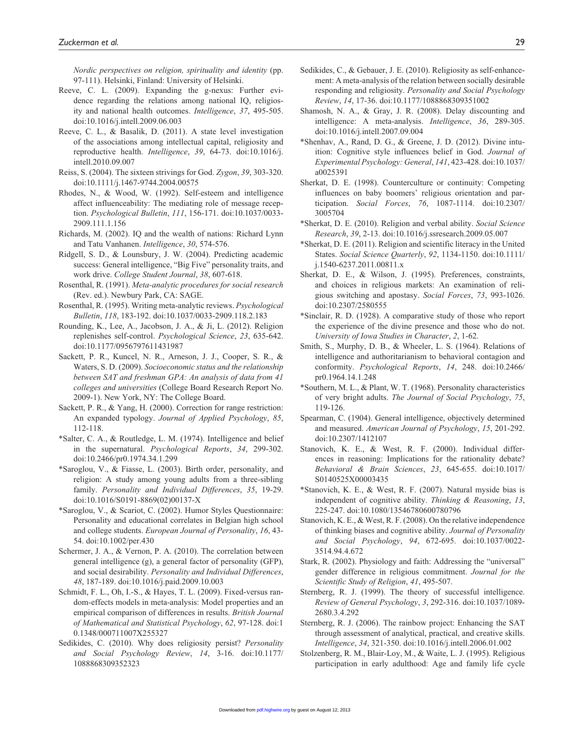*Nordic perspectives on religion, spirituality and identity* (pp. 97-111). Helsinki, Finland: University of Helsinki.

Reeve, C. L. (2009). Expanding the g-nexus: Further evidence regarding the relations among national IQ, religiosity and national health outcomes. *Intelligence*, *37*, 495-505. doi:10.1016/j.intell.2009.06.003

Reeve, C. L., & Basalik, D. (2011). A state level investigation of the associations among intellectual capital, religiosity and reproductive health. *Intelligence*, *39*, 64-73. doi:10.1016/j.intell.2010.09.007

Reiss, S. (2004). The sixteen strivings for God. *Zygon*, *39*, 303-320. doi:10.1111/j.1467-9744.2004.00575

Rhodes, N., & Wood, W. (1992). Self-esteem and intelligence affect influenceability: The mediating role of message reception. *Psychological Bulletin*, *111*, 156-171. doi:10.1037/0033-2909.111.1.156

Richards, M. (2002). IQ and the wealth of nations: Richard Lynn and Tatu Vanhanen. *Intelligence*, *30*, 574-576.

Ridgell, S. D., & Lounsbury, J. W. (2004). Predicting academic success: General intelligence, "Big Five" personality traits, and work drive. *College Student Journal*, *38*, 607-618.

Rosenthal, R. (1991). *Meta-analytic procedures for social research* (Rev. ed.). Newbury Park, CA: SAGE.

Rosenthal, R. (1995). Writing meta-analytic reviews. *Psychological Bulletin*, *118*, 183-192. doi:10.1037/0033-2909.118.2.183

Rounding, K., Lee, A., Jacobson, J. A., & Ji, L. (2012). Religion replenishes self-control. *Psychological Science*, *23*, 635-642. doi:10.1177/0956797611431987

Sackett, P. R., Kuncel, N. R., Arneson, J. J., Cooper, S. R., & Waters, S. D. (2009). *Socioeconomic status and the relationship between SAT and freshman GPA: An analysis of data from 41 colleges and universities* (College Board Research Report No. 2009-1). New York, NY: The College Board.

Sackett, P. R., & Yang, H. (2000). Correction for range restriction: An expanded typology. *Journal of Applied Psychology*, *85*, 112-118.

*Salter, C. A., & Routledge, L. M. (1974). Intelligence and belief in the supernatural. *Psychological Reports*, *34*, 299-302. doi:10.2466/pr0.1974.34.1.299

*Saroglou, V., & Fiasse, L. (2003). Birth order, personality, and religion: A study among young adults from a three-sibling family. *Personality and Individual Differences*, *35*, 19-29. doi:10.1016/S0191-8869(02)00137-X

*Saroglou, V., & Scariot, C. (2002). Humor Styles Questionnaire: Personality and educational correlates in Belgian high school and college students. *European Journal of Personality*, *16*, 43-54. doi:10.1002/per.430

Schermer, J. A., & Vernon, P. A. (2010). The correlation between general intelligence (g), a general factor of personality (GFP), and social desirability. *Personality and Individual Differences*, *48*, 187-189. doi:10.1016/j.paid.2009.10.003

Schmidt, F. L., Oh, I.-S., & Hayes, T. L. (2009). Fixed-versus random-effects models in meta-analysis: Model properties and an empirical comparison of differences in results. *British Journal of Mathematical and Statistical Psychology*, *62*, 97-128. doi:10.1348/000711007X255327

Sedikides, C. (2010). Why does religiosity persist? *Personality and Social Psychology Review*, *14*, 3-16. doi:10.1177/1088868309352323

Sedikides, C., & Gebauer, J. E. (2010). Religiosity as self-enhancement: A meta-analysis of the relation between socially desirable responding and religiosity. *Personality and Social Psychology Review*, *14*, 17-36. doi:10.1177/1088868309351002

Shamosh, N. A., & Gray, J. R. (2008). Delay discounting and intelligence: A meta-analysis. *Intelligence*, *36*, 289-305. doi:10.1016/j.intell.2007.09.004

*Shenhav, A., Rand, D. G., & Greene, J. D. (2012). Divine intuition: Cognitive style influences belief in God. *Journal of Experimental Psychology: General*, *141*, 423-428. doi:10.1037/a0025391

Sherkat, D. E. (1998). Counterculture or continuity: Competing influences on baby boomers' religious orientation and participation. *Social Forces*, *76*, 1087-1114. doi:10.2307/3005704

*Sherkat, D. E. (2010). Religion and verbal ability. *Social Science Research*, *39*, 2-13. doi:10.1016/j.ssresearch.2009.05.007

*Sherkat, D. E. (2011). Religion and scientific literacy in the United States. *Social Science Quarterly*, *92*, 1134-1150. doi:10.1111/j.1540-6237.2011.00811.x

Sherkat, D. E., & Wilson, J. (1995). Preferences, constraints, and choices in religious markets: An examination of religious switching and apostasy. *Social Forces*, *73*, 993-1026. doi:10.2307/2580555

*Sinclair, R. D. (1928). A comparative study of those who report the experience of the divine presence and those who do not. *University of Iowa Studies in Character*, *2*, 1-62.

Smith, S., Murphy, D. B., & Wheeler, L. S. (1964). Relations of intelligence and authoritarianism to behavioral contagion and conformity. *Psychological Reports*, *14*, 248. doi:10.2466/pr0.1964.14.1.248

*Southern, M. L., & Plant, W. T. (1968). Personality characteristics of very bright adults. *The Journal of Social Psychology*, *75*, 119-126.

Spearman, C. (1904). General intelligence, objectively determined and measured. *American Journal of Psychology*, *15*, 201-292. doi:10.2307/1412107

Stanovich, K. E., & West, R. F. (2000). Individual differences in reasoning: Implications for the rationality debate? *Behavioral & Brain Sciences*, *23*, 645-655. doi:10.1017/S0140525X00003435

*Stanovich, K. E., & West, R. F. (2007). Natural myside bias is independent of cognitive ability. *Thinking & Reasoning*, *13*, 225-247. doi:10.1080/13546780600780796

Stanovich, K. E., & West, R. F. (2008). On the relative independence of thinking biases and cognitive ability. *Journal of Personality and Social Psychology*, *94*, 672-695. doi:10.1037/0022-3514.94.4.672

Stark, R. (2002). Physiology and faith: Addressing the "universal" gender difference in religious commitment. *Journal for the Scientific Study of Religion*, *41*, 495-507.

Sternberg, R. J. (1999). The theory of successful intelligence. *Review of General Psychology*, *3*, 292-316. doi:10.1037/1089-2680.3.4.292

Sternberg, R. J. (2006). The rainbow project: Enhancing the SAT through assessment of analytical, practical, and creative skills. *Intelligence*, *34*, 321-350. doi:10.1016/j.intell.2006.01.002

Stolzenberg, R. M., Blair-Loy, M., & Waite, L. J. (1995). Religious participation in early adulthood: Age and family life cycle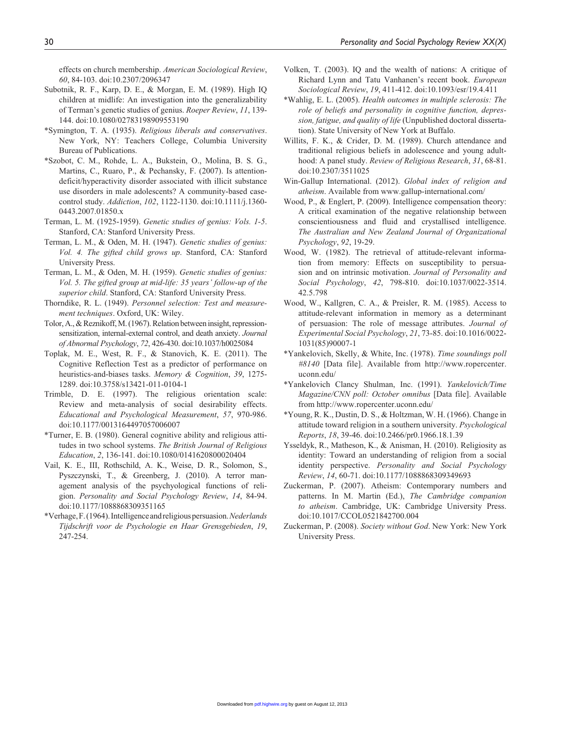effects on church membership. *American Sociological Review*, *60*, 84-103. doi:10.2307/2096347

Subotnik, R. F., Karp, D. E., & Morgan, E. M. (1989). High IQ children at midlife: An investigation into the generalizability of Terman's genetic studies of genius. *Roeper Review*, *11*, 139-144. doi:10.1080/02783198909553190

*Symington, T. A. (1935). *Religious liberals and conservatives*. New York, NY: Teachers College, Columbia University Bureau of Publications.

*Szobot, C. M., Rohde, L. A., Bukstein, O., Molina, B. S. G., Martins, C., Ruaro, P., & Pechansky, F. (2007). Is attention-deficit/hyperactivity disorder associated with illicit substance use disorders in male adolescents? A community-based case-control study. *Addiction*, *102*, 1122-1130. doi:10.1111/j.1360-0443.2007.01850.x

Terman, L. M. (1925-1959). *Genetic studies of genius: Vols. 1-5*. Stanford, CA: Stanford University Press.

Terman, L. M., & Oden, M. H. (1947). *Genetic studies of genius: Vol. 4. The gifted child grows up*. Stanford, CA: Stanford University Press.

Terman, L. M., & Oden, M. H. (1959). *Genetic studies of genius: Vol. 5. The gifted group at mid-life: 35 years' follow-up of the superior child*. Stanford, CA: Stanford University Press.

Thorndike, R. L. (1949). *Personnel selection: Test and measurement techniques*. Oxford, UK: Wiley.

Tolor, A., & Reznikoff, M. (1967). Relation between insight, repression-sensitization, internal-external control, and death anxiety. *Journal of Abnormal Psychology*, *72*, 426-430. doi:10.1037/h0025084

Toplak, M. E., West, R. F., & Stanovich, K. E. (2011). The Cognitive Reflection Test as a predictor of performance on heuristics-and-biases tasks. *Memory & Cognition*, *39*, 1275-1289. doi:10.3758/s13421-011-0104-1

Trimble, D. E. (1997). The religious orientation scale: Review and meta-analysis of social desirability effects. *Educational and Psychological Measurement*, *57*, 970-986. doi:10.1177/0013164497057006007

*Turner, E. B. (1980). General cognitive ability and religious attitudes in two school systems. *The British Journal of Religious Education*, *2*, 136-141. doi:10.1080/0141620800020404

Vail, K. E., III, Rothschild, A. K., Weise, D. R., Solomon, S., Pyszczynski, T., & Greenberg, J. (2010). A terror management analysis of the psychyological functions of religion. *Personality and Social Psychology Review*, *14*, 84-94. doi:10.1177/1088868309351165

*Verhage, F. (1964). Intelligence and religious persuasion. *Nederlands Tijdschrift voor de Psychologie en Haar Grensgebieden*, *19*, 247-254.

Volken, T. (2003). IQ and the wealth of nations: A critique of Richard Lynn and Tatu Vanhanen's recent book. *European Sociological Review*, *19*, 411-412. doi:10.1093/esr/19.4.411

*Wahlig, E. L. (2005). *Health outcomes in multiple sclerosis: The role of beliefs and personality in cognitive function, depression, fatigue, and quality of life* (Unpublished doctoral dissertation). State University of New York at Buffalo.

Willits, F. K., & Crider, D. M. (1989). Church attendance and traditional religious beliefs in adolescence and young adulthood: A panel study. *Review of Religious Research*, *31*, 68-81. doi:10.2307/3511025

Win-Gallup International. (2012). *Global index of religion and atheism*. Available from www.gallup-international.com/

Wood, P., & Englert, P. (2009). Intelligence compensation theory: A critical examination of the negative relationship between conscientiousness and fluid and crystallised intelligence. *The Australian and New Zealand Journal of Organizational Psychology*, *92*, 19-29.

Wood, W. (1982). The retrieval of attitude-relevant information from memory: Effects on susceptibility to persuasion and on intrinsic motivation. *Journal of Personality and Social Psychology*, *42*, 798-810. doi:10.1037/0022-3514.42.5.798

Wood, W., Kallgren, C. A., & Preisler, R. M. (1985). Access to attitude-relevant information in memory as a determinant of persuasion: The role of message attributes. *Journal of Experimental Social Psychology*, *21*, 73-85. doi:10.1016/0022-1031(85)90007-1

*Yankelovich, Skelly, & White, Inc. (1978). *Time soundings poll #8140* [Data file]. Available from http://www.ropercenter.uconn.edu/

*Yankelovich Clancy Shulman, Inc. (1991). *Yankelovich/Time Magazine/CNN poll: October omnibus* [Data file]. Available from http://www.ropercenter.uconn.edu/

*Young, R. K., Dustin, D. S., & Holtzman, W. H. (1966). Change in attitude toward religion in a southern university. *Psychological Reports*, *18*, 39-46. doi:10.2466/pr0.1966.18.1.39

Ysseldyk, R., Matheson, K., & Anisman, H. (2010). Religiosity as identity: Toward an understanding of religion from a social identity perspective. *Personality and Social Psychology Review*, *14*, 60-71. doi:10.1177/1088868309349693

Zuckerman, P. (2007). Atheism: Contemporary numbers and patterns. In M. Martin (Ed.), *The Cambridge companion to atheism*. Cambridge, UK: Cambridge University Press. doi:10.1017/CCOL0521842700.004

Zuckerman, P. (2008). *Society without God*. New York: New York University Press.